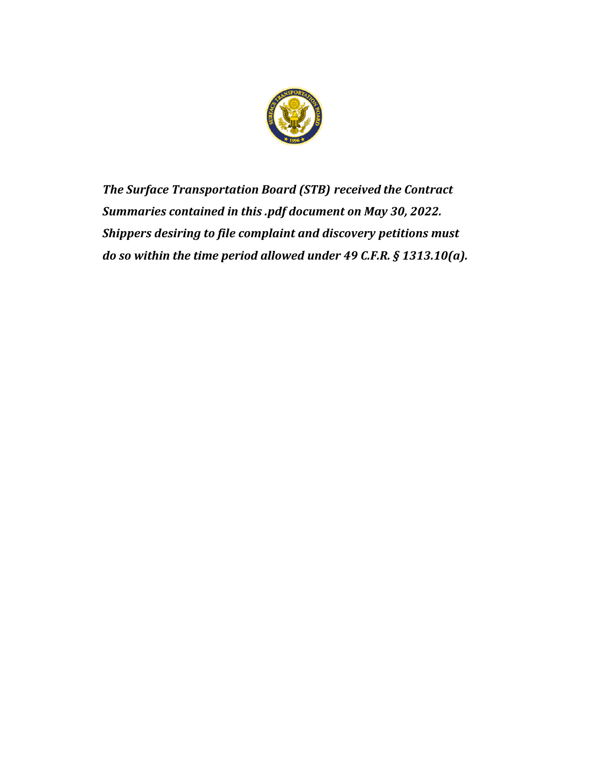***The Surface Transportation Board (STB) received the Contract Summaries contained in this .pdf document on May 30, 2022. Shippers desiring to file complaint and discovery petitions must do so within the time period allowed under 49 C.F.R. § 1313.10(a).***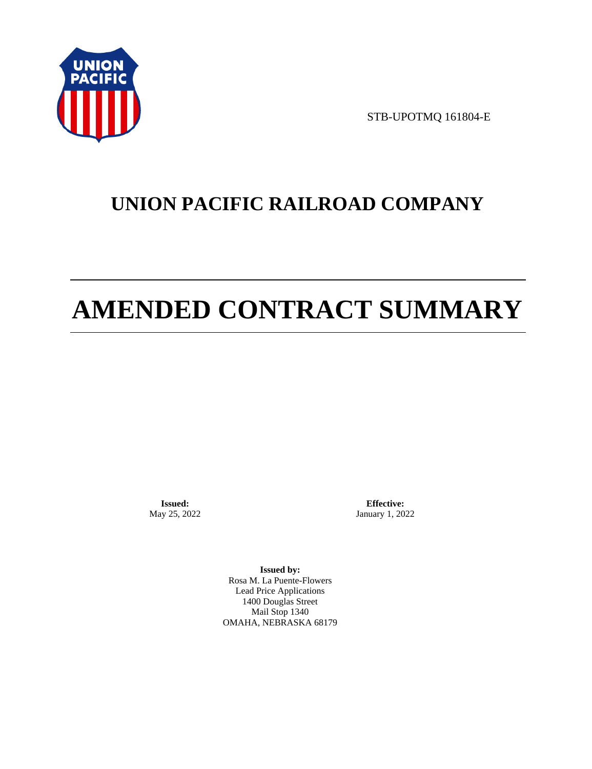STB-UPOTMQ 161804-E

# UNION PACIFIC RAILROAD COMPANY

# AMENDED CONTRACT SUMMARY

**Issued:**
May 25, 2022

**Effective:**
January 1, 2022

**Issued by:**
Rosa M. La Puente-Flowers
Lead Price Applications
1400 Douglas Street
Mail Stop 1340
OMAHA, NEBRASKA 68179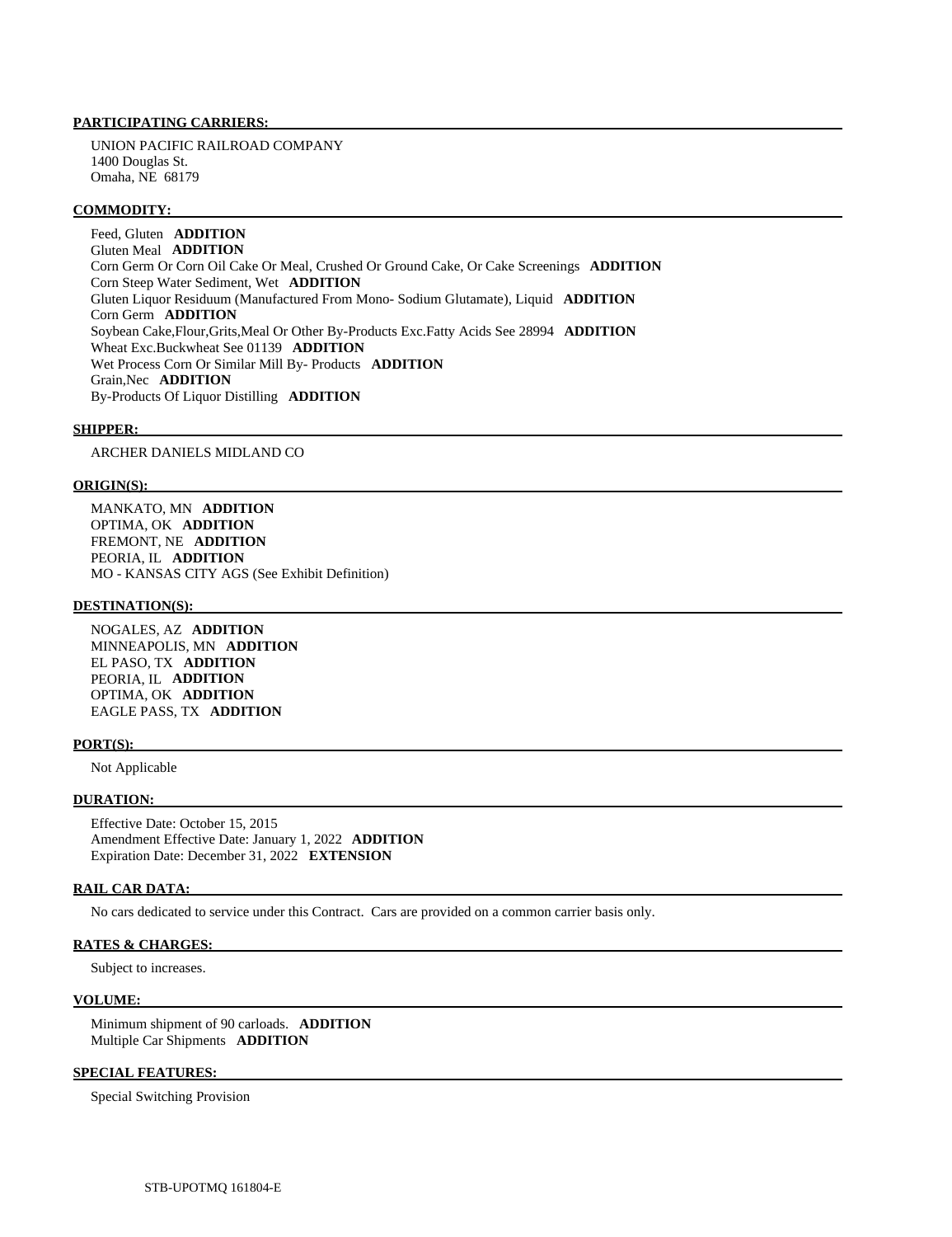**PARTICIPATING CARRIERS:**

UNION PACIFIC RAILROAD COMPANY
1400 Douglas St.
Omaha, NE 68179

**COMMODITY:**

Feed, Gluten **ADDITION**
Gluten Meal **ADDITION**
Corn Germ Or Corn Oil Cake Or Meal, Crushed Or Ground Cake, Or Cake Screenings **ADDITION**
Corn Steep Water Sediment, Wet **ADDITION**
Gluten Liquor Residuum (Manufactured From Mono- Sodium Glutamate), Liquid **ADDITION**
Corn Germ **ADDITION**
Soybean Cake,Flour,Grits,Meal Or Other By-Products Exc.Fatty Acids See 28994 **ADDITION**
Wheat Exc.Buckwheat See 01139 **ADDITION**
Wet Process Corn Or Similar Mill By- Products **ADDITION**
Grain,Nec **ADDITION**
By-Products Of Liquor Distilling **ADDITION**

**SHIPPER:**

ARCHER DANIELS MIDLAND CO

**ORIGIN(S):**

MANKATO, MN **ADDITION**
OPTIMA, OK **ADDITION**
FREMONT, NE **ADDITION**
PEORIA, IL **ADDITION**
MO - KANSAS CITY AGS (See Exhibit Definition)

**DESTINATION(S):**

NOGALES, AZ **ADDITION**
MINNEAPOLIS, MN **ADDITION**
EL PASO, TX **ADDITION**
PEORIA, IL **ADDITION**
OPTIMA, OK **ADDITION**
EAGLE PASS, TX **ADDITION**

**PORT(S):**

Not Applicable

**DURATION:**

Effective Date: October 15, 2015
Amendment Effective Date: January 1, 2022 **ADDITION**
Expiration Date: December 31, 2022 **EXTENSION**

**RAIL CAR DATA:**

No cars dedicated to service under this Contract. Cars are provided on a common carrier basis only.

**RATES & CHARGES:**

Subject to increases.

**VOLUME:**

Minimum shipment of 90 carloads. **ADDITION**
Multiple Car Shipments **ADDITION**

**SPECIAL FEATURES:**

Special Switching Provision

STB-UPOTMQ 161804-E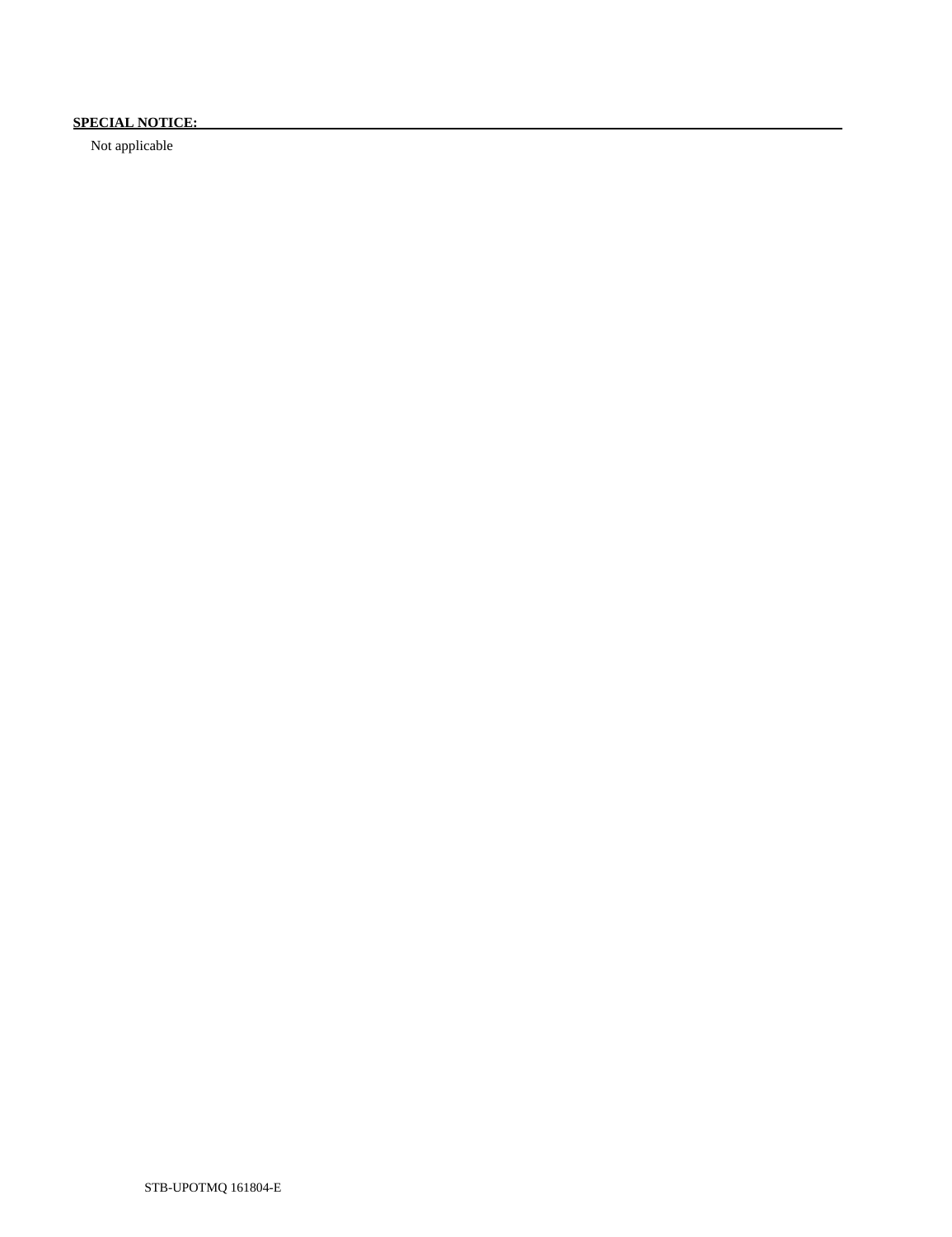**SPECIAL NOTICE:**

Not applicable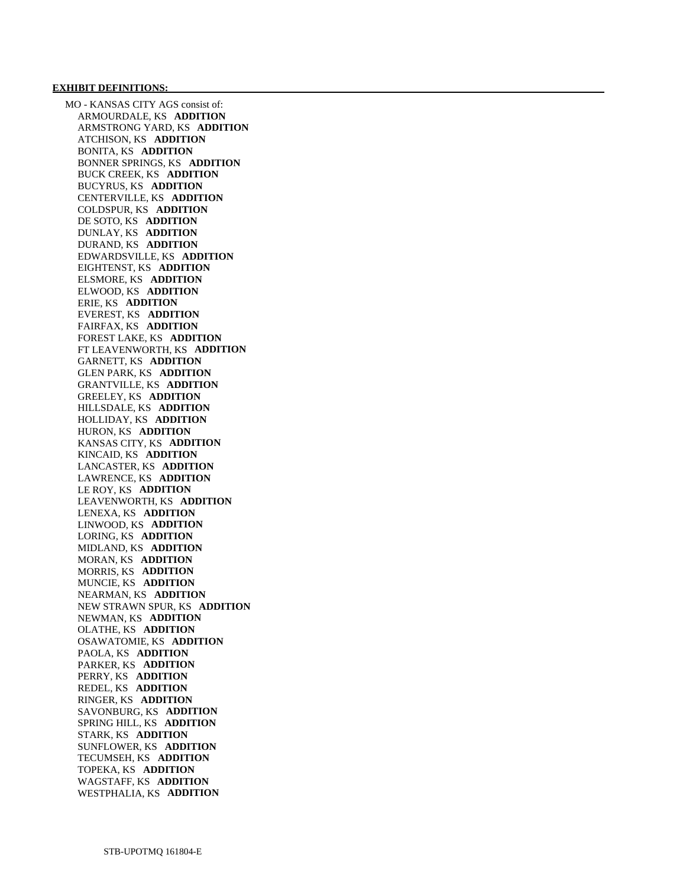**EXHIBIT DEFINITIONS:**

MO - KANSAS CITY AGS consist of:

- ARMOURDALE, KS **ADDITION**
- ARMSTRONG YARD, KS **ADDITION**
- ATCHISON, KS **ADDITION**
- BONITA, KS **ADDITION**
- BONNER SPRINGS, KS **ADDITION**
- BUCK CREEK, KS **ADDITION**
- BUCYRUS, KS **ADDITION**
- CENTERVILLE, KS **ADDITION**
- COLDSPUR, KS **ADDITION**
- DE SOTO, KS **ADDITION**
- DUNLAY, KS **ADDITION**
- DURAND, KS **ADDITION**
- EDWARDSVILLE, KS **ADDITION**
- EIGHTENST, KS **ADDITION**
- ELSMORE, KS **ADDITION**
- ELWOOD, KS **ADDITION**
- ERIE, KS **ADDITION**
- EVEREST, KS **ADDITION**
- FAIRFAX, KS **ADDITION**
- FOREST LAKE, KS **ADDITION**
- FT LEAVENWORTH, KS **ADDITION**
- GARNETT, KS **ADDITION**
- GLEN PARK, KS **ADDITION**
- GRANTVILLE, KS **ADDITION**
- GREELEY, KS **ADDITION**
- HILLSDALE, KS **ADDITION**
- HOLLIDAY, KS **ADDITION**
- HURON, KS **ADDITION**
- KANSAS CITY, KS **ADDITION**
- KINCAID, KS **ADDITION**
- LANCASTER, KS **ADDITION**
- LAWRENCE, KS **ADDITION**
- LE ROY, KS **ADDITION**
- LEAVENWORTH, KS **ADDITION**
- LENEXA, KS **ADDITION**
- LINWOOD, KS **ADDITION**
- LORING, KS **ADDITION**
- MIDLAND, KS **ADDITION**
- MORAN, KS **ADDITION**
- MORRIS, KS **ADDITION**
- MUNCIE, KS **ADDITION**
- NEARMAN, KS **ADDITION**
- NEW STRAWN SPUR, KS **ADDITION**
- NEWMAN, KS **ADDITION**
- OLATHE, KS **ADDITION**
- OSAWATOMIE, KS **ADDITION**
- PAOLA, KS **ADDITION**
- PARKER, KS **ADDITION**
- PERRY, KS **ADDITION**
- REDEL, KS **ADDITION**
- RINGER, KS **ADDITION**
- SAVONBURG, KS **ADDITION**
- SPRING HILL, KS **ADDITION**
- STARK, KS **ADDITION**
- SUNFLOWER, KS **ADDITION**
- TECUMSEH, KS **ADDITION**
- TOPEKA, KS **ADDITION**
- WAGSTAFF, KS **ADDITION**
- WESTPHALIA, KS **ADDITION**

STB-UPOTMQ 161804-E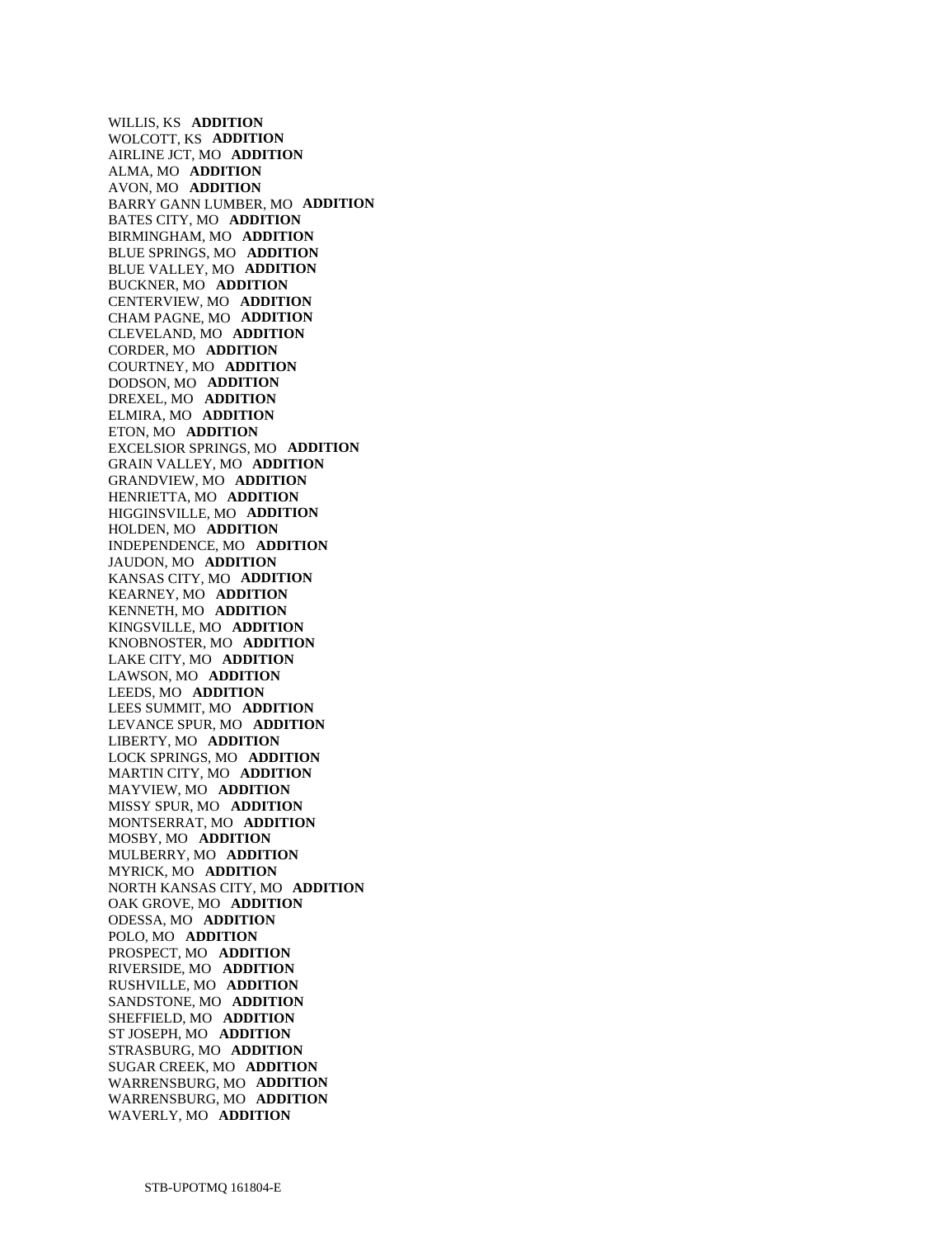WILLIS, KS **ADDITION**
WOLCOTT, KS **ADDITION**
AIRLINE JCT, MO **ADDITION**
ALMA, MO **ADDITION**
AVON, MO **ADDITION**
BARRY GANN LUMBER, MO **ADDITION**
BATES CITY, MO **ADDITION**
BIRMINGHAM, MO **ADDITION**
BLUE SPRINGS, MO **ADDITION**
BLUE VALLEY, MO **ADDITION**
BUCKNER, MO **ADDITION**
CENTERVIEW, MO **ADDITION**
CHAM PAGNE, MO **ADDITION**
CLEVELAND, MO **ADDITION**
CORDER, MO **ADDITION**
COURTNEY, MO **ADDITION**
DODSON, MO **ADDITION**
DREXEL, MO **ADDITION**
ELMIRA, MO **ADDITION**
ETON, MO **ADDITION**
EXCELSIOR SPRINGS, MO **ADDITION**
GRAIN VALLEY, MO **ADDITION**
GRANDVIEW, MO **ADDITION**
HENRIETTA, MO **ADDITION**
HIGGINSVILLE, MO **ADDITION**
HOLDEN, MO **ADDITION**
INDEPENDENCE, MO **ADDITION**
JAUDON, MO **ADDITION**
KANSAS CITY, MO **ADDITION**
KEARNEY, MO **ADDITION**
KENNETH, MO **ADDITION**
KINGSVILLE, MO **ADDITION**
KNOBNOSTER, MO **ADDITION**
LAKE CITY, MO **ADDITION**
LAWSON, MO **ADDITION**
LEEDS, MO **ADDITION**
LEES SUMMIT, MO **ADDITION**
LEVANCE SPUR, MO **ADDITION**
LIBERTY, MO **ADDITION**
LOCK SPRINGS, MO **ADDITION**
MARTIN CITY, MO **ADDITION**
MAYVIEW, MO **ADDITION**
MISSY SPUR, MO **ADDITION**
MONTSERRAT, MO **ADDITION**
MOSBY, MO **ADDITION**
MULBERRY, MO **ADDITION**
MYRICK, MO **ADDITION**
NORTH KANSAS CITY, MO **ADDITION**
OAK GROVE, MO **ADDITION**
ODESSA, MO **ADDITION**
POLO, MO **ADDITION**
PROSPECT, MO **ADDITION**
RIVERSIDE, MO **ADDITION**
RUSHVILLE, MO **ADDITION**
SANDSTONE, MO **ADDITION**
SHEFFIELD, MO **ADDITION**
ST JOSEPH, MO **ADDITION**
STRASBURG, MO **ADDITION**
SUGAR CREEK, MO **ADDITION**
WARRENSBURG, MO **ADDITION**
WARRENSBURG, MO **ADDITION**
WAVERLY, MO **ADDITION**

STB-UPOTMQ 161804-E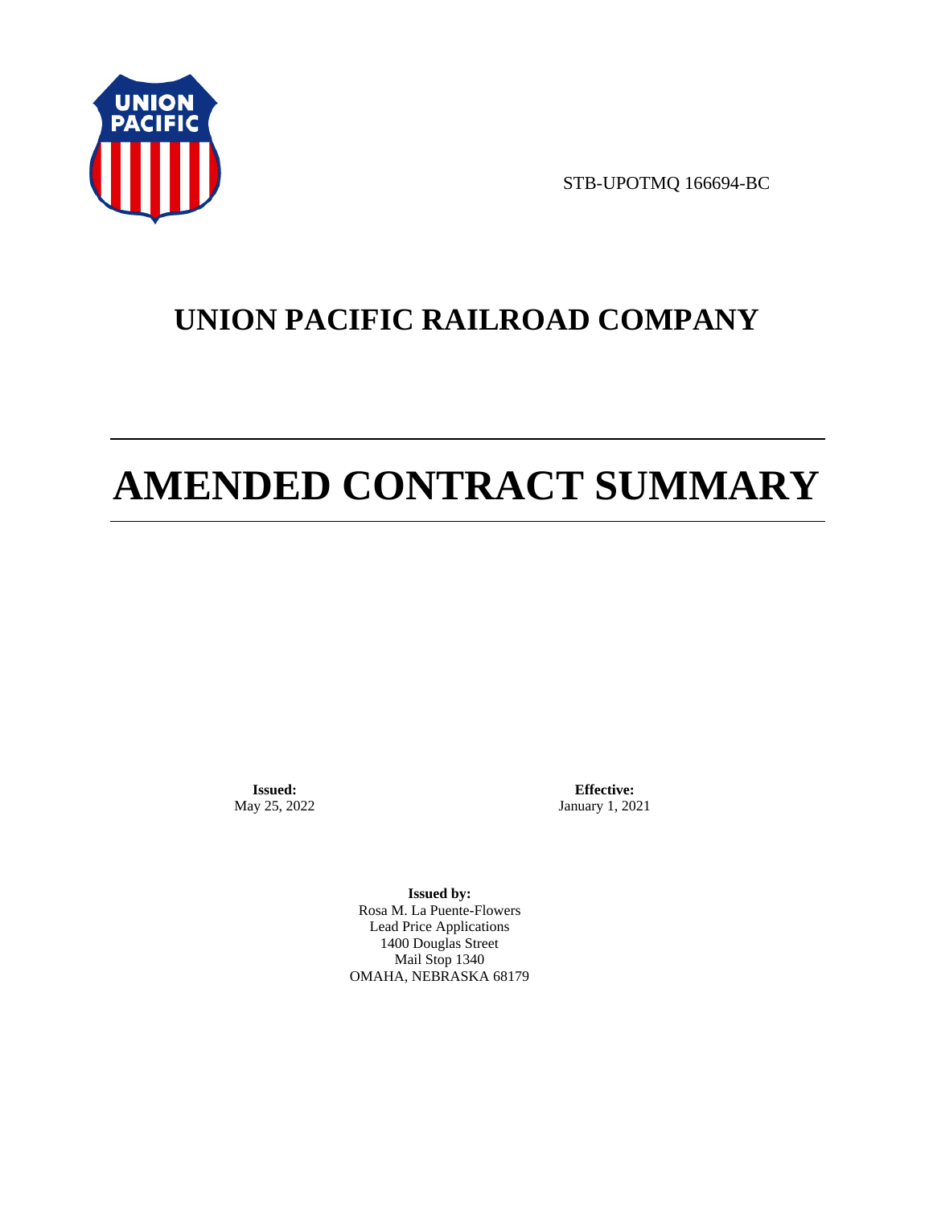STB-UPOTMQ 166694-BC

# UNION PACIFIC RAILROAD COMPANY

# AMENDED CONTRACT SUMMARY

**Issued:**
May 25, 2022

**Effective:**
January 1, 2021

**Issued by:**
Rosa M. La Puente-Flowers
Lead Price Applications
1400 Douglas Street
Mail Stop 1340
OMAHA, NEBRASKA 68179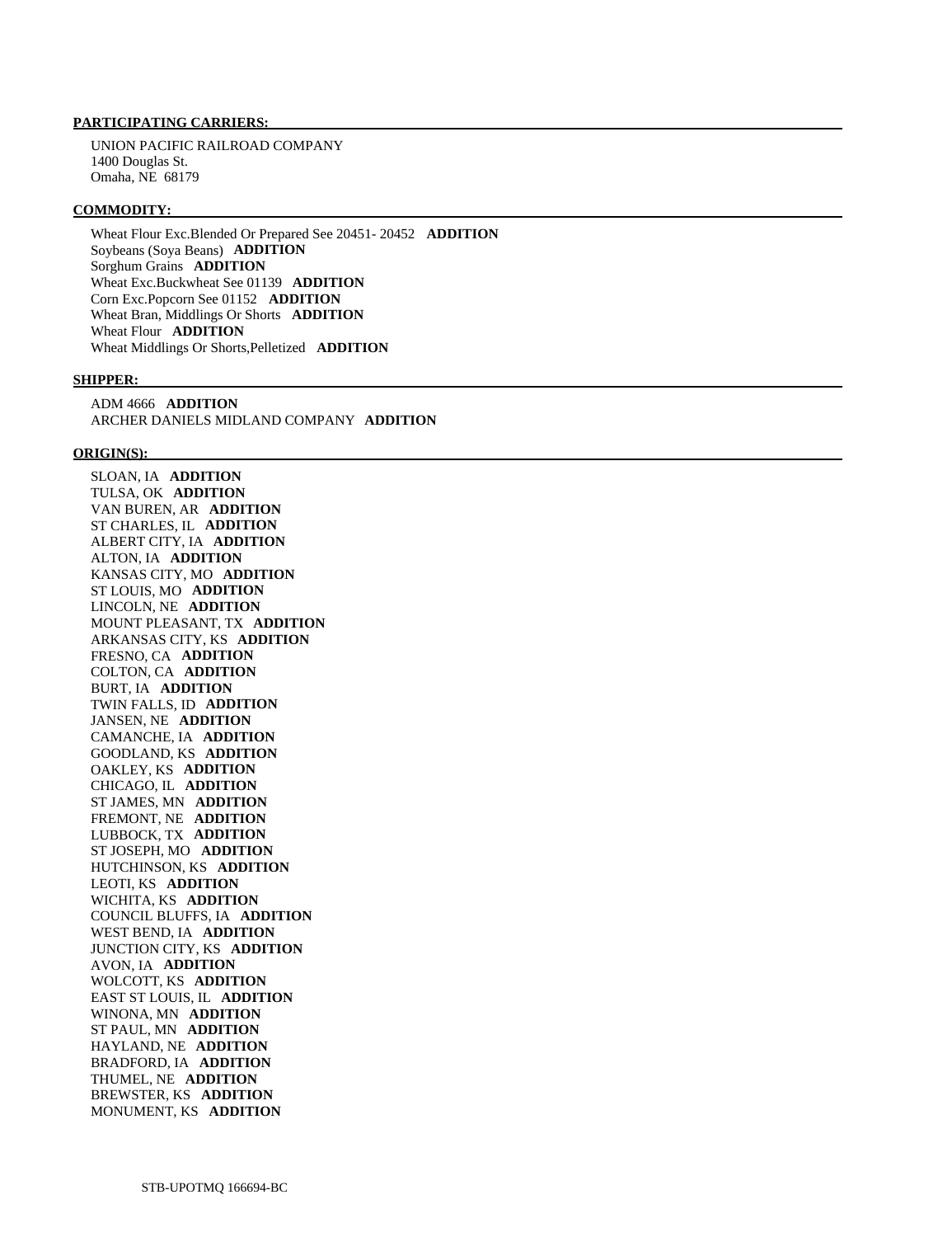**PARTICIPATING CARRIERS:**

UNION PACIFIC RAILROAD COMPANY
1400 Douglas St.
Omaha, NE 68179

**COMMODITY:**

Wheat Flour Exc.Blended Or Prepared See 20451- 20452 **ADDITION**
Soybeans (Soya Beans) **ADDITION**
Sorghum Grains **ADDITION**
Wheat Exc.Buckwheat See 01139 **ADDITION**
Corn Exc.Popcorn See 01152 **ADDITION**
Wheat Bran, Middlings Or Shorts **ADDITION**
Wheat Flour **ADDITION**
Wheat Middlings Or Shorts,Pelletized **ADDITION**

**SHIPPER:**

ADM 4666 **ADDITION**
ARCHER DANIELS MIDLAND COMPANY **ADDITION**

**ORIGIN(S):**

SLOAN, IA **ADDITION**
TULSA, OK **ADDITION**
VAN BUREN, AR **ADDITION**
ST CHARLES, IL **ADDITION**
ALBERT CITY, IA **ADDITION**
ALTON, IA **ADDITION**
KANSAS CITY, MO **ADDITION**
ST LOUIS, MO **ADDITION**
LINCOLN, NE **ADDITION**
MOUNT PLEASANT, TX **ADDITION**
ARKANSAS CITY, KS **ADDITION**
FRESNO, CA **ADDITION**
COLTON, CA **ADDITION**
BURT, IA **ADDITION**
TWIN FALLS, ID **ADDITION**
JANSEN, NE **ADDITION**
CAMANCHE, IA **ADDITION**
GOODLAND, KS **ADDITION**
OAKLEY, KS **ADDITION**
CHICAGO, IL **ADDITION**
ST JAMES, MN **ADDITION**
FREMONT, NE **ADDITION**
LUBBOCK, TX **ADDITION**
ST JOSEPH, MO **ADDITION**
HUTCHINSON, KS **ADDITION**
LEOTI, KS **ADDITION**
WICHITA, KS **ADDITION**
COUNCIL BLUFFS, IA **ADDITION**
WEST BEND, IA **ADDITION**
JUNCTION CITY, KS **ADDITION**
AVON, IA **ADDITION**
WOLCOTT, KS **ADDITION**
EAST ST LOUIS, IL **ADDITION**
WINONA, MN **ADDITION**
ST PAUL, MN **ADDITION**
HAYLAND, NE **ADDITION**
BRADFORD, IA **ADDITION**
THUMEL, NE **ADDITION**
BREWSTER, KS **ADDITION**
MONUMENT, KS **ADDITION**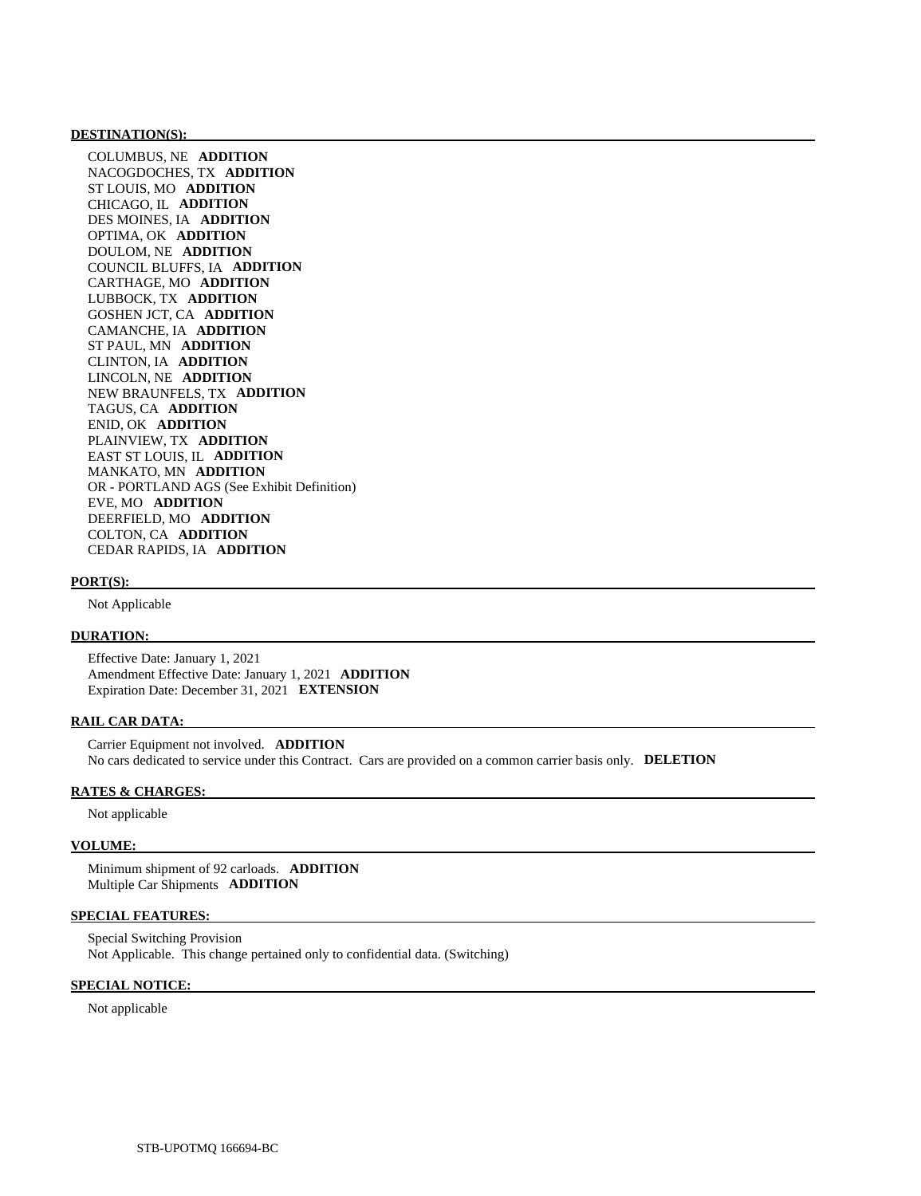**DESTINATION(S):**

COLUMBUS, NE **ADDITION**
NACOGDOCHES, TX **ADDITION**
ST LOUIS, MO **ADDITION**
CHICAGO, IL **ADDITION**
DES MOINES, IA **ADDITION**
OPTIMA, OK **ADDITION**
DOULOM, NE **ADDITION**
COUNCIL BLUFFS, IA **ADDITION**
CARTHAGE, MO **ADDITION**
LUBBOCK, TX **ADDITION**
GOSHEN JCT, CA **ADDITION**
CAMANCHE, IA **ADDITION**
ST PAUL, MN **ADDITION**
CLINTON, IA **ADDITION**
LINCOLN, NE **ADDITION**
NEW BRAUNFELS, TX **ADDITION**
TAGUS, CA **ADDITION**
ENID, OK **ADDITION**
PLAINVIEW, TX **ADDITION**
EAST ST LOUIS, IL **ADDITION**
MANKATO, MN **ADDITION**
OR - PORTLAND AGS (See Exhibit Definition)
EVE, MO **ADDITION**
DEERFIELD, MO **ADDITION**
COLTON, CA **ADDITION**
CEDAR RAPIDS, IA **ADDITION**

**PORT(S):**

Not Applicable

**DURATION:**

Effective Date: January 1, 2021
Amendment Effective Date: January 1, 2021 **ADDITION**
Expiration Date: December 31, 2021 **EXTENSION**

**RAIL CAR DATA:**

Carrier Equipment not involved. **ADDITION**
No cars dedicated to service under this Contract. Cars are provided on a common carrier basis only. **DELETION**

**RATES & CHARGES:**

Not applicable

**VOLUME:**

Minimum shipment of 92 carloads. **ADDITION**
Multiple Car Shipments **ADDITION**

**SPECIAL FEATURES:**

Special Switching Provision
Not Applicable. This change pertained only to confidential data. (Switching)

**SPECIAL NOTICE:**

Not applicable

STB-UPOTMQ 166694-BC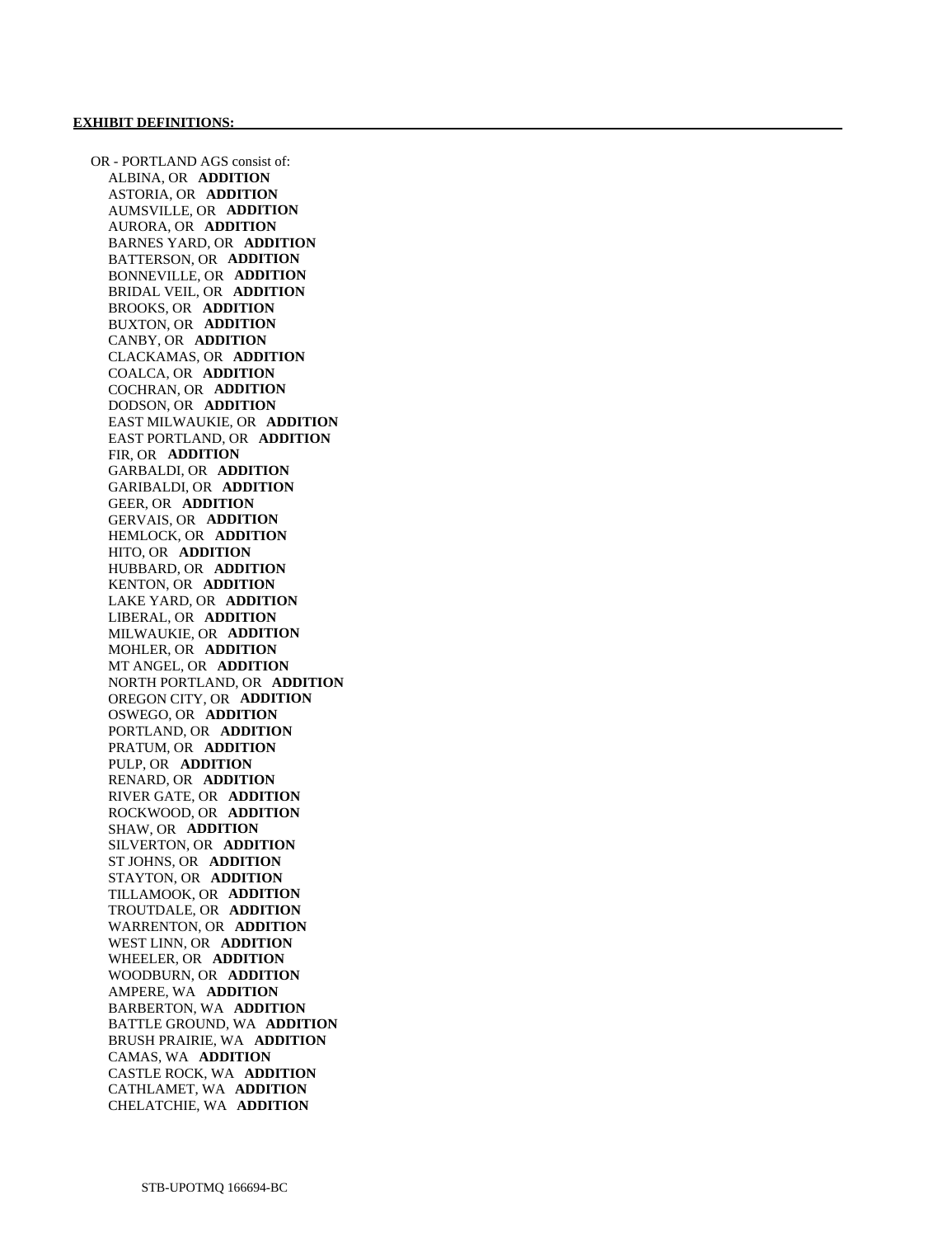**EXHIBIT DEFINITIONS:**

OR - PORTLAND AGS consist of:

ALBINA, OR **ADDITION**
ASTORIA, OR **ADDITION**
AUMSVILLE, OR **ADDITION**
AURORA, OR **ADDITION**
BARNES YARD, OR **ADDITION**
BATTERSON, OR **ADDITION**
BONNEVILLE, OR **ADDITION**
BRIDAL VEIL, OR **ADDITION**
BROOKS, OR **ADDITION**
BUXTON, OR **ADDITION**
CANBY, OR **ADDITION**
CLACKAMAS, OR **ADDITION**
COALCA, OR **ADDITION**
COCHRAN, OR **ADDITION**
DODSON, OR **ADDITION**
EAST MILWAUKIE, OR **ADDITION**
EAST PORTLAND, OR **ADDITION**
FIR, OR **ADDITION**
GARBALDI, OR **ADDITION**
GARIBALDI, OR **ADDITION**
GEER, OR **ADDITION**
GERVAIS, OR **ADDITION**
HEMLOCK, OR **ADDITION**
HITO, OR **ADDITION**
HUBBARD, OR **ADDITION**
KENTON, OR **ADDITION**
LAKE YARD, OR **ADDITION**
LIBERAL, OR **ADDITION**
MILWAUKIE, OR **ADDITION**
MOHLER, OR **ADDITION**
MT ANGEL, OR **ADDITION**
NORTH PORTLAND, OR **ADDITION**
OREGON CITY, OR **ADDITION**
OSWEGO, OR **ADDITION**
PORTLAND, OR **ADDITION**
PRATUM, OR **ADDITION**
PULP, OR **ADDITION**
RENARD, OR **ADDITION**
RIVER GATE, OR **ADDITION**
ROCKWOOD, OR **ADDITION**
SHAW, OR **ADDITION**
SILVERTON, OR **ADDITION**
ST JOHNS, OR **ADDITION**
STAYTON, OR **ADDITION**
TILLAMOOK, OR **ADDITION**
TROUTDALE, OR **ADDITION**
WARRENTON, OR **ADDITION**
WEST LINN, OR **ADDITION**
WHEELER, OR **ADDITION**
WOODBURN, OR **ADDITION**
AMPERE, WA **ADDITION**
BARBERTON, WA **ADDITION**
BATTLE GROUND, WA **ADDITION**
BRUSH PRAIRIE, WA **ADDITION**
CAMAS, WA **ADDITION**
CASTLE ROCK, WA **ADDITION**
CATHLAMET, WA **ADDITION**
CHELATCHIE, WA **ADDITION**

STB-UPOTMQ 166694-BC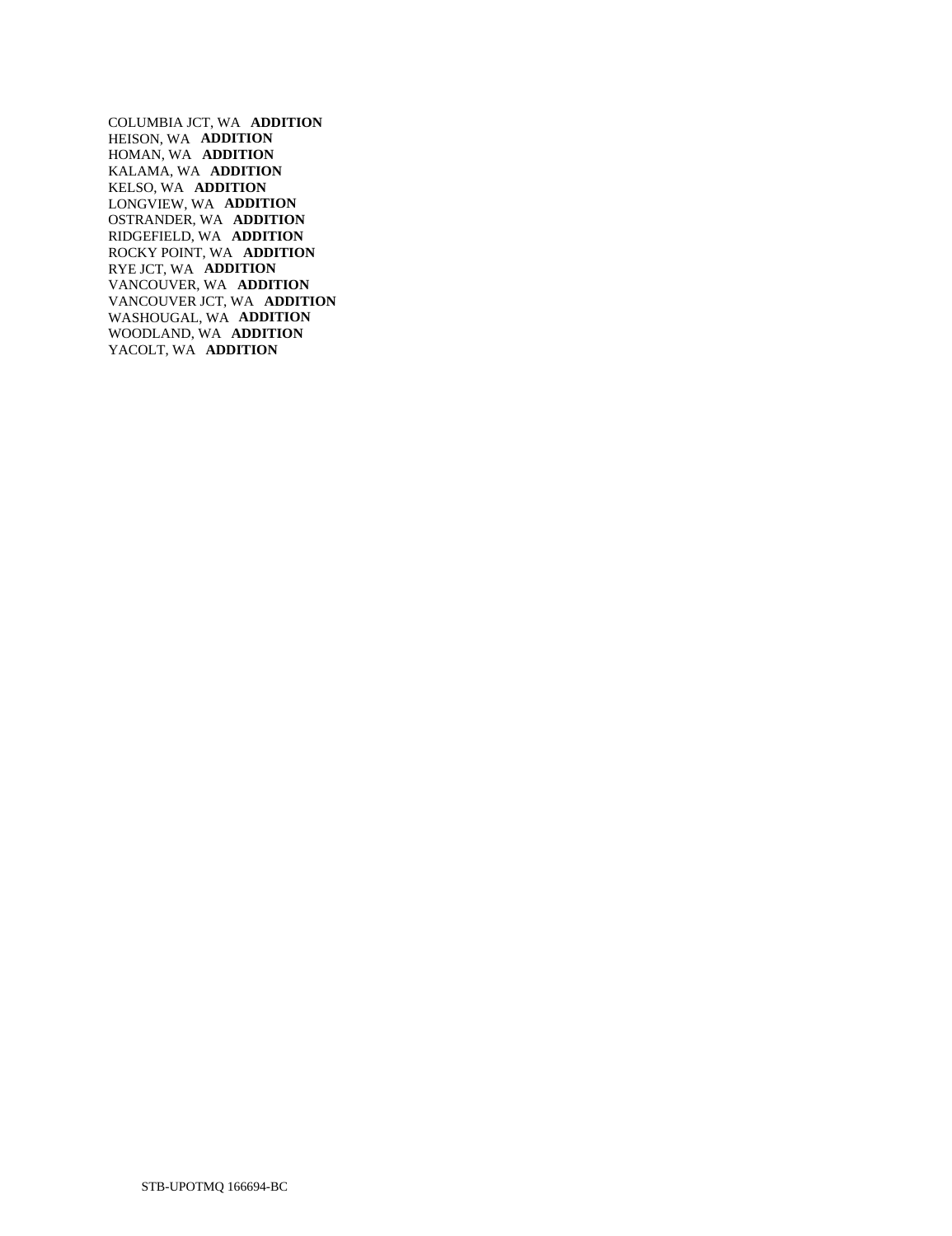COLUMBIA JCT, WA **ADDITION**
HEISON, WA **ADDITION**
HOMAN, WA **ADDITION**
KALAMA, WA **ADDITION**
KELSO, WA **ADDITION**
LONGVIEW, WA **ADDITION**
OSTRANDER, WA **ADDITION**
RIDGEFIELD, WA **ADDITION**
ROCKY POINT, WA **ADDITION**
RYE JCT, WA **ADDITION**
VANCOUVER, WA **ADDITION**
VANCOUVER JCT, WA **ADDITION**
WASHOUGAL, WA **ADDITION**
WOODLAND, WA **ADDITION**
YACOLT, WA **ADDITION**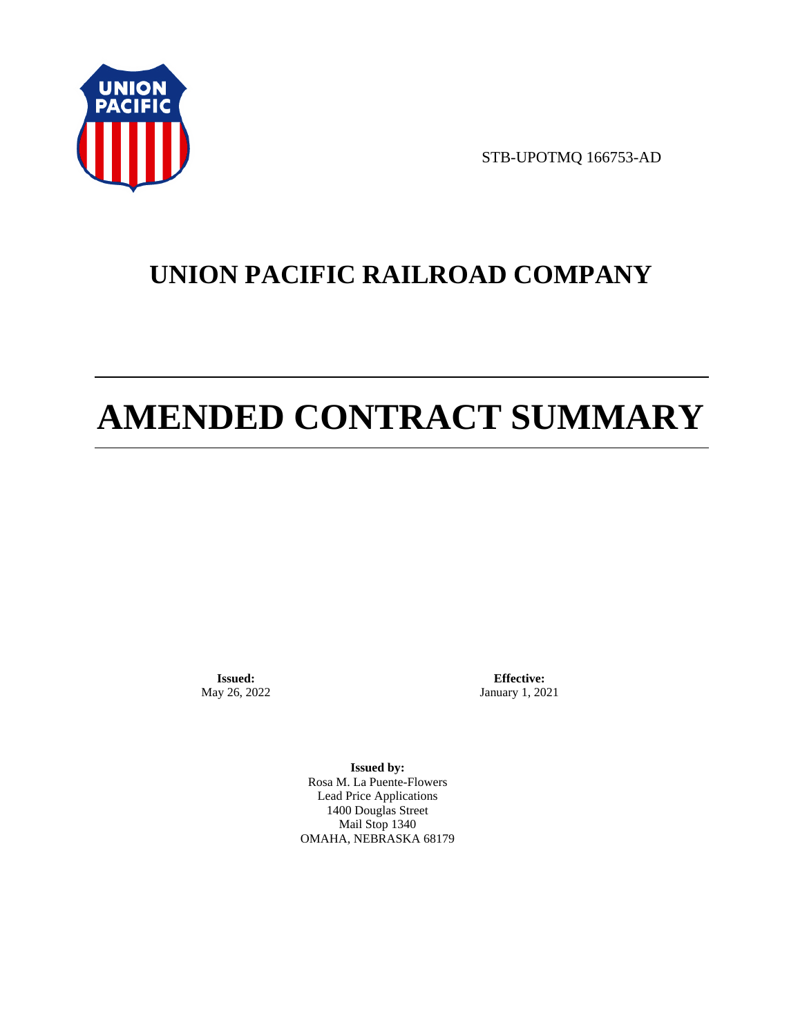STB-UPOTMQ 166753-AD

# UNION PACIFIC RAILROAD COMPANY

# AMENDED CONTRACT SUMMARY

**Issued:**
May 26, 2022

**Effective:**
January 1, 2021

**Issued by:**
Rosa M. La Puente-Flowers
Lead Price Applications
1400 Douglas Street
Mail Stop 1340
OMAHA, NEBRASKA 68179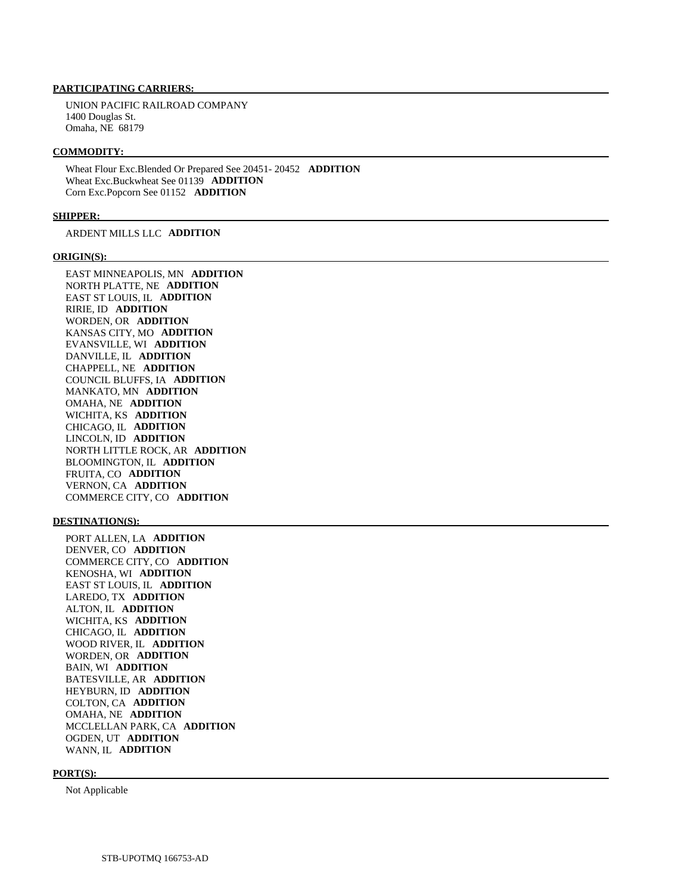**PARTICIPATING CARRIERS:**

UNION PACIFIC RAILROAD COMPANY
1400 Douglas St.
Omaha, NE 68179

**COMMODITY:**

Wheat Flour Exc.Blended Or Prepared See 20451- 20452 **ADDITION**
Wheat Exc.Buckwheat See 01139 **ADDITION**
Corn Exc.Popcorn See 01152 **ADDITION**

**SHIPPER:**

ARDENT MILLS LLC **ADDITION**

**ORIGIN(S):**

EAST MINNEAPOLIS, MN **ADDITION**
NORTH PLATTE, NE **ADDITION**
EAST ST LOUIS, IL **ADDITION**
RIRIE, ID **ADDITION**
WORDEN, OR **ADDITION**
KANSAS CITY, MO **ADDITION**
EVANSVILLE, WI **ADDITION**
DANVILLE, IL **ADDITION**
CHAPPELL, NE **ADDITION**
COUNCIL BLUFFS, IA **ADDITION**
MANKATO, MN **ADDITION**
OMAHA, NE **ADDITION**
WICHITA, KS **ADDITION**
CHICAGO, IL **ADDITION**
LINCOLN, ID **ADDITION**
NORTH LITTLE ROCK, AR **ADDITION**
BLOOMINGTON, IL **ADDITION**
FRUITA, CO **ADDITION**
VERNON, CA **ADDITION**
COMMERCE CITY, CO **ADDITION**

**DESTINATION(S):**

PORT ALLEN, LA **ADDITION**
DENVER, CO **ADDITION**
COMMERCE CITY, CO **ADDITION**
KENOSHA, WI **ADDITION**
EAST ST LOUIS, IL **ADDITION**
LAREDO, TX **ADDITION**
ALTON, IL **ADDITION**
WICHITA, KS **ADDITION**
CHICAGO, IL **ADDITION**
WOOD RIVER, IL **ADDITION**
WORDEN, OR **ADDITION**
BAIN, WI **ADDITION**
BATESVILLE, AR **ADDITION**
HEYBURN, ID **ADDITION**
COLTON, CA **ADDITION**
OMAHA, NE **ADDITION**
MCCLELLAN PARK, CA **ADDITION**
OGDEN, UT **ADDITION**
WANN, IL **ADDITION**

**PORT(S):**

Not Applicable

STB-UPOTMQ 166753-AD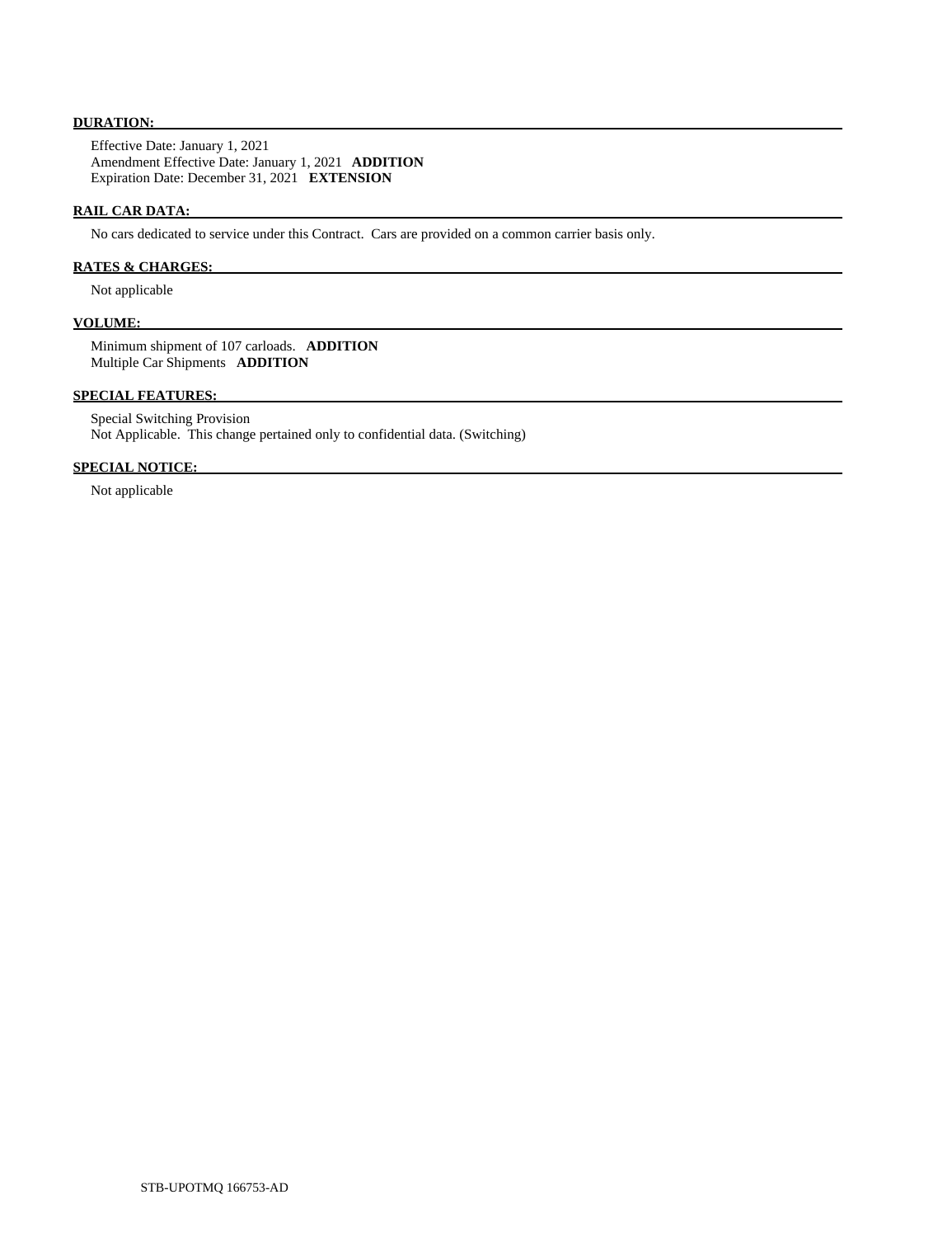**DURATION:**

Effective Date: January 1, 2021
Amendment Effective Date: January 1, 2021 **ADDITION**
Expiration Date: December 31, 2021 **EXTENSION**

**RAIL CAR DATA:**

No cars dedicated to service under this Contract. Cars are provided on a common carrier basis only.

**RATES & CHARGES:**

Not applicable

**VOLUME:**

Minimum shipment of 107 carloads. **ADDITION**
Multiple Car Shipments **ADDITION**

**SPECIAL FEATURES:**

Special Switching Provision
Not Applicable. This change pertained only to confidential data. (Switching)

**SPECIAL NOTICE:**

Not applicable

STB-UPOTMQ 166753-AD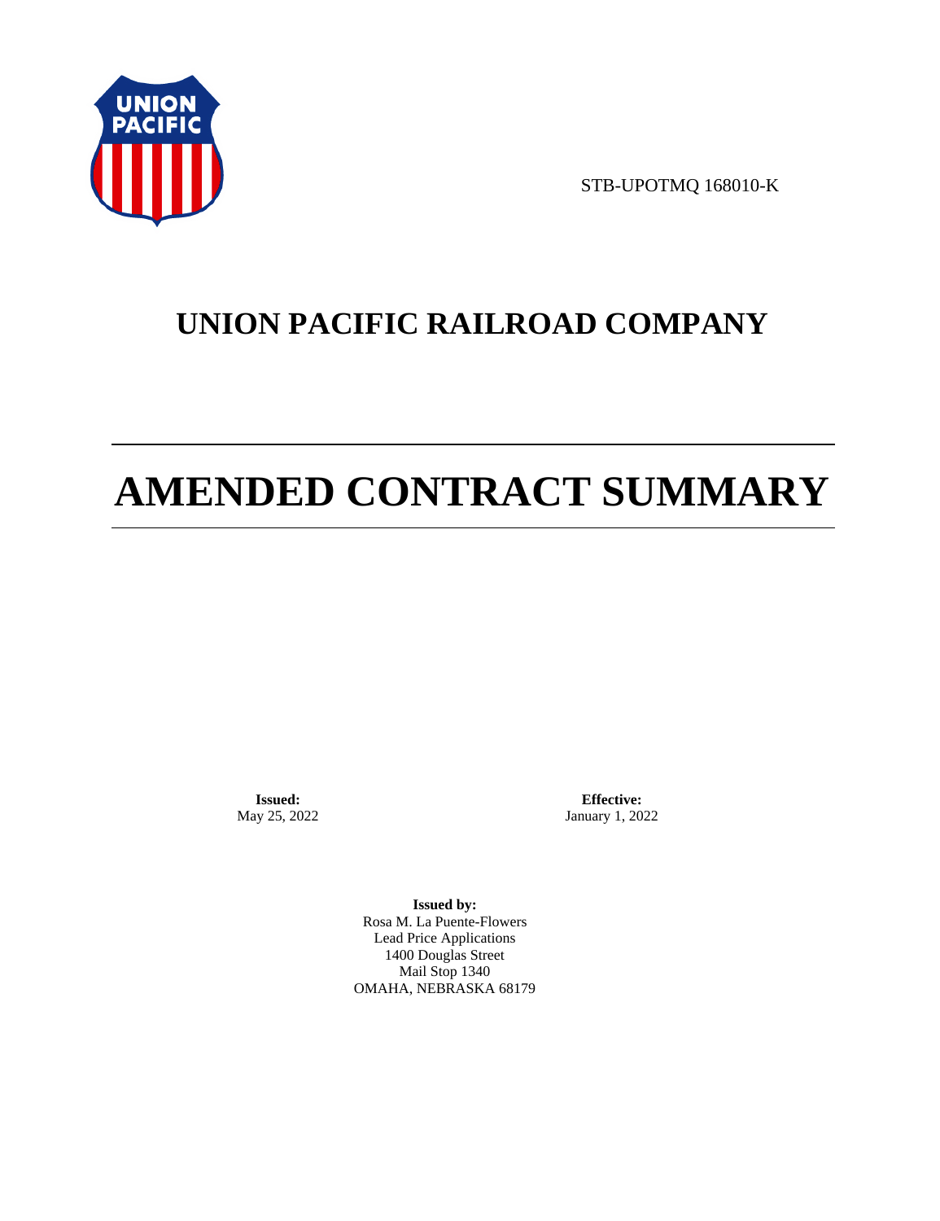STB-UPOTMQ 168010-K

# UNION PACIFIC RAILROAD COMPANY

# AMENDED CONTRACT SUMMARY

**Issued:**
May 25, 2022

**Effective:**
January 1, 2022

**Issued by:**
Rosa M. La Puente-Flowers
Lead Price Applications
1400 Douglas Street
Mail Stop 1340
OMAHA, NEBRASKA 68179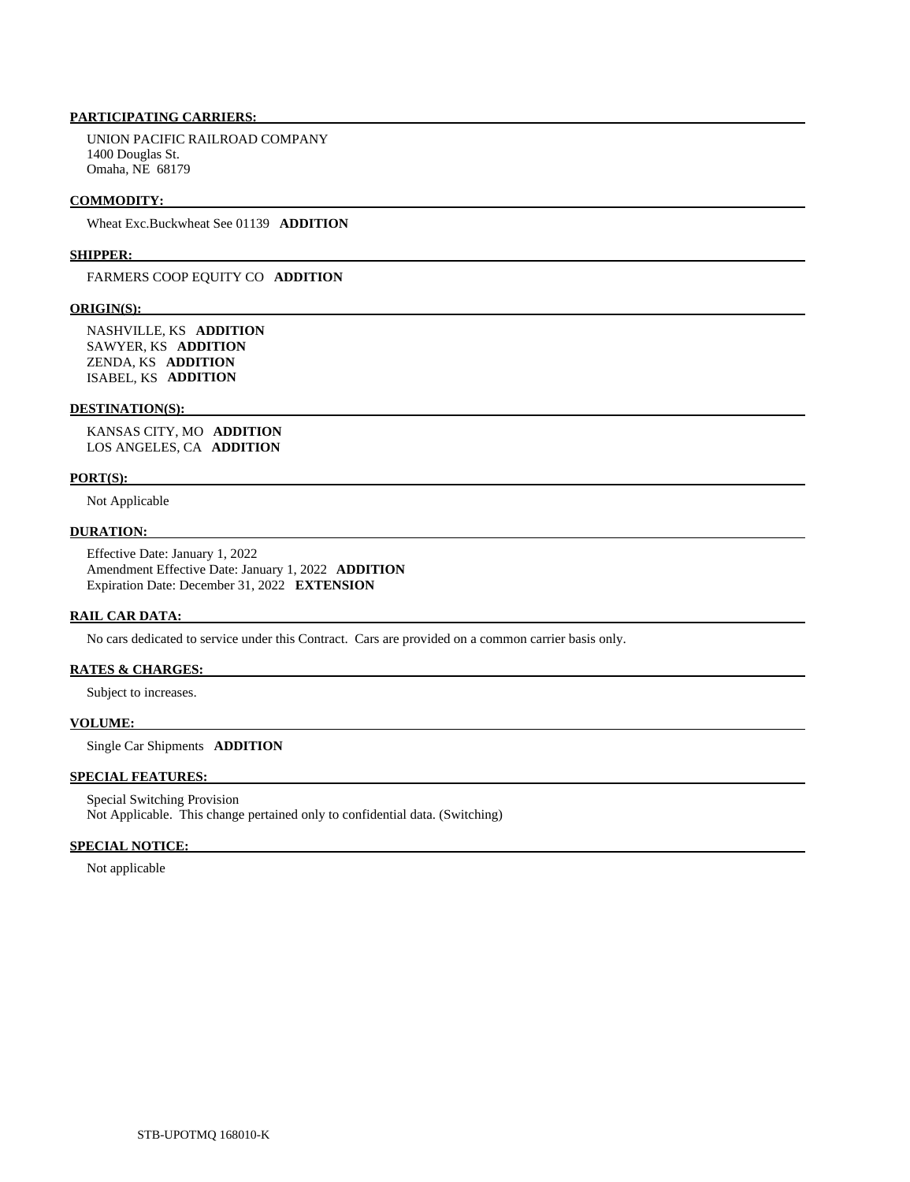**PARTICIPATING CARRIERS:**

UNION PACIFIC RAILROAD COMPANY
1400 Douglas St.
Omaha, NE 68179

**COMMODITY:**

Wheat Exc.Buckwheat See 01139 **ADDITION**

**SHIPPER:**

FARMERS COOP EQUITY CO **ADDITION**

**ORIGIN(S):**

NASHVILLE, KS **ADDITION**
SAWYER, KS **ADDITION**
ZENDA, KS **ADDITION**
ISABEL, KS **ADDITION**

**DESTINATION(S):**

KANSAS CITY, MO **ADDITION**
LOS ANGELES, CA **ADDITION**

**PORT(S):**

Not Applicable

**DURATION:**

Effective Date: January 1, 2022
Amendment Effective Date: January 1, 2022 **ADDITION**
Expiration Date: December 31, 2022 **EXTENSION**

**RAIL CAR DATA:**

No cars dedicated to service under this Contract. Cars are provided on a common carrier basis only.

**RATES & CHARGES:**

Subject to increases.

**VOLUME:**

Single Car Shipments **ADDITION**

**SPECIAL FEATURES:**

Special Switching Provision
Not Applicable. This change pertained only to confidential data. (Switching)

**SPECIAL NOTICE:**

Not applicable

STB-UPOTMQ 168010-K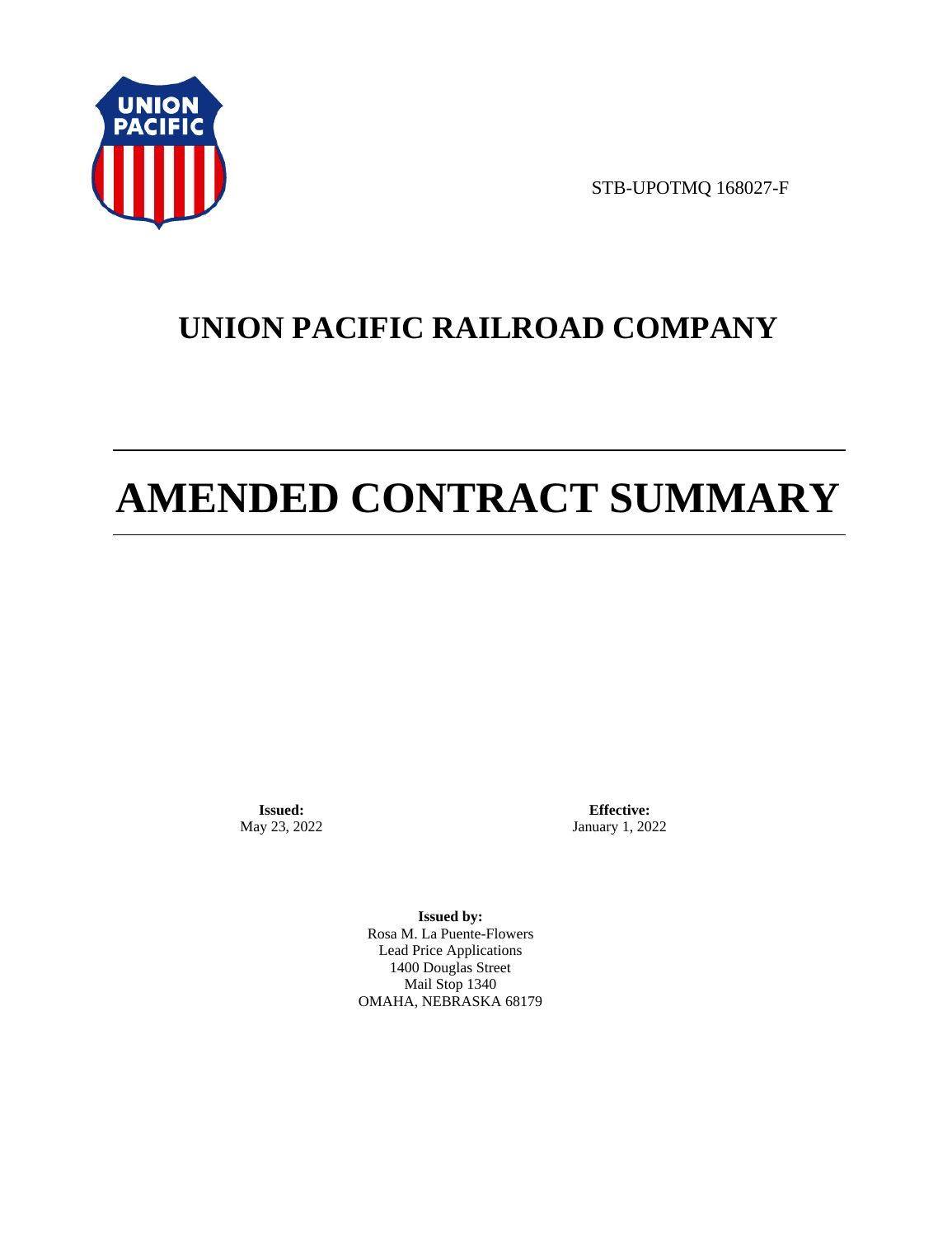STB-UPOTMQ 168027-F

# UNION PACIFIC RAILROAD COMPANY

# AMENDED CONTRACT SUMMARY

**Issued:**
May 23, 2022

**Effective:**
January 1, 2022

**Issued by:**
Rosa M. La Puente-Flowers
Lead Price Applications
1400 Douglas Street
Mail Stop 1340
OMAHA, NEBRASKA 68179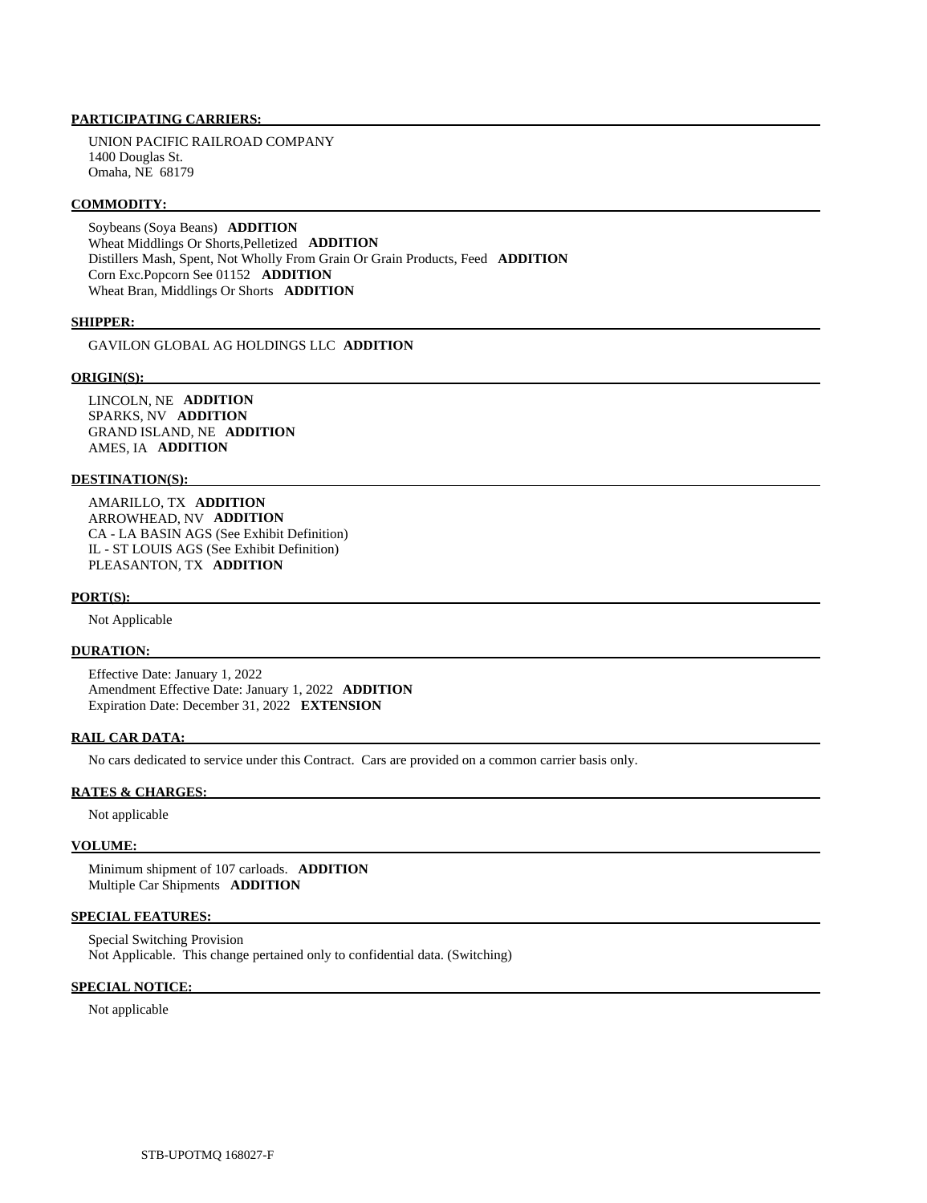**PARTICIPATING CARRIERS:**

UNION PACIFIC RAILROAD COMPANY
1400 Douglas St.
Omaha, NE 68179

**COMMODITY:**

Soybeans (Soya Beans) **ADDITION**
Wheat Middlings Or Shorts,Pelletized **ADDITION**
Distillers Mash, Spent, Not Wholly From Grain Or Grain Products, Feed **ADDITION**
Corn Exc.Popcorn See 01152 **ADDITION**
Wheat Bran, Middlings Or Shorts **ADDITION**

**SHIPPER:**

GAVILON GLOBAL AG HOLDINGS LLC **ADDITION**

**ORIGIN(S):**

LINCOLN, NE **ADDITION**
SPARKS, NV **ADDITION**
GRAND ISLAND, NE **ADDITION**
AMES, IA **ADDITION**

**DESTINATION(S):**

AMARILLO, TX **ADDITION**
ARROWHEAD, NV **ADDITION**
CA - LA BASIN AGS (See Exhibit Definition)
IL - ST LOUIS AGS (See Exhibit Definition)
PLEASANTON, TX **ADDITION**

**PORT(S):**

Not Applicable

**DURATION:**

Effective Date: January 1, 2022
Amendment Effective Date: January 1, 2022 **ADDITION**
Expiration Date: December 31, 2022 **EXTENSION**

**RAIL CAR DATA:**

No cars dedicated to service under this Contract. Cars are provided on a common carrier basis only.

**RATES & CHARGES:**

Not applicable

**VOLUME:**

Minimum shipment of 107 carloads. **ADDITION**
Multiple Car Shipments **ADDITION**

**SPECIAL FEATURES:**

Special Switching Provision
Not Applicable. This change pertained only to confidential data. (Switching)

**SPECIAL NOTICE:**

Not applicable

STB-UPOTMQ 168027-F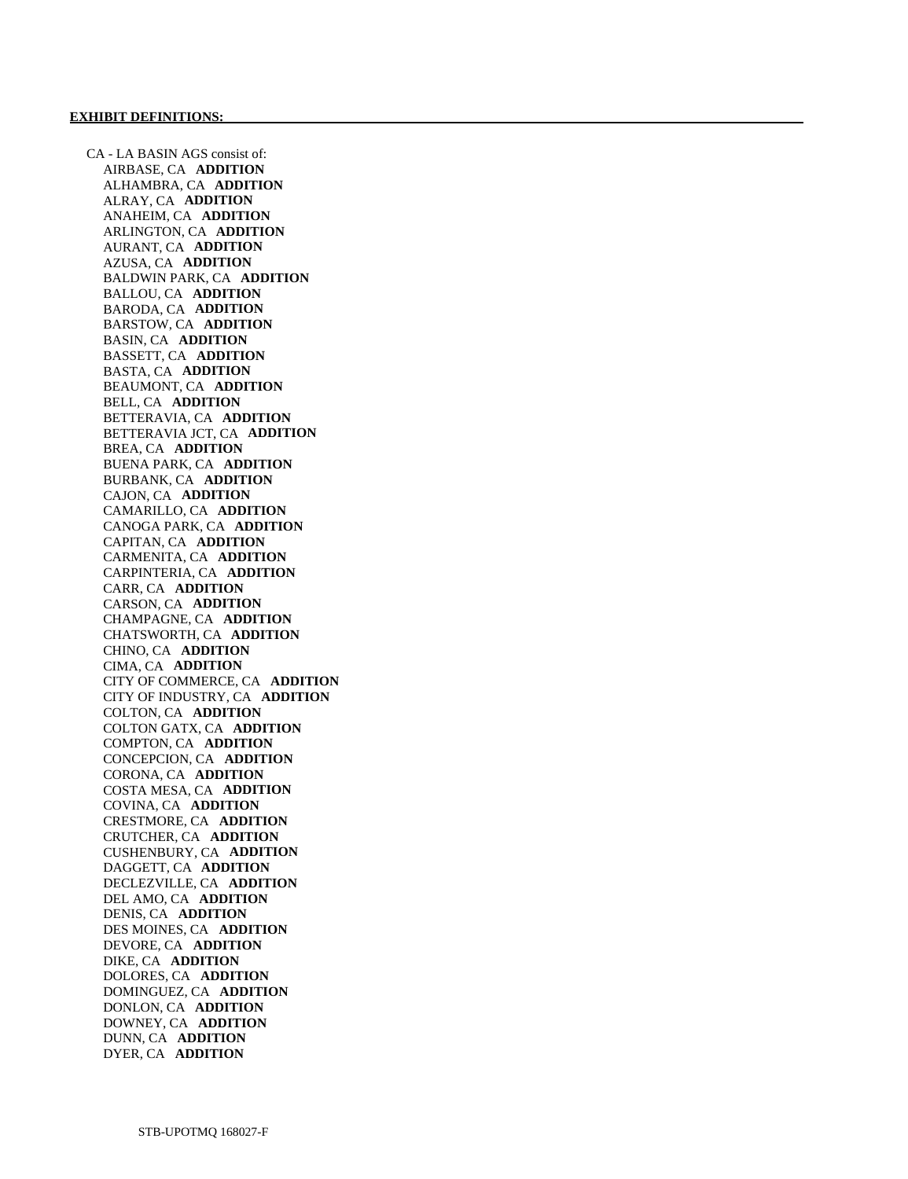**EXHIBIT DEFINITIONS:**

CA - LA BASIN AGS consist of:

- AIRBASE, CA **ADDITION**
- ALHAMBRA, CA **ADDITION**
- ALRAY, CA **ADDITION**
- ANAHEIM, CA **ADDITION**
- ARLINGTON, CA **ADDITION**
- AURANT, CA **ADDITION**
- AZUSA, CA **ADDITION**
- BALDWIN PARK, CA **ADDITION**
- BALLOU, CA **ADDITION**
- BARODA, CA **ADDITION**
- BARSTOW, CA **ADDITION**
- BASIN, CA **ADDITION**
- BASSETT, CA **ADDITION**
- BASTA, CA **ADDITION**
- BEAUMONT, CA **ADDITION**
- BELL, CA **ADDITION**
- BETTERAVIA, CA **ADDITION**
- BETTERAVIA JCT, CA **ADDITION**
- BREA, CA **ADDITION**
- BUENA PARK, CA **ADDITION**
- BURBANK, CA **ADDITION**
- CAJON, CA **ADDITION**
- CAMARILLO, CA **ADDITION**
- CANOGA PARK, CA **ADDITION**
- CAPITAN, CA **ADDITION**
- CARMENITA, CA **ADDITION**
- CARPINTERIA, CA **ADDITION**
- CARR, CA **ADDITION**
- CARSON, CA **ADDITION**
- CHAMPAGNE, CA **ADDITION**
- CHATSWORTH, CA **ADDITION**
- CHINO, CA **ADDITION**
- CIMA, CA **ADDITION**
- CITY OF COMMERCE, CA **ADDITION**
- CITY OF INDUSTRY, CA **ADDITION**
- COLTON, CA **ADDITION**
- COLTON GATX, CA **ADDITION**
- COMPTON, CA **ADDITION**
- CONCEPCION, CA **ADDITION**
- CORONA, CA **ADDITION**
- COSTA MESA, CA **ADDITION**
- COVINA, CA **ADDITION**
- CRESTMORE, CA **ADDITION**
- CRUTCHER, CA **ADDITION**
- CUSHENBURY, CA **ADDITION**
- DAGGETT, CA **ADDITION**
- DECLEZVILLE, CA **ADDITION**
- DEL AMO, CA **ADDITION**
- DENIS, CA **ADDITION**
- DES MOINES, CA **ADDITION**
- DEVORE, CA **ADDITION**
- DIKE, CA **ADDITION**
- DOLORES, CA **ADDITION**
- DOMINGUEZ, CA **ADDITION**
- DONLON, CA **ADDITION**
- DOWNEY, CA **ADDITION**
- DUNN, CA **ADDITION**
- DYER, CA **ADDITION**

STB-UPOTMQ 168027-F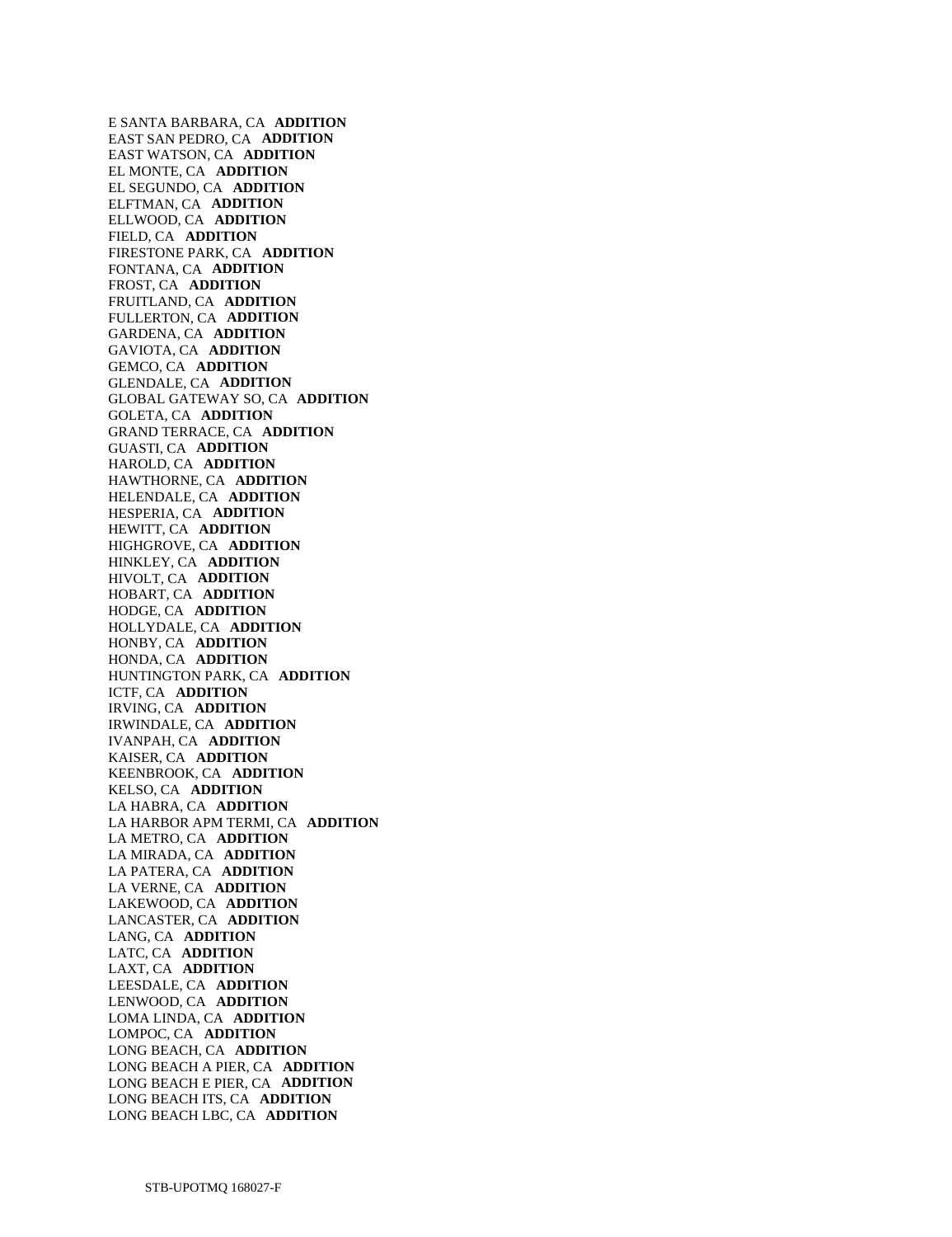E SANTA BARBARA, CA **ADDITION**
EAST SAN PEDRO, CA **ADDITION**
EAST WATSON, CA **ADDITION**
EL MONTE, CA **ADDITION**
EL SEGUNDO, CA **ADDITION**
ELFTMAN, CA **ADDITION**
ELLWOOD, CA **ADDITION**
FIELD, CA **ADDITION**
FIRESTONE PARK, CA **ADDITION**
FONTANA, CA **ADDITION**
FROST, CA **ADDITION**
FRUITLAND, CA **ADDITION**
FULLERTON, CA **ADDITION**
GARDENA, CA **ADDITION**
GAVIOTA, CA **ADDITION**
GEMCO, CA **ADDITION**
GLENDALE, CA **ADDITION**
GLOBAL GATEWAY SO, CA **ADDITION**
GOLETA, CA **ADDITION**
GRAND TERRACE, CA **ADDITION**
GUASTI, CA **ADDITION**
HAROLD, CA **ADDITION**
HAWTHORNE, CA **ADDITION**
HELENDALE, CA **ADDITION**
HESPERIA, CA **ADDITION**
HEWITT, CA **ADDITION**
HIGHGROVE, CA **ADDITION**
HINKLEY, CA **ADDITION**
HIVOLT, CA **ADDITION**
HOBART, CA **ADDITION**
HODGE, CA **ADDITION**
HOLLYDALE, CA **ADDITION**
HONBY, CA **ADDITION**
HONDA, CA **ADDITION**
HUNTINGTON PARK, CA **ADDITION**
ICTF, CA **ADDITION**
IRVING, CA **ADDITION**
IRWINDALE, CA **ADDITION**
IVANPAH, CA **ADDITION**
KAISER, CA **ADDITION**
KEENBROOK, CA **ADDITION**
KELSO, CA **ADDITION**
LA HABRA, CA **ADDITION**
LA HARBOR APM TERMI, CA **ADDITION**
LA METRO, CA **ADDITION**
LA MIRADA, CA **ADDITION**
LA PATERA, CA **ADDITION**
LA VERNE, CA **ADDITION**
LAKEWOOD, CA **ADDITION**
LANCASTER, CA **ADDITION**
LANG, CA **ADDITION**
LATC, CA **ADDITION**
LAXT, CA **ADDITION**
LEESDALE, CA **ADDITION**
LENWOOD, CA **ADDITION**
LOMA LINDA, CA **ADDITION**
LOMPOC, CA **ADDITION**
LONG BEACH, CA **ADDITION**
LONG BEACH A PIER, CA **ADDITION**
LONG BEACH E PIER, CA **ADDITION**
LONG BEACH ITS, CA **ADDITION**
LONG BEACH LBC, CA **ADDITION**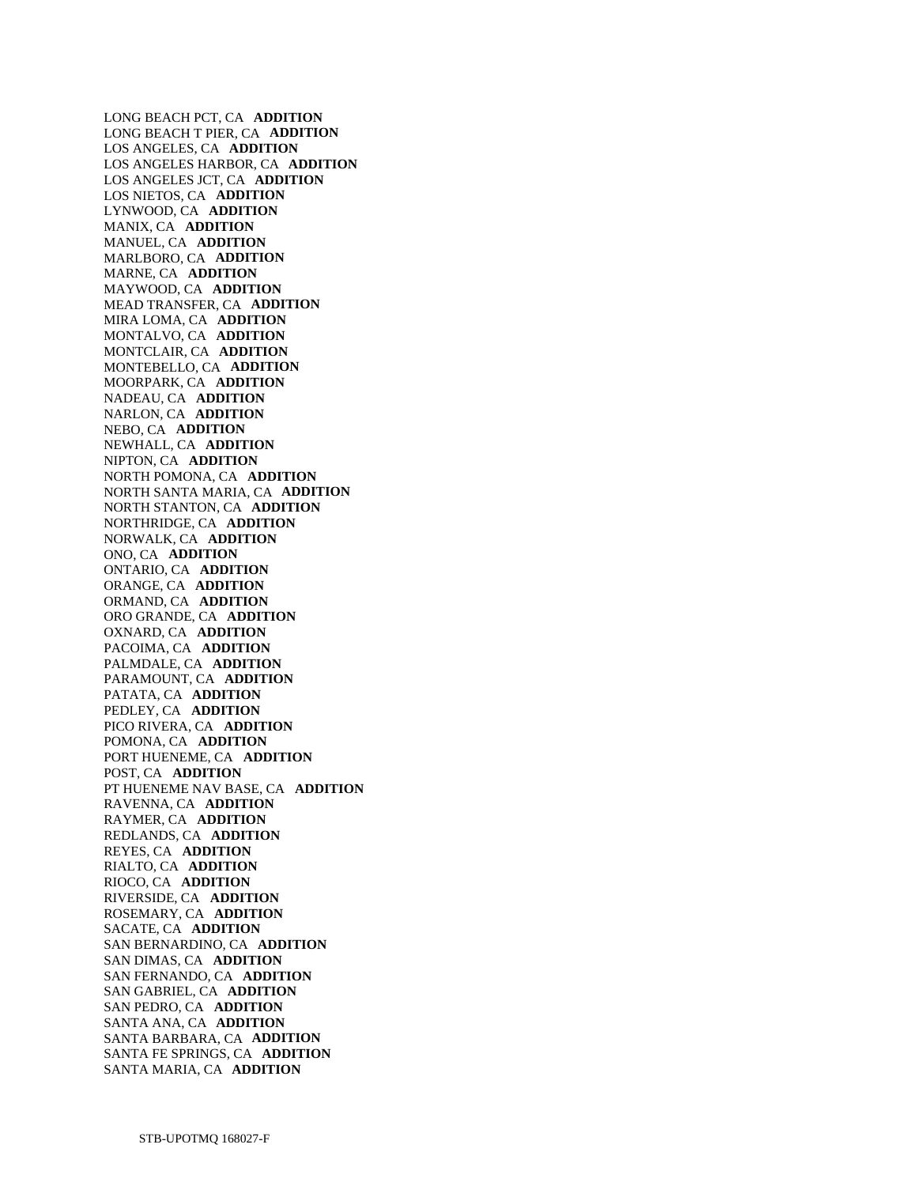LONG BEACH PCT, CA **ADDITION**
LONG BEACH T PIER, CA **ADDITION**
LOS ANGELES, CA **ADDITION**
LOS ANGELES HARBOR, CA **ADDITION**
LOS ANGELES JCT, CA **ADDITION**
LOS NIETOS, CA **ADDITION**
LYNWOOD, CA **ADDITION**
MANIX, CA **ADDITION**
MANUEL, CA **ADDITION**
MARLBORO, CA **ADDITION**
MARNE, CA **ADDITION**
MAYWOOD, CA **ADDITION**
MEAD TRANSFER, CA **ADDITION**
MIRA LOMA, CA **ADDITION**
MONTALVO, CA **ADDITION**
MONTCLAIR, CA **ADDITION**
MONTEBELLO, CA **ADDITION**
MOORPARK, CA **ADDITION**
NADEAU, CA **ADDITION**
NARLON, CA **ADDITION**
NEBO, CA **ADDITION**
NEWHALL, CA **ADDITION**
NIPTON, CA **ADDITION**
NORTH POMONA, CA **ADDITION**
NORTH SANTA MARIA, CA **ADDITION**
NORTH STANTON, CA **ADDITION**
NORTHRIDGE, CA **ADDITION**
NORWALK, CA **ADDITION**
ONO, CA **ADDITION**
ONTARIO, CA **ADDITION**
ORANGE, CA **ADDITION**
ORMAND, CA **ADDITION**
ORO GRANDE, CA **ADDITION**
OXNARD, CA **ADDITION**
PACOIMA, CA **ADDITION**
PALMDALE, CA **ADDITION**
PARAMOUNT, CA **ADDITION**
PATATA, CA **ADDITION**
PEDLEY, CA **ADDITION**
PICO RIVERA, CA **ADDITION**
POMONA, CA **ADDITION**
PORT HUENEME, CA **ADDITION**
POST, CA **ADDITION**
PT HUENEME NAV BASE, CA **ADDITION**
RAVENNA, CA **ADDITION**
RAYMER, CA **ADDITION**
REDLANDS, CA **ADDITION**
REYES, CA **ADDITION**
RIALTO, CA **ADDITION**
RIOCO, CA **ADDITION**
RIVERSIDE, CA **ADDITION**
ROSEMARY, CA **ADDITION**
SACATE, CA **ADDITION**
SAN BERNARDINO, CA **ADDITION**
SAN DIMAS, CA **ADDITION**
SAN FERNANDO, CA **ADDITION**
SAN GABRIEL, CA **ADDITION**
SAN PEDRO, CA **ADDITION**
SANTA ANA, CA **ADDITION**
SANTA BARBARA, CA **ADDITION**
SANTA FE SPRINGS, CA **ADDITION**
SANTA MARIA, CA **ADDITION**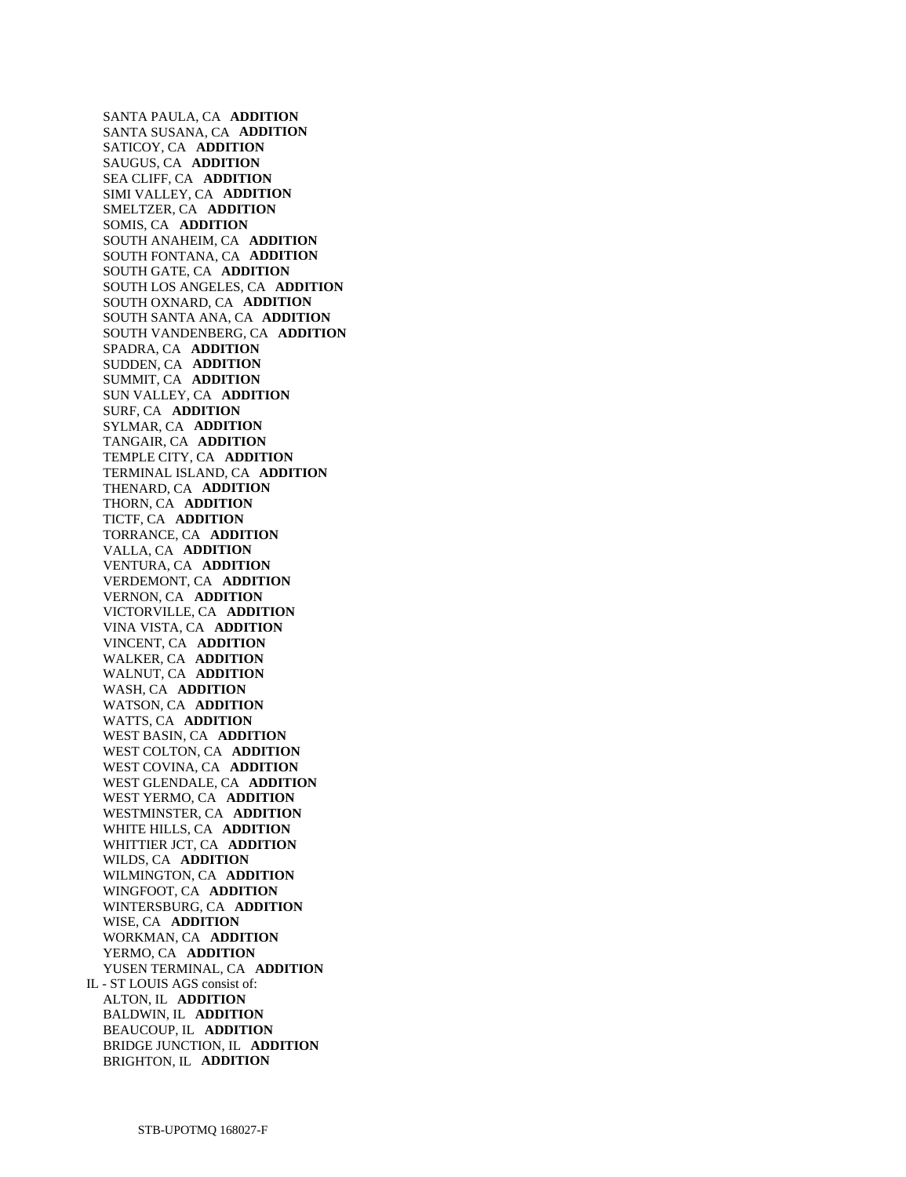SANTA PAULA, CA **ADDITION**
SANTA SUSANA, CA **ADDITION**
SATICOY, CA **ADDITION**
SAUGUS, CA **ADDITION**
SEA CLIFF, CA **ADDITION**
SIMI VALLEY, CA **ADDITION**
SMELTZER, CA **ADDITION**
SOMIS, CA **ADDITION**
SOUTH ANAHEIM, CA **ADDITION**
SOUTH FONTANA, CA **ADDITION**
SOUTH GATE, CA **ADDITION**
SOUTH LOS ANGELES, CA **ADDITION**
SOUTH OXNARD, CA **ADDITION**
SOUTH SANTA ANA, CA **ADDITION**
SOUTH VANDENBERG, CA **ADDITION**
SPADRA, CA **ADDITION**
SUDDEN, CA **ADDITION**
SUMMIT, CA **ADDITION**
SUN VALLEY, CA **ADDITION**
SURF, CA **ADDITION**
SYLMAR, CA **ADDITION**
TANGAIR, CA **ADDITION**
TEMPLE CITY, CA **ADDITION**
TERMINAL ISLAND, CA **ADDITION**
THENARD, CA **ADDITION**
THORN, CA **ADDITION**
TICTF, CA **ADDITION**
TORRANCE, CA **ADDITION**
VALLA, CA **ADDITION**
VENTURA, CA **ADDITION**
VERDEMONT, CA **ADDITION**
VERNON, CA **ADDITION**
VICTORVILLE, CA **ADDITION**
VINA VISTA, CA **ADDITION**
VINCENT, CA **ADDITION**
WALKER, CA **ADDITION**
WALNUT, CA **ADDITION**
WASH, CA **ADDITION**
WATSON, CA **ADDITION**
WATTS, CA **ADDITION**
WEST BASIN, CA **ADDITION**
WEST COLTON, CA **ADDITION**
WEST COVINA, CA **ADDITION**
WEST GLENDALE, CA **ADDITION**
WEST YERMO, CA **ADDITION**
WESTMINSTER, CA **ADDITION**
WHITE HILLS, CA **ADDITION**
WHITTIER JCT, CA **ADDITION**
WILDS, CA **ADDITION**
WILMINGTON, CA **ADDITION**
WINGFOOT, CA **ADDITION**
WINTERSBURG, CA **ADDITION**
WISE, CA **ADDITION**
WORKMAN, CA **ADDITION**
YERMO, CA **ADDITION**
YUSEN TERMINAL, CA **ADDITION**

IL - ST LOUIS AGS consist of:

ALTON, IL **ADDITION**
BALDWIN, IL **ADDITION**
BEAUCOUP, IL **ADDITION**
BRIDGE JUNCTION, IL **ADDITION**
BRIGHTON, IL **ADDITION**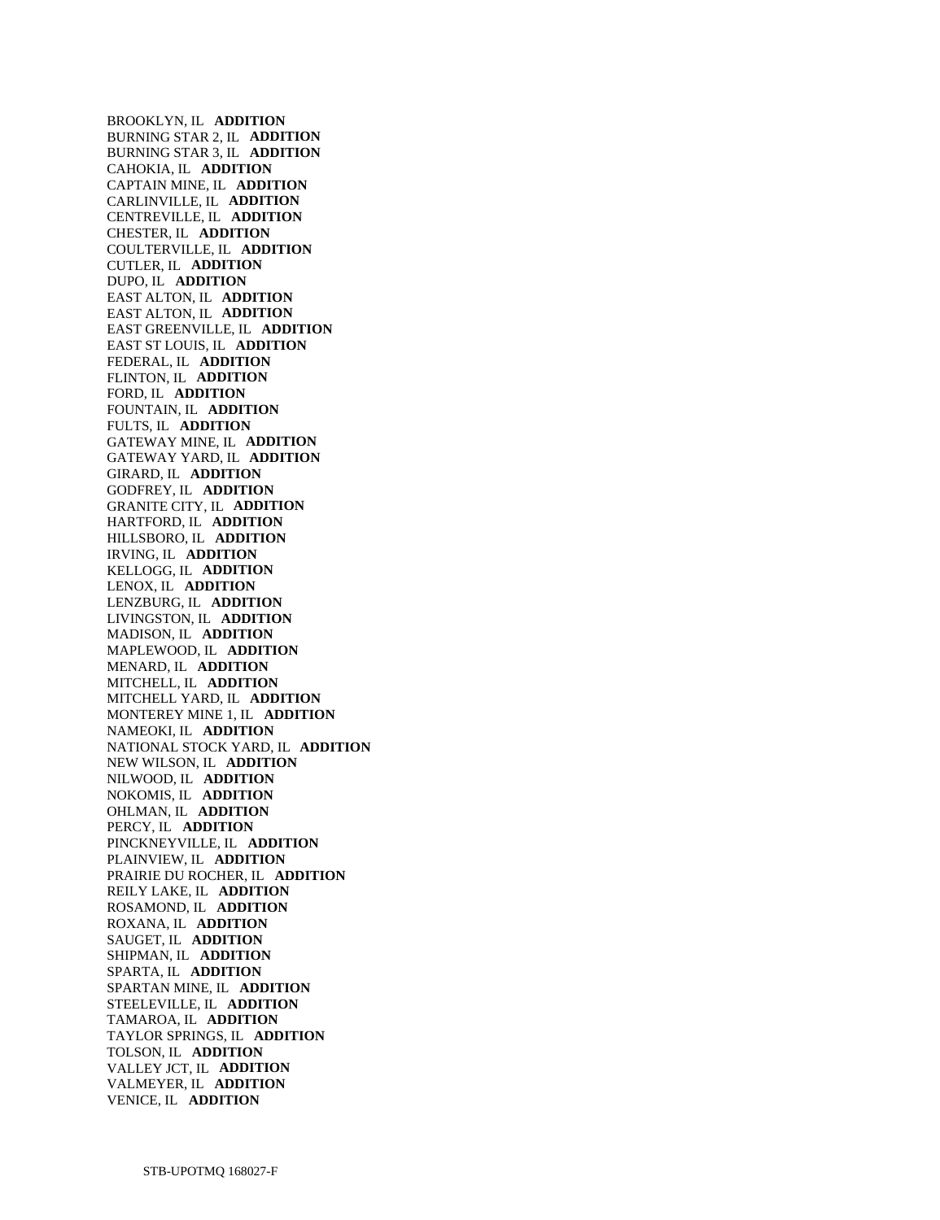BROOKLYN, IL **ADDITION**
BURNING STAR 2, IL **ADDITION**
BURNING STAR 3, IL **ADDITION**
CAHOKIA, IL **ADDITION**
CAPTAIN MINE, IL **ADDITION**
CARLINVILLE, IL **ADDITION**
CENTREVILLE, IL **ADDITION**
CHESTER, IL **ADDITION**
COULTERVILLE, IL **ADDITION**
CUTLER, IL **ADDITION**
DUPO, IL **ADDITION**
EAST ALTON, IL **ADDITION**
EAST ALTON, IL **ADDITION**
EAST GREENVILLE, IL **ADDITION**
EAST ST LOUIS, IL **ADDITION**
FEDERAL, IL **ADDITION**
FLINTON, IL **ADDITION**
FORD, IL **ADDITION**
FOUNTAIN, IL **ADDITION**
FULTS, IL **ADDITION**
GATEWAY MINE, IL **ADDITION**
GATEWAY YARD, IL **ADDITION**
GIRARD, IL **ADDITION**
GODFREY, IL **ADDITION**
GRANITE CITY, IL **ADDITION**
HARTFORD, IL **ADDITION**
HILLSBORO, IL **ADDITION**
IRVING, IL **ADDITION**
KELLOGG, IL **ADDITION**
LENOX, IL **ADDITION**
LENZBURG, IL **ADDITION**
LIVINGSTON, IL **ADDITION**
MADISON, IL **ADDITION**
MAPLEWOOD, IL **ADDITION**
MENARD, IL **ADDITION**
MITCHELL, IL **ADDITION**
MITCHELL YARD, IL **ADDITION**
MONTEREY MINE 1, IL **ADDITION**
NAMEOKI, IL **ADDITION**
NATIONAL STOCK YARD, IL **ADDITION**
NEW WILSON, IL **ADDITION**
NILWOOD, IL **ADDITION**
NOKOMIS, IL **ADDITION**
OHLMAN, IL **ADDITION**
PERCY, IL **ADDITION**
PINCKNEYVILLE, IL **ADDITION**
PLAINVIEW, IL **ADDITION**
PRAIRIE DU ROCHER, IL **ADDITION**
REILY LAKE, IL **ADDITION**
ROSAMOND, IL **ADDITION**
ROXANA, IL **ADDITION**
SAUGET, IL **ADDITION**
SHIPMAN, IL **ADDITION**
SPARTA, IL **ADDITION**
SPARTAN MINE, IL **ADDITION**
STEELEVILLE, IL **ADDITION**
TAMAROA, IL **ADDITION**
TAYLOR SPRINGS, IL **ADDITION**
TOLSON, IL **ADDITION**
VALLEY JCT, IL **ADDITION**
VALMEYER, IL **ADDITION**
VENICE, IL **ADDITION**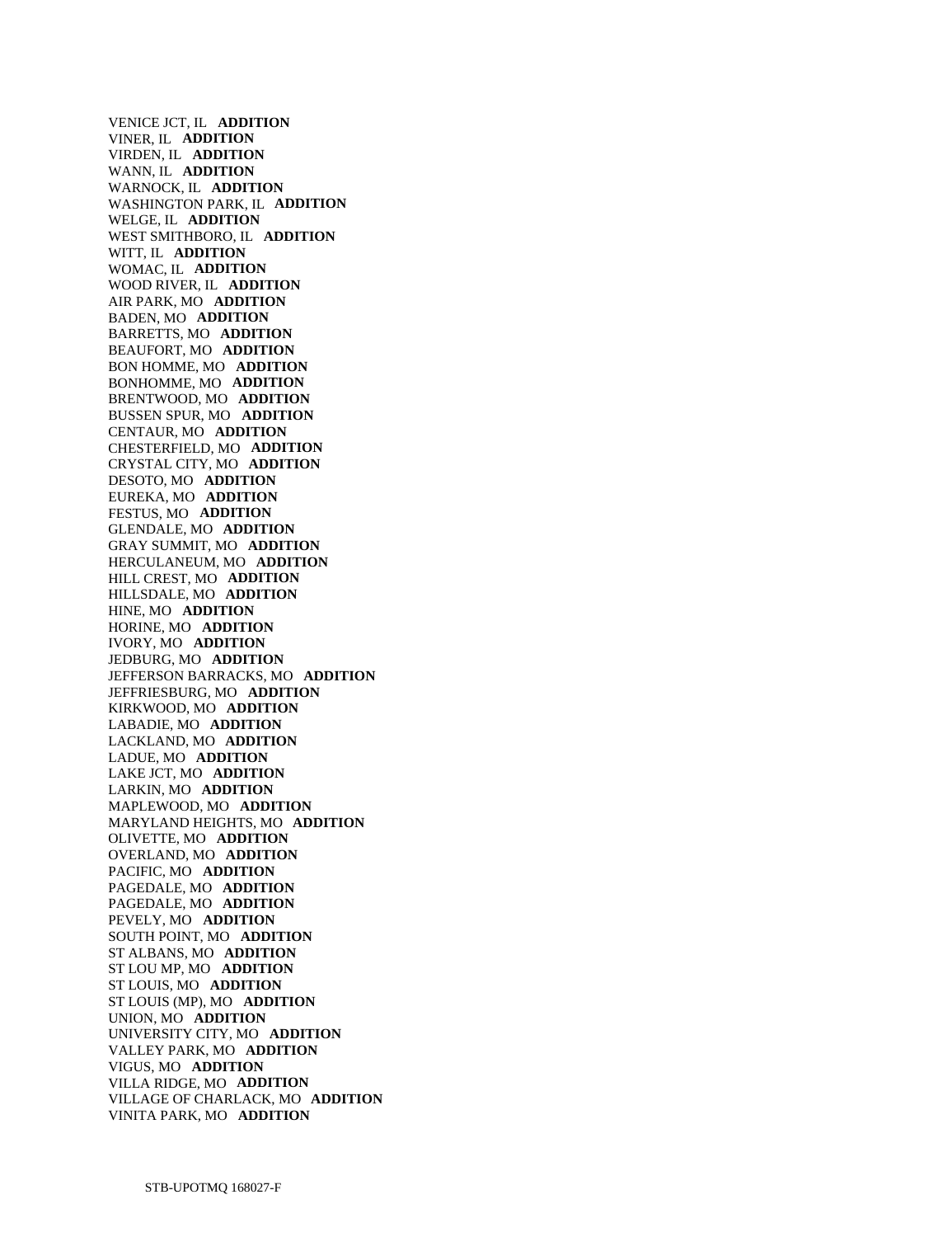VENICE JCT, IL **ADDITION**
VINER, IL **ADDITION**
VIRDEN, IL **ADDITION**
WANN, IL **ADDITION**
WARNOCK, IL **ADDITION**
WASHINGTON PARK, IL **ADDITION**
WELGE, IL **ADDITION**
WEST SMITHBORO, IL **ADDITION**
WITT, IL **ADDITION**
WOMAC, IL **ADDITION**
WOOD RIVER, IL **ADDITION**
AIR PARK, MO **ADDITION**
BADEN, MO **ADDITION**
BARRETTS, MO **ADDITION**
BEAUFORT, MO **ADDITION**
BON HOMME, MO **ADDITION**
BONHOMME, MO **ADDITION**
BRENTWOOD, MO **ADDITION**
BUSSEN SPUR, MO **ADDITION**
CENTAUR, MO **ADDITION**
CHESTERFIELD, MO **ADDITION**
CRYSTAL CITY, MO **ADDITION**
DESOTO, MO **ADDITION**
EUREKA, MO **ADDITION**
FESTUS, MO **ADDITION**
GLENDALE, MO **ADDITION**
GRAY SUMMIT, MO **ADDITION**
HERCULANEUM, MO **ADDITION**
HILL CREST, MO **ADDITION**
HILLSDALE, MO **ADDITION**
HINE, MO **ADDITION**
HORINE, MO **ADDITION**
IVORY, MO **ADDITION**
JEDBURG, MO **ADDITION**
JEFFERSON BARRACKS, MO **ADDITION**
JEFFRIESBURG, MO **ADDITION**
KIRKWOOD, MO **ADDITION**
LABADIE, MO **ADDITION**
LACKLAND, MO **ADDITION**
LADUE, MO **ADDITION**
LAKE JCT, MO **ADDITION**
LARKIN, MO **ADDITION**
MAPLEWOOD, MO **ADDITION**
MARYLAND HEIGHTS, MO **ADDITION**
OLIVETTE, MO **ADDITION**
OVERLAND, MO **ADDITION**
PACIFIC, MO **ADDITION**
PAGEDALE, MO **ADDITION**
PAGEDALE, MO **ADDITION**
PEVELY, MO **ADDITION**
SOUTH POINT, MO **ADDITION**
ST ALBANS, MO **ADDITION**
ST LOU MP, MO **ADDITION**
ST LOUIS, MO **ADDITION**
ST LOUIS (MP), MO **ADDITION**
UNION, MO **ADDITION**
UNIVERSITY CITY, MO **ADDITION**
VALLEY PARK, MO **ADDITION**
VIGUS, MO **ADDITION**
VILLA RIDGE, MO **ADDITION**
VILLAGE OF CHARLACK, MO **ADDITION**
VINITA PARK, MO **ADDITION**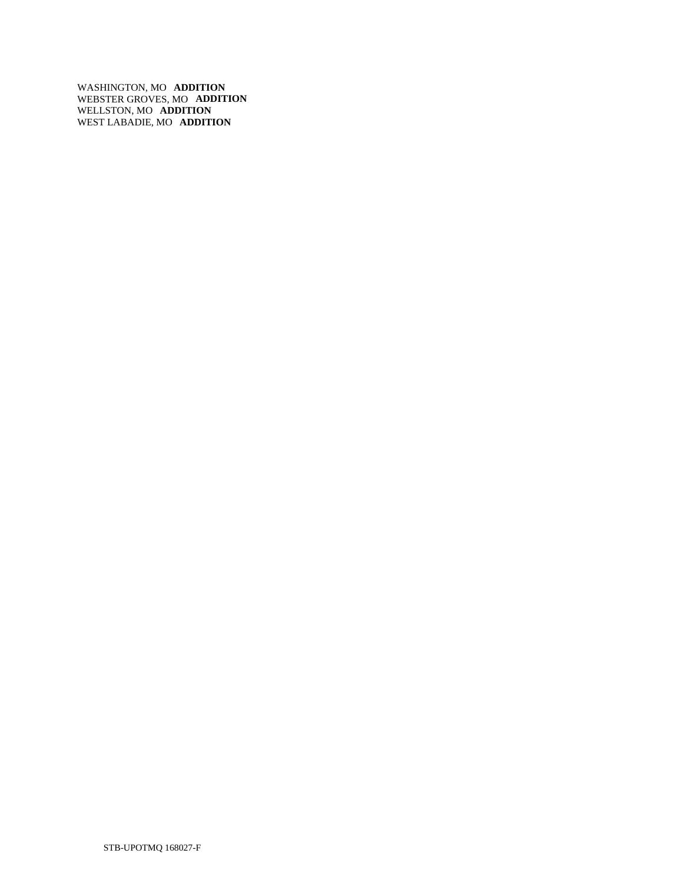WASHINGTON, MO **ADDITION**
WEBSTER GROVES, MO **ADDITION**
WELLSTON, MO **ADDITION**
WEST LABADIE, MO **ADDITION**

STB-UPOTMQ 168027-F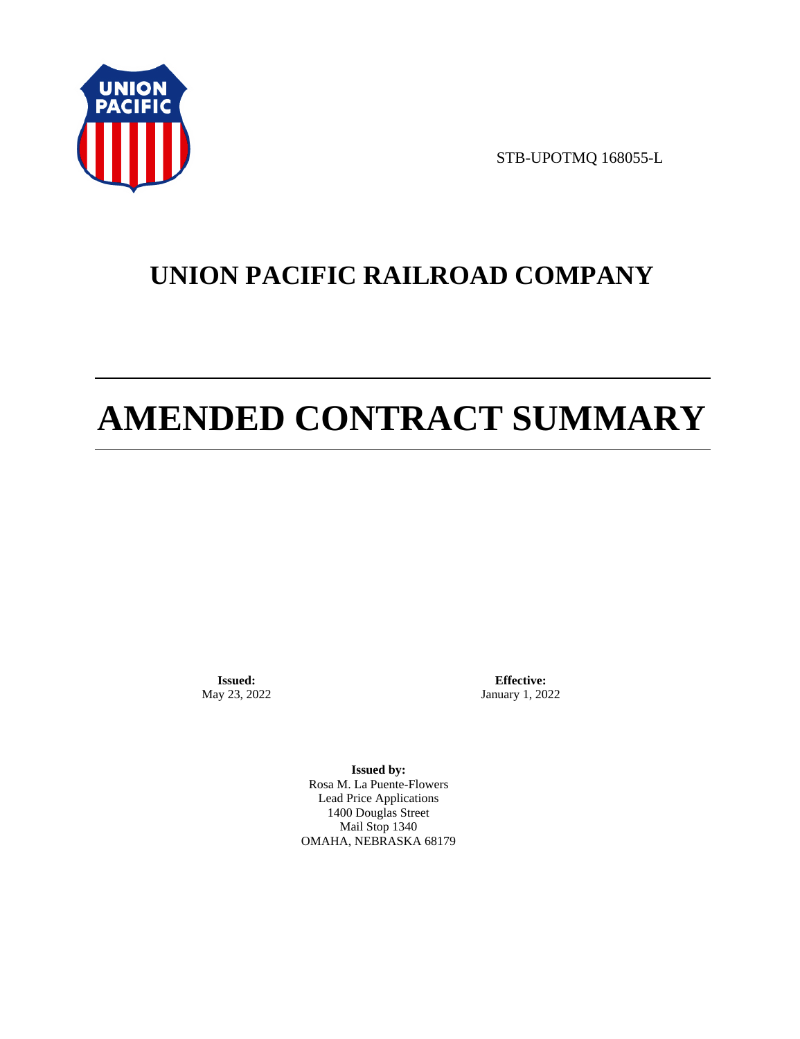STB-UPOTMQ 168055-L

# UNION PACIFIC RAILROAD COMPANY

# AMENDED CONTRACT SUMMARY

**Issued:**
May 23, 2022

**Effective:**
January 1, 2022

**Issued by:**
Rosa M. La Puente-Flowers
Lead Price Applications
1400 Douglas Street
Mail Stop 1340
OMAHA, NEBRASKA 68179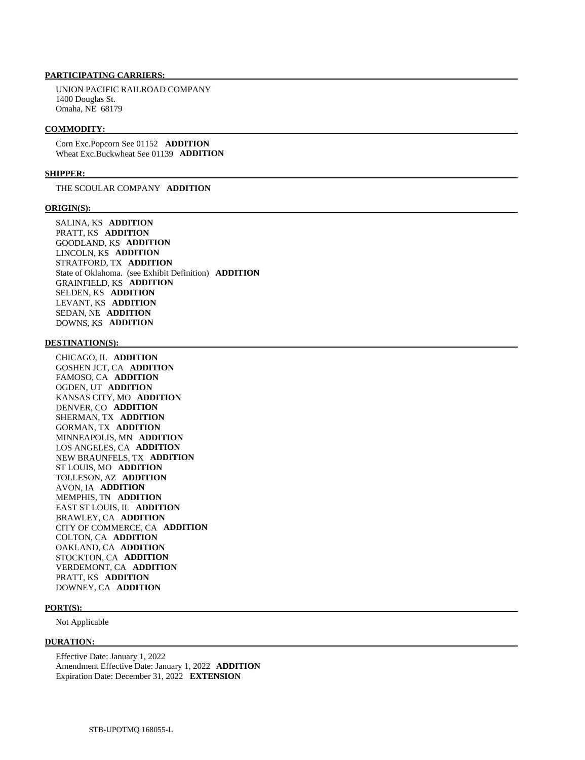**PARTICIPATING CARRIERS:**

UNION PACIFIC RAILROAD COMPANY
1400 Douglas St.
Omaha, NE 68179

**COMMODITY:**

Corn Exc.Popcorn See 01152 **ADDITION**
Wheat Exc.Buckwheat See 01139 **ADDITION**

**SHIPPER:**

THE SCOULAR COMPANY **ADDITION**

**ORIGIN(S):**

SALINA, KS **ADDITION**
PRATT, KS **ADDITION**
GOODLAND, KS **ADDITION**
LINCOLN, KS **ADDITION**
STRATFORD, TX **ADDITION**
State of Oklahoma. (see Exhibit Definition) **ADDITION**
GRAINFIELD, KS **ADDITION**
SELDEN, KS **ADDITION**
LEVANT, KS **ADDITION**
SEDAN, NE **ADDITION**
DOWNS, KS **ADDITION**

**DESTINATION(S):**

CHICAGO, IL **ADDITION**
GOSHEN JCT, CA **ADDITION**
FAMOSO, CA **ADDITION**
OGDEN, UT **ADDITION**
KANSAS CITY, MO **ADDITION**
DENVER, CO **ADDITION**
SHERMAN, TX **ADDITION**
GORMAN, TX **ADDITION**
MINNEAPOLIS, MN **ADDITION**
LOS ANGELES, CA **ADDITION**
NEW BRAUNFELS, TX **ADDITION**
ST LOUIS, MO **ADDITION**
TOLLESON, AZ **ADDITION**
AVON, IA **ADDITION**
MEMPHIS, TN **ADDITION**
EAST ST LOUIS, IL **ADDITION**
BRAWLEY, CA **ADDITION**
CITY OF COMMERCE, CA **ADDITION**
COLTON, CA **ADDITION**
OAKLAND, CA **ADDITION**
STOCKTON, CA **ADDITION**
VERDEMONT, CA **ADDITION**
PRATT, KS **ADDITION**
DOWNEY, CA **ADDITION**

**PORT(S):**

Not Applicable

**DURATION:**

Effective Date: January 1, 2022
Amendment Effective Date: January 1, 2022 **ADDITION**
Expiration Date: December 31, 2022 **EXTENSION**

STB-UPOTMQ 168055-L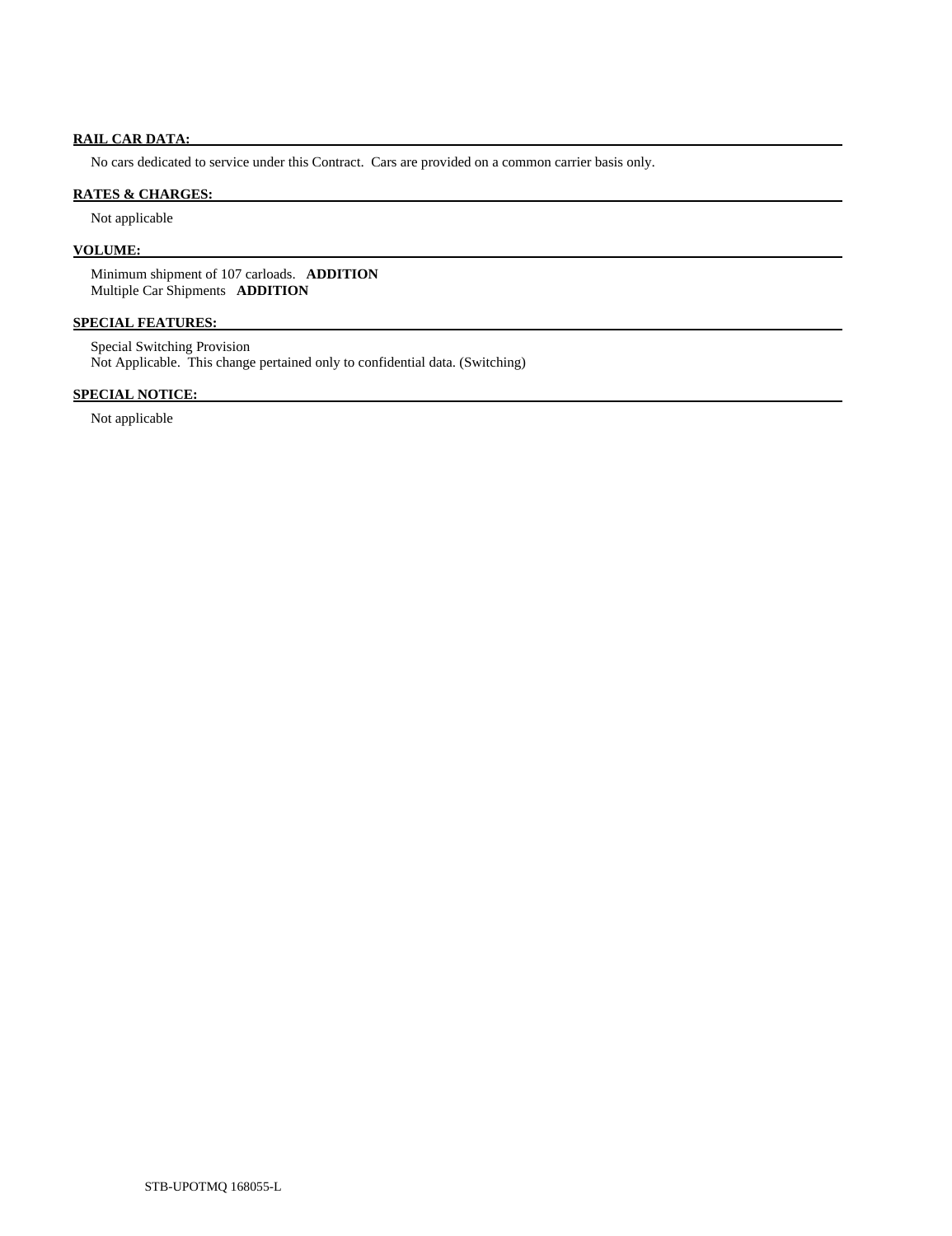**RAIL CAR DATA:**

No cars dedicated to service under this Contract. Cars are provided on a common carrier basis only.

**RATES & CHARGES:**

Not applicable

**VOLUME:**

Minimum shipment of 107 carloads. **ADDITION**
Multiple Car Shipments **ADDITION**

**SPECIAL FEATURES:**

Special Switching Provision
Not Applicable. This change pertained only to confidential data. (Switching)

**SPECIAL NOTICE:**

Not applicable

STB-UPOTMQ 168055-L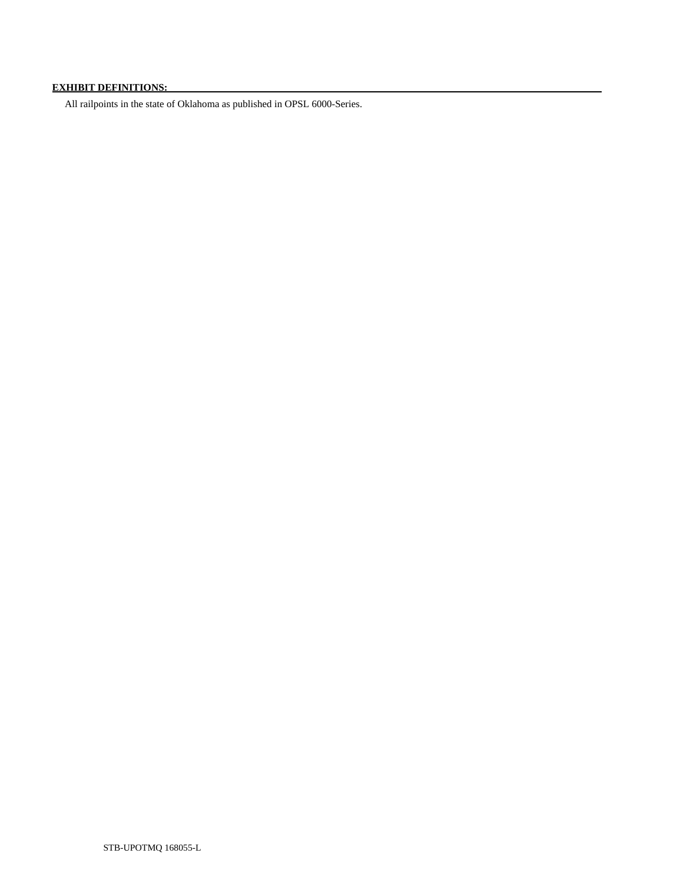**EXHIBIT DEFINITIONS:**

All railpoints in the state of Oklahoma as published in OPSL 6000-Series.

STB-UPOTMQ 168055-L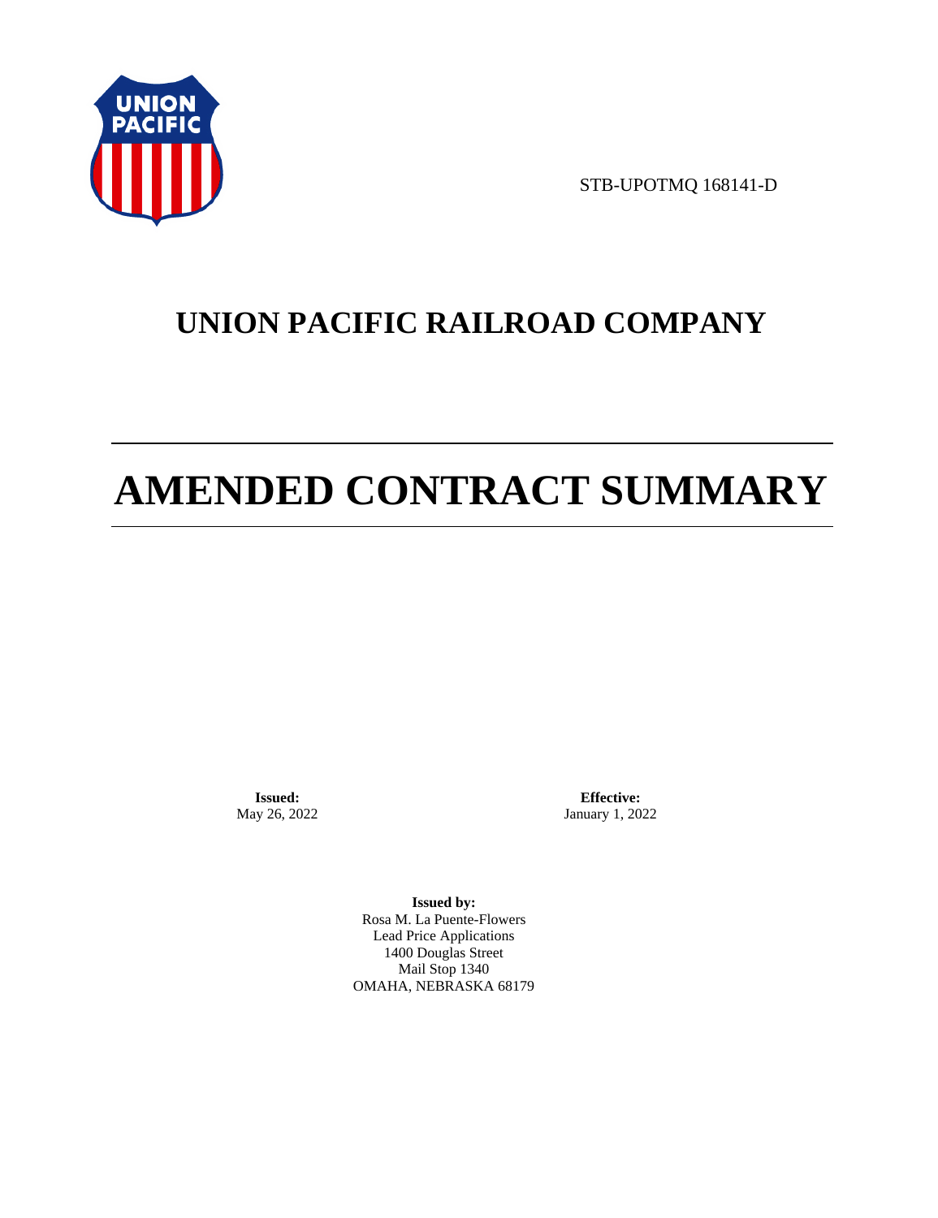STB-UPOTMQ 168141-D

# UNION PACIFIC RAILROAD COMPANY

# AMENDED CONTRACT SUMMARY

**Issued:**
May 26, 2022

**Effective:**
January 1, 2022

**Issued by:**
Rosa M. La Puente-Flowers
Lead Price Applications
1400 Douglas Street
Mail Stop 1340
OMAHA, NEBRASKA 68179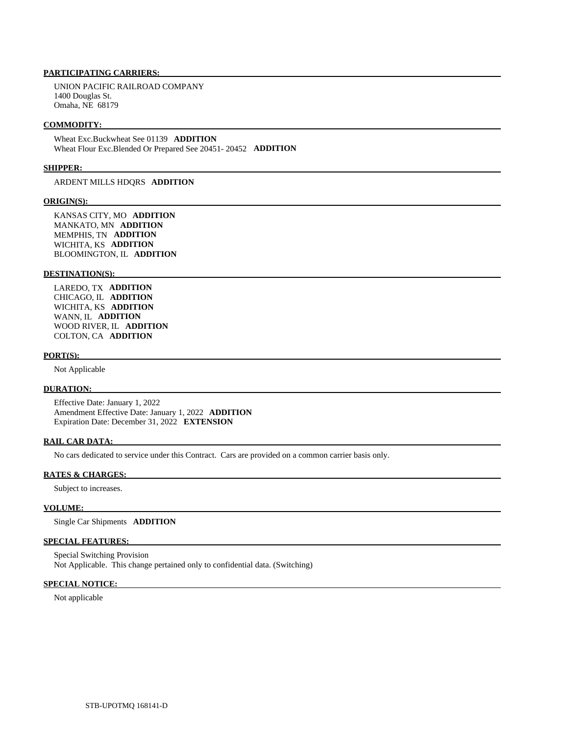#### PARTICIPATING CARRIERS:

UNION PACIFIC RAILROAD COMPANY
1400 Douglas St.
Omaha, NE 68179

#### COMMODITY:

Wheat Exc.Buckwheat See 01139 **ADDITION**
Wheat Flour Exc.Blended Or Prepared See 20451- 20452 **ADDITION**

#### SHIPPER:

ARDENT MILLS HDQRS **ADDITION**

#### ORIGIN(S):

KANSAS CITY, MO **ADDITION**
MANKATO, MN **ADDITION**
MEMPHIS, TN **ADDITION**
WICHITA, KS **ADDITION**
BLOOMINGTON, IL **ADDITION**

#### DESTINATION(S):

LAREDO, TX **ADDITION**
CHICAGO, IL **ADDITION**
WICHITA, KS **ADDITION**
WANN, IL **ADDITION**
WOOD RIVER, IL **ADDITION**
COLTON, CA **ADDITION**

#### PORT(S):

Not Applicable

#### DURATION:

Effective Date: January 1, 2022
Amendment Effective Date: January 1, 2022 **ADDITION**
Expiration Date: December 31, 2022 **EXTENSION**

#### RAIL CAR DATA:

No cars dedicated to service under this Contract. Cars are provided on a common carrier basis only.

#### RATES & CHARGES:

Subject to increases.

#### VOLUME:

Single Car Shipments **ADDITION**

#### SPECIAL FEATURES:

Special Switching Provision
Not Applicable. This change pertained only to confidential data. (Switching)

#### SPECIAL NOTICE:

Not applicable

STB-UPOTMQ 168141-D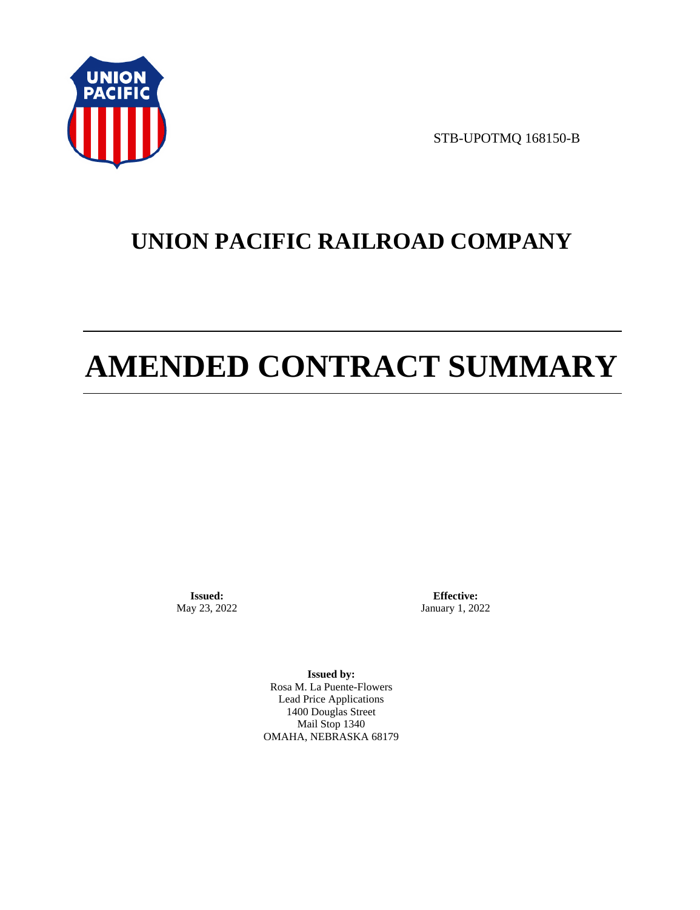STB-UPOTMQ 168150-B

# UNION PACIFIC RAILROAD COMPANY

# AMENDED CONTRACT SUMMARY

**Issued:**
May 23, 2022

**Effective:**
January 1, 2022

**Issued by:**
Rosa M. La Puente-Flowers
Lead Price Applications
1400 Douglas Street
Mail Stop 1340
OMAHA, NEBRASKA 68179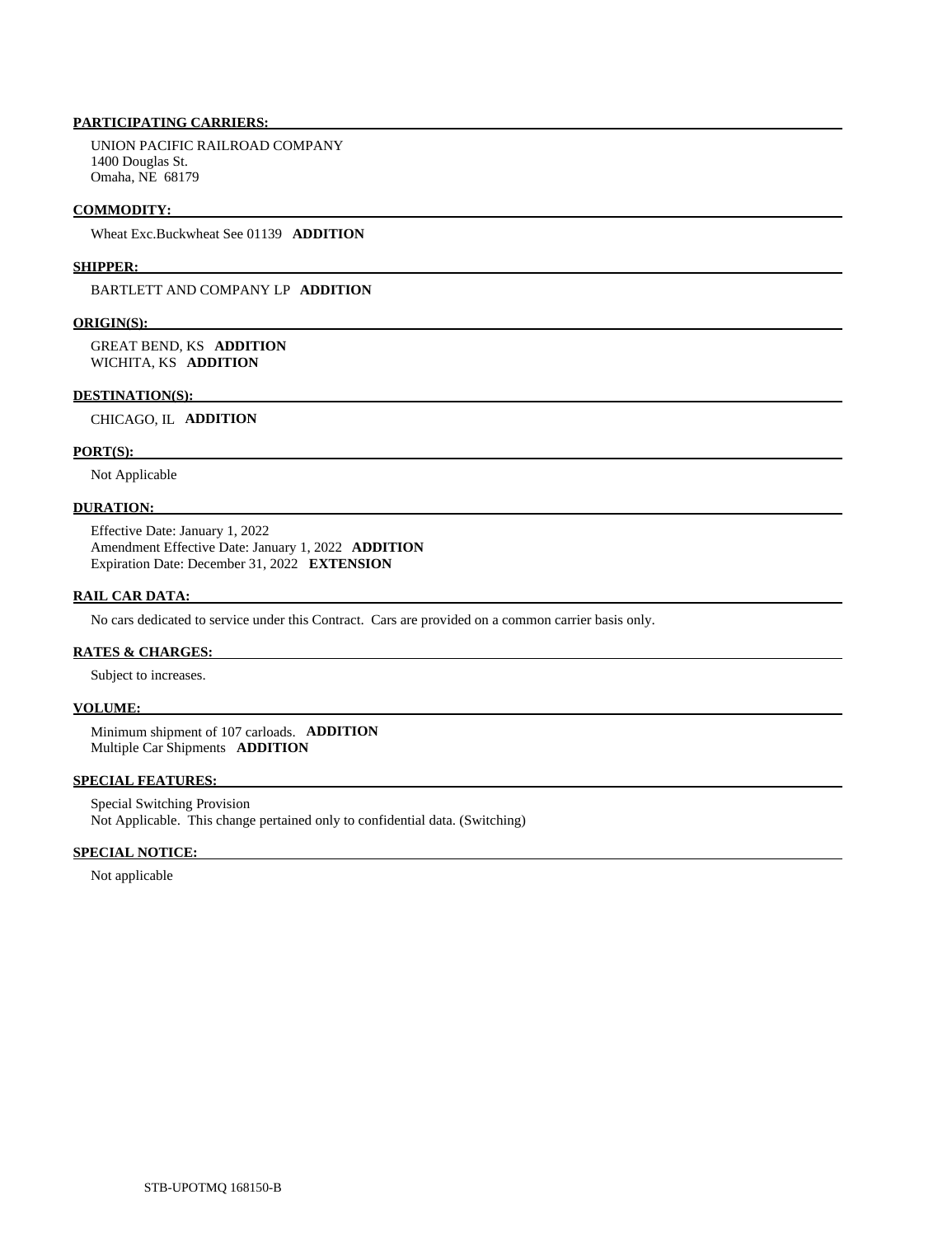**PARTICIPATING CARRIERS:**

UNION PACIFIC RAILROAD COMPANY
1400 Douglas St.
Omaha, NE 68179

**COMMODITY:**

Wheat Exc.Buckwheat See 01139 **ADDITION**

**SHIPPER:**

BARTLETT AND COMPANY LP **ADDITION**

**ORIGIN(S):**

GREAT BEND, KS **ADDITION**
WICHITA, KS **ADDITION**

**DESTINATION(S):**

CHICAGO, IL **ADDITION**

**PORT(S):**

Not Applicable

**DURATION:**

Effective Date: January 1, 2022
Amendment Effective Date: January 1, 2022 **ADDITION**
Expiration Date: December 31, 2022 **EXTENSION**

**RAIL CAR DATA:**

No cars dedicated to service under this Contract. Cars are provided on a common carrier basis only.

**RATES & CHARGES:**

Subject to increases.

**VOLUME:**

Minimum shipment of 107 carloads. **ADDITION**
Multiple Car Shipments **ADDITION**

**SPECIAL FEATURES:**

Special Switching Provision
Not Applicable. This change pertained only to confidential data. (Switching)

**SPECIAL NOTICE:**

Not applicable

STB-UPOTMQ 168150-B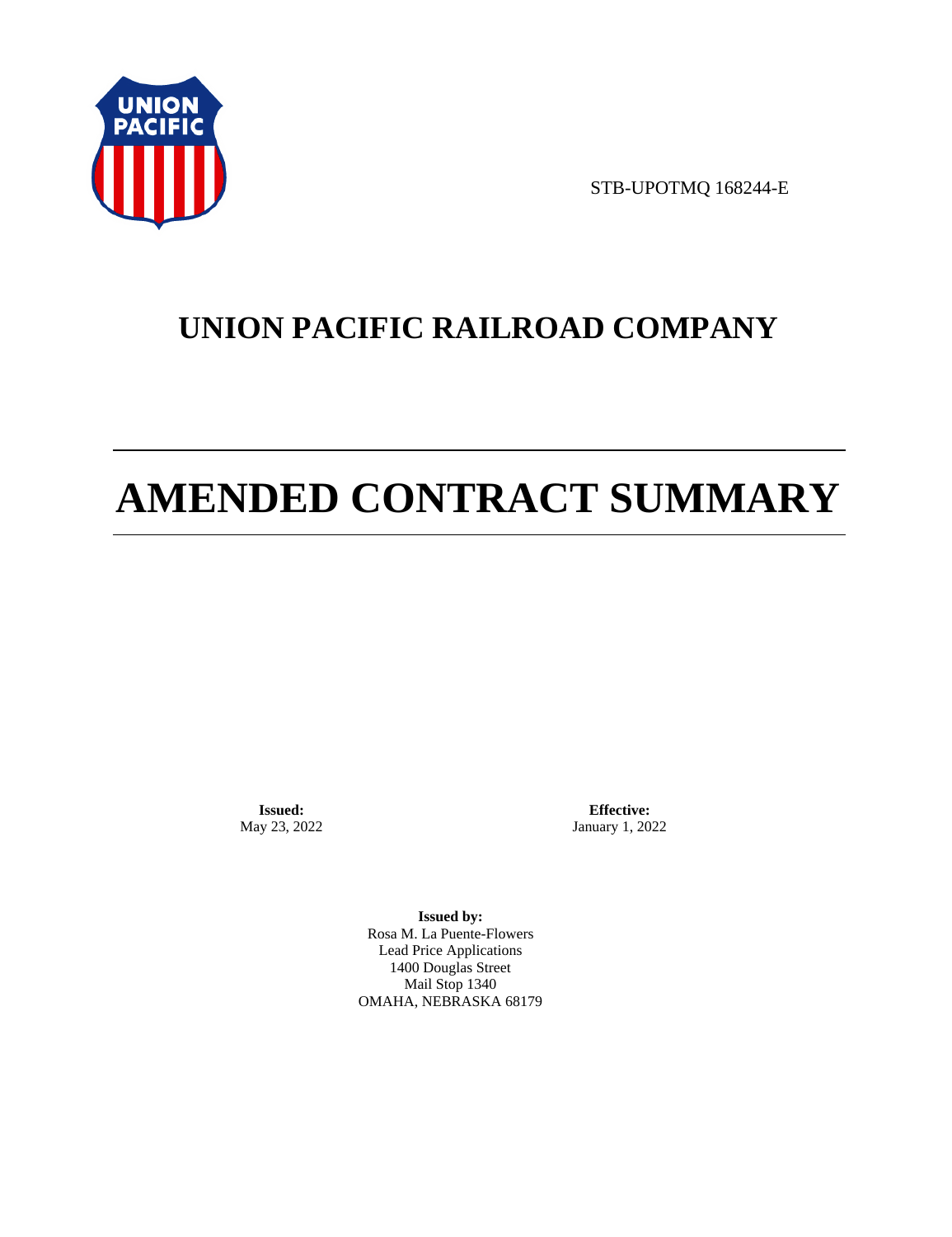STB-UPOTMQ 168244-E

# UNION PACIFIC RAILROAD COMPANY

# AMENDED CONTRACT SUMMARY

**Issued:**
May 23, 2022

**Effective:**
January 1, 2022

**Issued by:**
Rosa M. La Puente-Flowers
Lead Price Applications
1400 Douglas Street
Mail Stop 1340
OMAHA, NEBRASKA 68179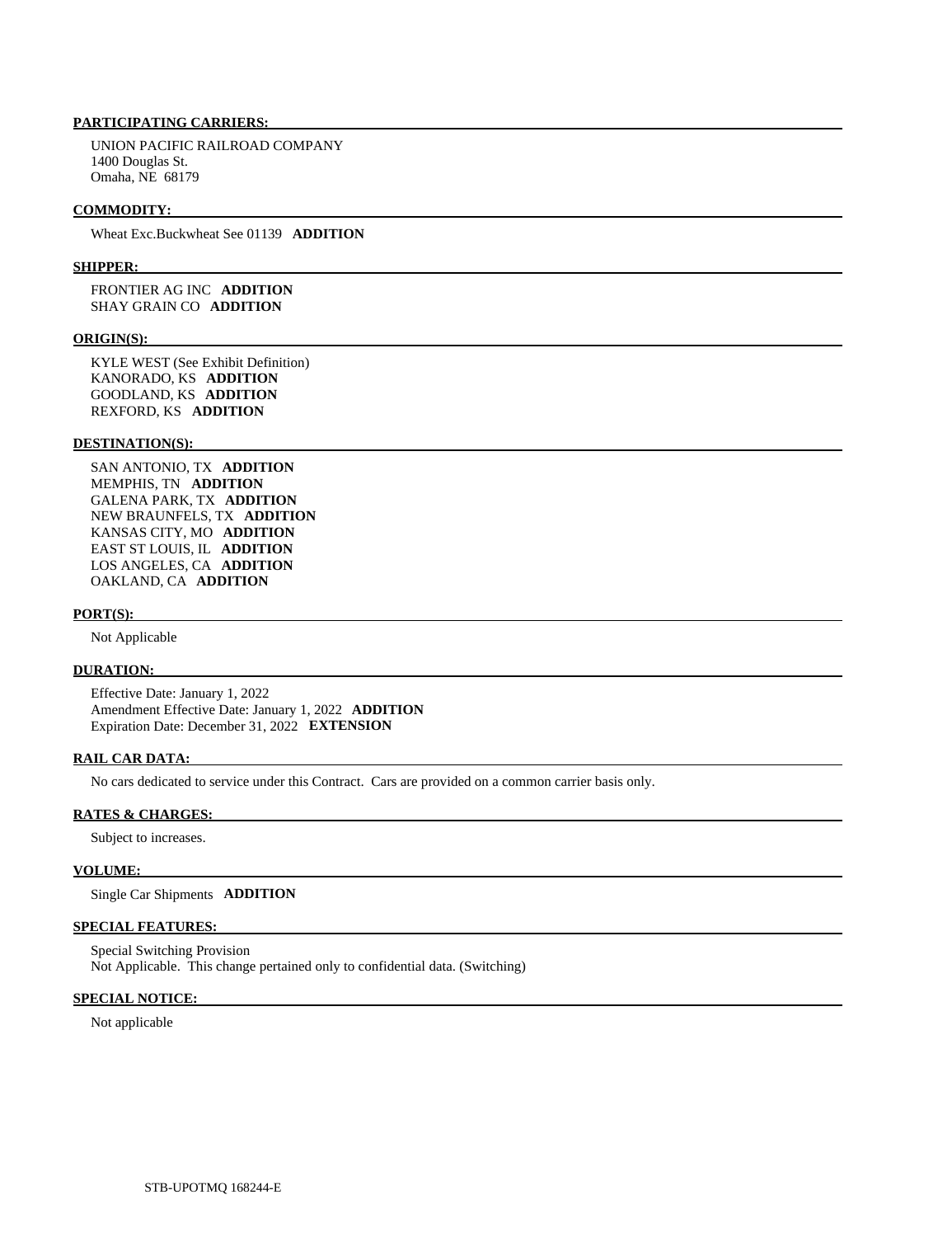**PARTICIPATING CARRIERS:**

UNION PACIFIC RAILROAD COMPANY
1400 Douglas St.
Omaha, NE 68179

**COMMODITY:**

Wheat Exc.Buckwheat See 01139 **ADDITION**

**SHIPPER:**

FRONTIER AG INC **ADDITION**
SHAY GRAIN CO **ADDITION**

**ORIGIN(S):**

KYLE WEST (See Exhibit Definition)
KANORADO, KS **ADDITION**
GOODLAND, KS **ADDITION**
REXFORD, KS **ADDITION**

**DESTINATION(S):**

SAN ANTONIO, TX **ADDITION**
MEMPHIS, TN **ADDITION**
GALENA PARK, TX **ADDITION**
NEW BRAUNFELS, TX **ADDITION**
KANSAS CITY, MO **ADDITION**
EAST ST LOUIS, IL **ADDITION**
LOS ANGELES, CA **ADDITION**
OAKLAND, CA **ADDITION**

**PORT(S):**

Not Applicable

**DURATION:**

Effective Date: January 1, 2022
Amendment Effective Date: January 1, 2022 **ADDITION**
Expiration Date: December 31, 2022 **EXTENSION**

**RAIL CAR DATA:**

No cars dedicated to service under this Contract. Cars are provided on a common carrier basis only.

**RATES & CHARGES:**

Subject to increases.

**VOLUME:**

Single Car Shipments **ADDITION**

**SPECIAL FEATURES:**

Special Switching Provision
Not Applicable. This change pertained only to confidential data. (Switching)

**SPECIAL NOTICE:**

Not applicable

STB-UPOTMQ 168244-E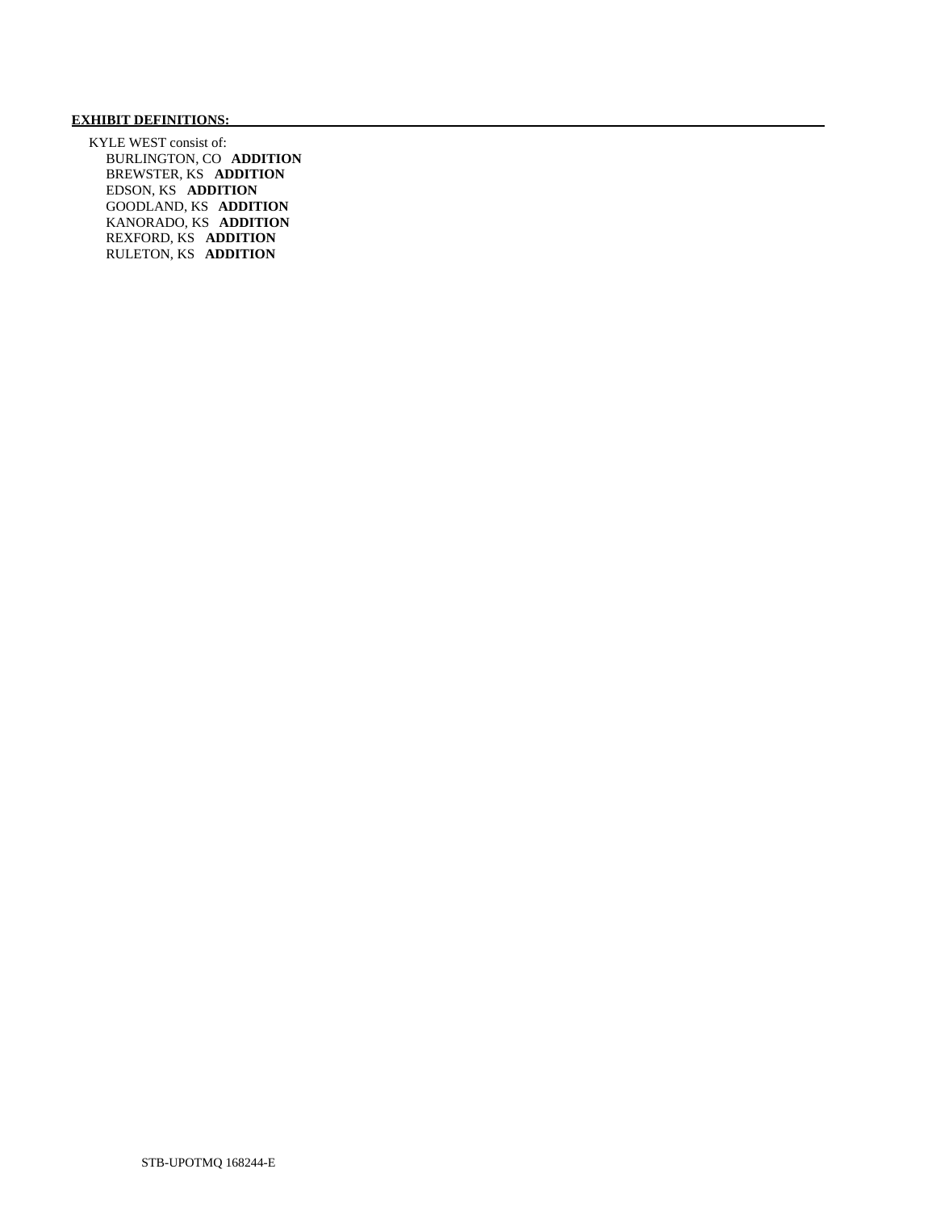**EXHIBIT DEFINITIONS:**

KYLE WEST consist of:

- BURLINGTON, CO **ADDITION**
- BREWSTER, KS **ADDITION**
- EDSON, KS **ADDITION**
- GOODLAND, KS **ADDITION**
- KANORADO, KS **ADDITION**
- REXFORD, KS **ADDITION**
- RULETON, KS **ADDITION**

STB-UPOTMQ 168244-E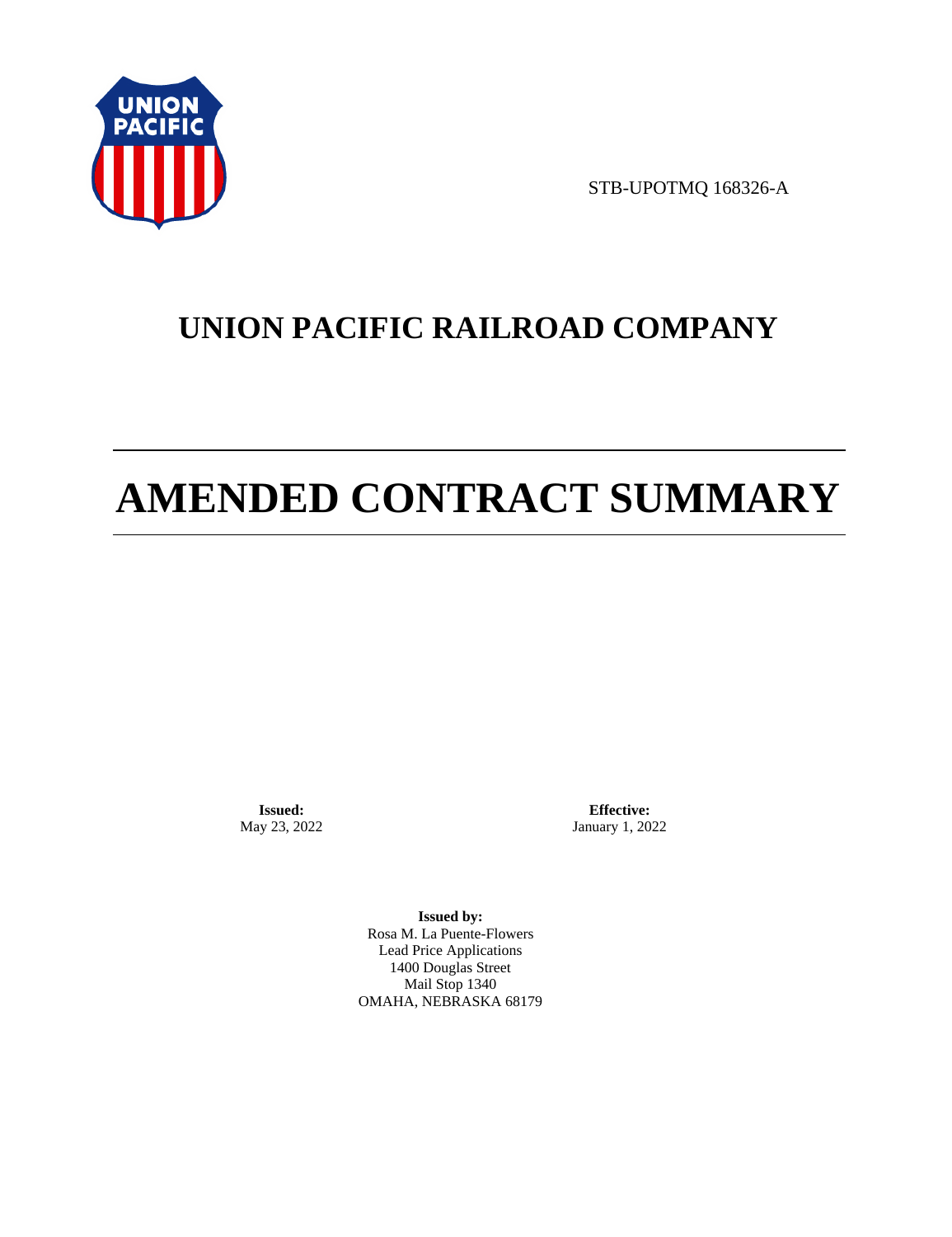STB-UPOTMQ 168326-A

# UNION PACIFIC RAILROAD COMPANY

# AMENDED CONTRACT SUMMARY

**Issued:**
May 23, 2022

**Effective:**
January 1, 2022

**Issued by:**
Rosa M. La Puente-Flowers
Lead Price Applications
1400 Douglas Street
Mail Stop 1340
OMAHA, NEBRASKA 68179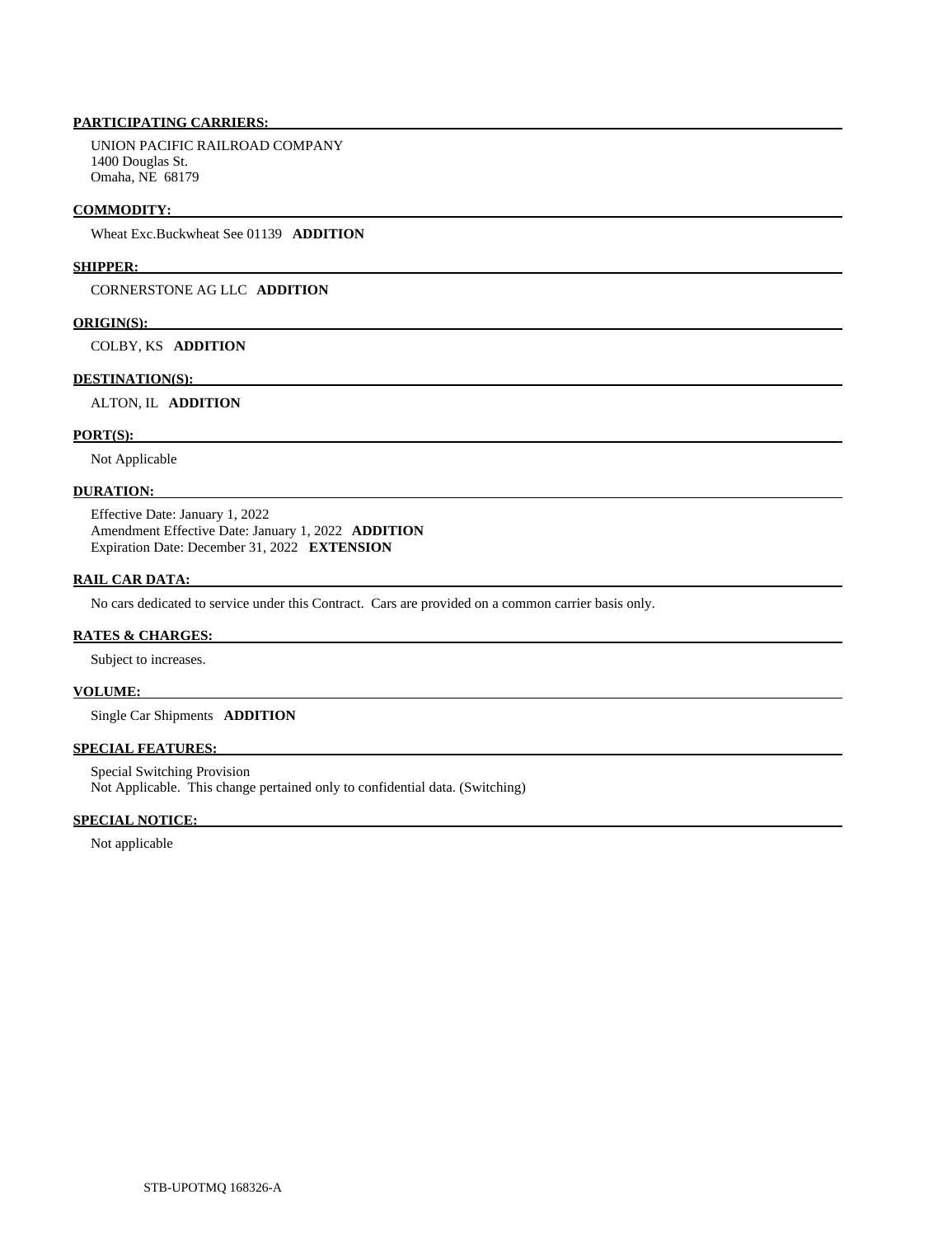**PARTICIPATING CARRIERS:**

UNION PACIFIC RAILROAD COMPANY
1400 Douglas St.
Omaha, NE 68179

**COMMODITY:**

Wheat Exc.Buckwheat See 01139 **ADDITION**

**SHIPPER:**

CORNERSTONE AG LLC **ADDITION**

**ORIGIN(S):**

COLBY, KS **ADDITION**

**DESTINATION(S):**

ALTON, IL **ADDITION**

**PORT(S):**

Not Applicable

**DURATION:**

Effective Date: January 1, 2022
Amendment Effective Date: January 1, 2022 **ADDITION**
Expiration Date: December 31, 2022 **EXTENSION**

**RAIL CAR DATA:**

No cars dedicated to service under this Contract. Cars are provided on a common carrier basis only.

**RATES & CHARGES:**

Subject to increases.

**VOLUME:**

Single Car Shipments **ADDITION**

**SPECIAL FEATURES:**

Special Switching Provision
Not Applicable. This change pertained only to confidential data. (Switching)

**SPECIAL NOTICE:**

Not applicable

STB-UPOTMQ 168326-A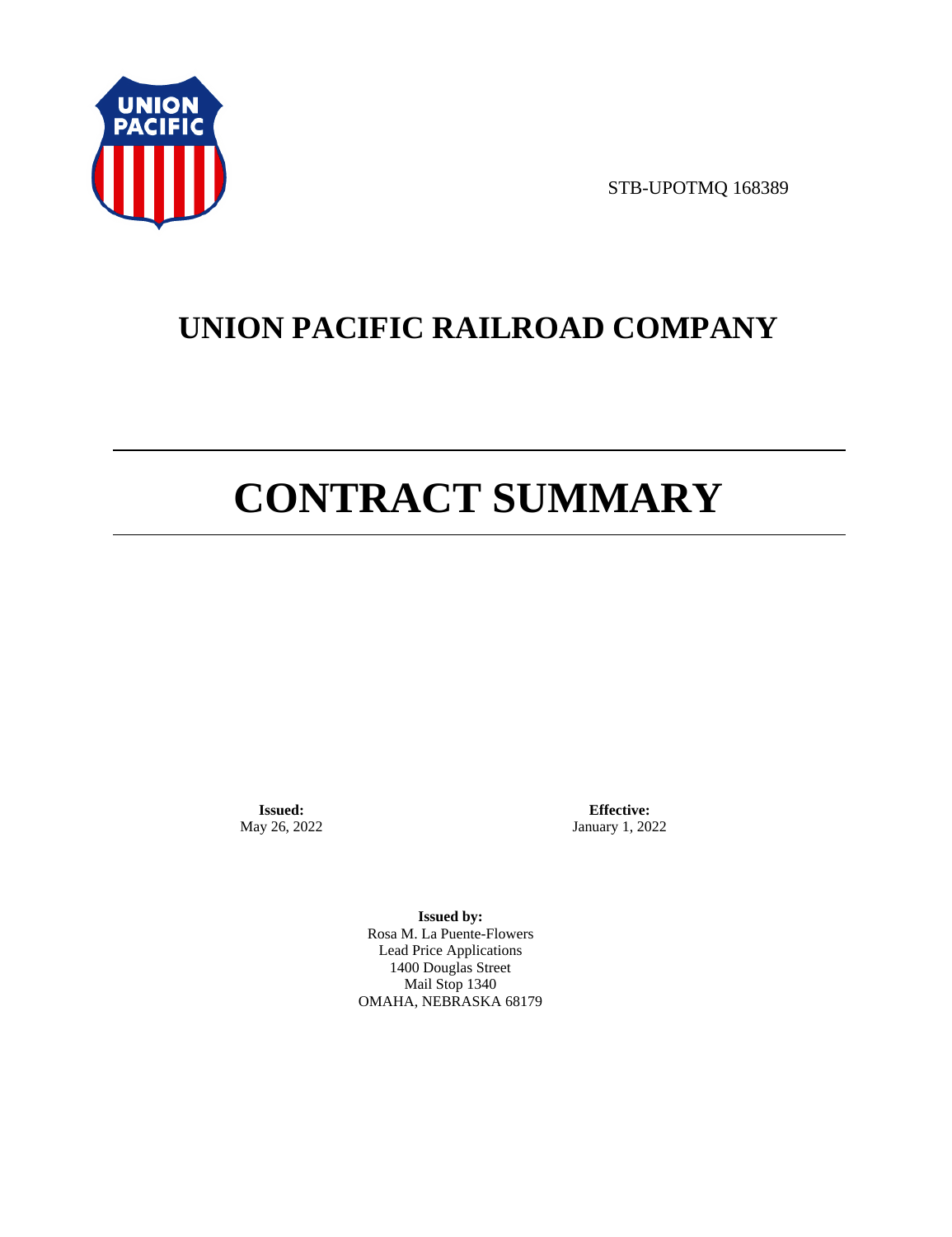STB-UPOTMQ 168389

# UNION PACIFIC RAILROAD COMPANY

# CONTRACT SUMMARY

**Issued:**
May 26, 2022

**Effective:**
January 1, 2022

**Issued by:**
Rosa M. La Puente-Flowers
Lead Price Applications
1400 Douglas Street
Mail Stop 1340
OMAHA, NEBRASKA 68179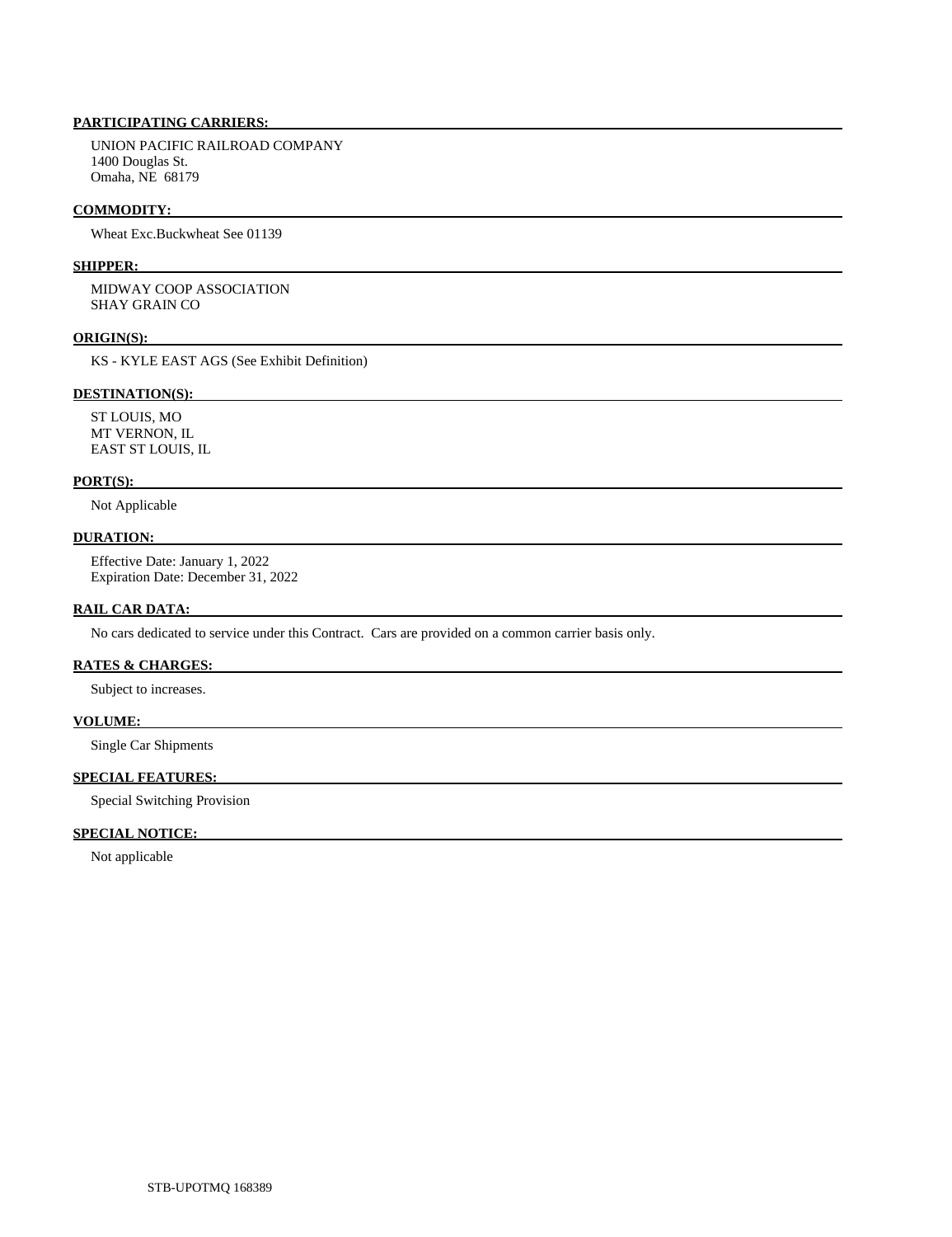**PARTICIPATING CARRIERS:**

UNION PACIFIC RAILROAD COMPANY
1400 Douglas St.
Omaha, NE 68179

**COMMODITY:**

Wheat Exc.Buckwheat See 01139

**SHIPPER:**

MIDWAY COOP ASSOCIATION
SHAY GRAIN CO

**ORIGIN(S):**

KS - KYLE EAST AGS (See Exhibit Definition)

**DESTINATION(S):**

ST LOUIS, MO
MT VERNON, IL
EAST ST LOUIS, IL

**PORT(S):**

Not Applicable

**DURATION:**

Effective Date: January 1, 2022
Expiration Date: December 31, 2022

**RAIL CAR DATA:**

No cars dedicated to service under this Contract. Cars are provided on a common carrier basis only.

**RATES & CHARGES:**

Subject to increases.

**VOLUME:**

Single Car Shipments

**SPECIAL FEATURES:**

Special Switching Provision

**SPECIAL NOTICE:**

Not applicable

STB-UPOTMQ 168389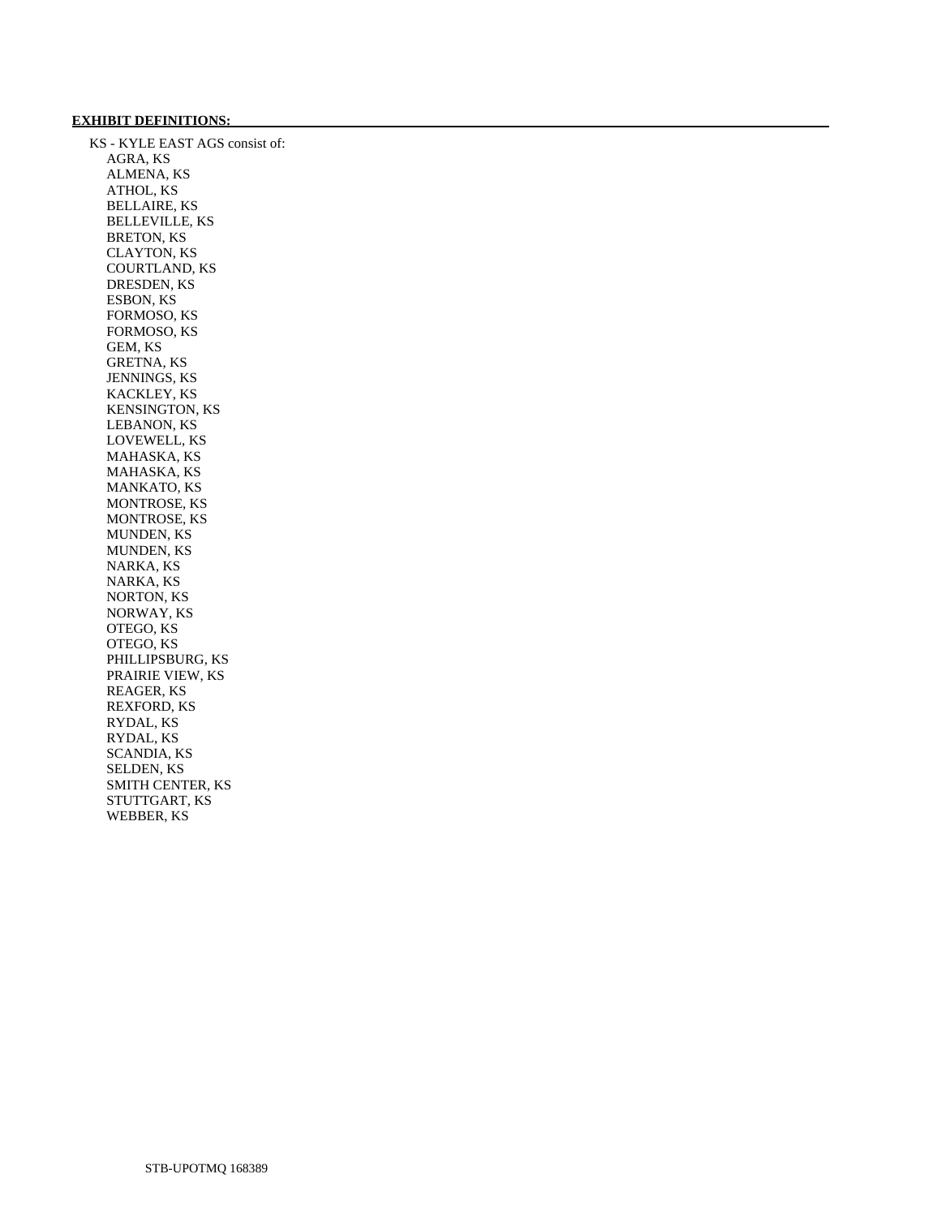**EXHIBIT DEFINITIONS:**

KS - KYLE EAST AGS consist of:

- AGRA, KS
- ALMENA, KS
- ATHOL, KS
- BELLAIRE, KS
- BELLEVILLE, KS
- BRETON, KS
- CLAYTON, KS
- COURTLAND, KS
- DRESDEN, KS
- ESBON, KS
- FORMOSO, KS
- FORMOSO, KS
- GEM, KS
- GRETNA, KS
- JENNINGS, KS
- KACKLEY, KS
- KENSINGTON, KS
- LEBANON, KS
- LOVEWELL, KS
- MAHASKA, KS
- MAHASKA, KS
- MANKATO, KS
- MONTROSE, KS
- MONTROSE, KS
- MUNDEN, KS
- MUNDEN, KS
- NARKA, KS
- NARKA, KS
- NORTON, KS
- NORWAY, KS
- OTEGO, KS
- OTEGO, KS
- PHILLIPSBURG, KS
- PRAIRIE VIEW, KS
- REAGER, KS
- REXFORD, KS
- RYDAL, KS
- RYDAL, KS
- SCANDIA, KS
- SELDEN, KS
- SMITH CENTER, KS
- STUTTGART, KS
- WEBBER, KS

STB-UPOTMQ 168389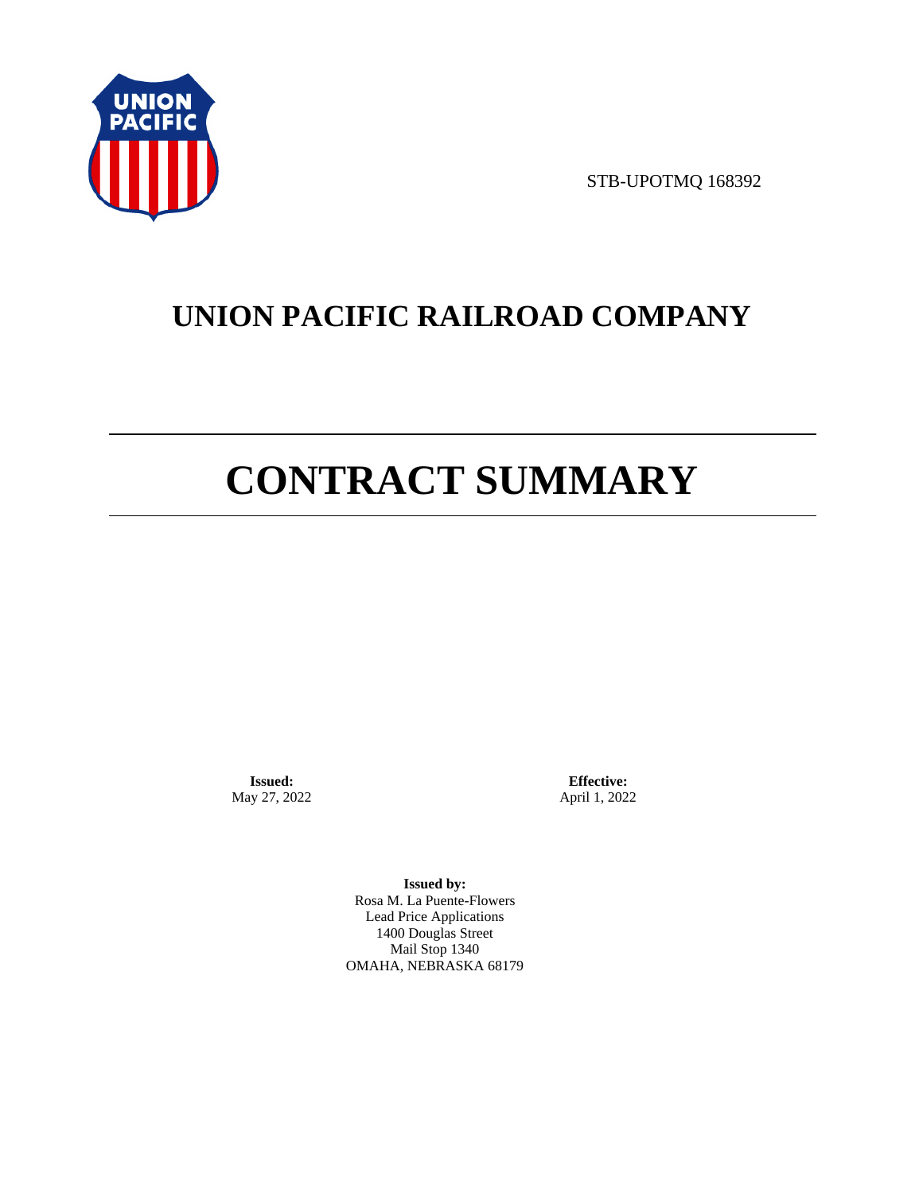STB-UPOTMQ 168392

# UNION PACIFIC RAILROAD COMPANY

# CONTRACT SUMMARY

**Issued:**
May 27, 2022

**Effective:**
April 1, 2022

**Issued by:**
Rosa M. La Puente-Flowers
Lead Price Applications
1400 Douglas Street
Mail Stop 1340
OMAHA, NEBRASKA 68179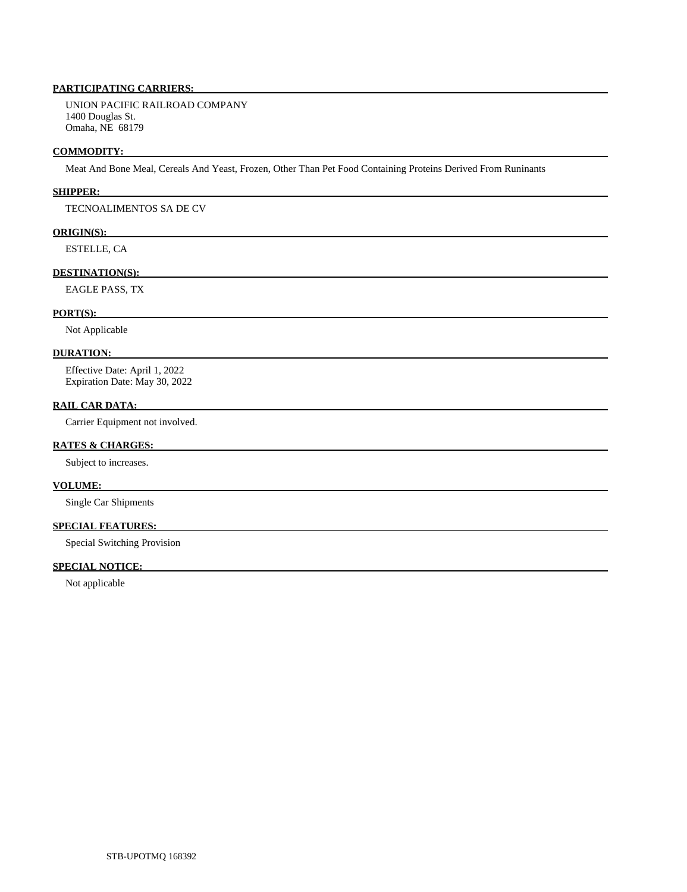**PARTICIPATING CARRIERS:**

UNION PACIFIC RAILROAD COMPANY
1400 Douglas St.
Omaha, NE 68179

**COMMODITY:**

Meat And Bone Meal, Cereals And Yeast, Frozen, Other Than Pet Food Containing Proteins Derived From Runinants

**SHIPPER:**

TECNOALIMENTOS SA DE CV

**ORIGIN(S):**

ESTELLE, CA

**DESTINATION(S):**

EAGLE PASS, TX

**PORT(S):**

Not Applicable

**DURATION:**

Effective Date: April 1, 2022
Expiration Date: May 30, 2022

**RAIL CAR DATA:**

Carrier Equipment not involved.

**RATES & CHARGES:**

Subject to increases.

**VOLUME:**

Single Car Shipments

**SPECIAL FEATURES:**

Special Switching Provision

**SPECIAL NOTICE:**

Not applicable

STB-UPOTMQ 168392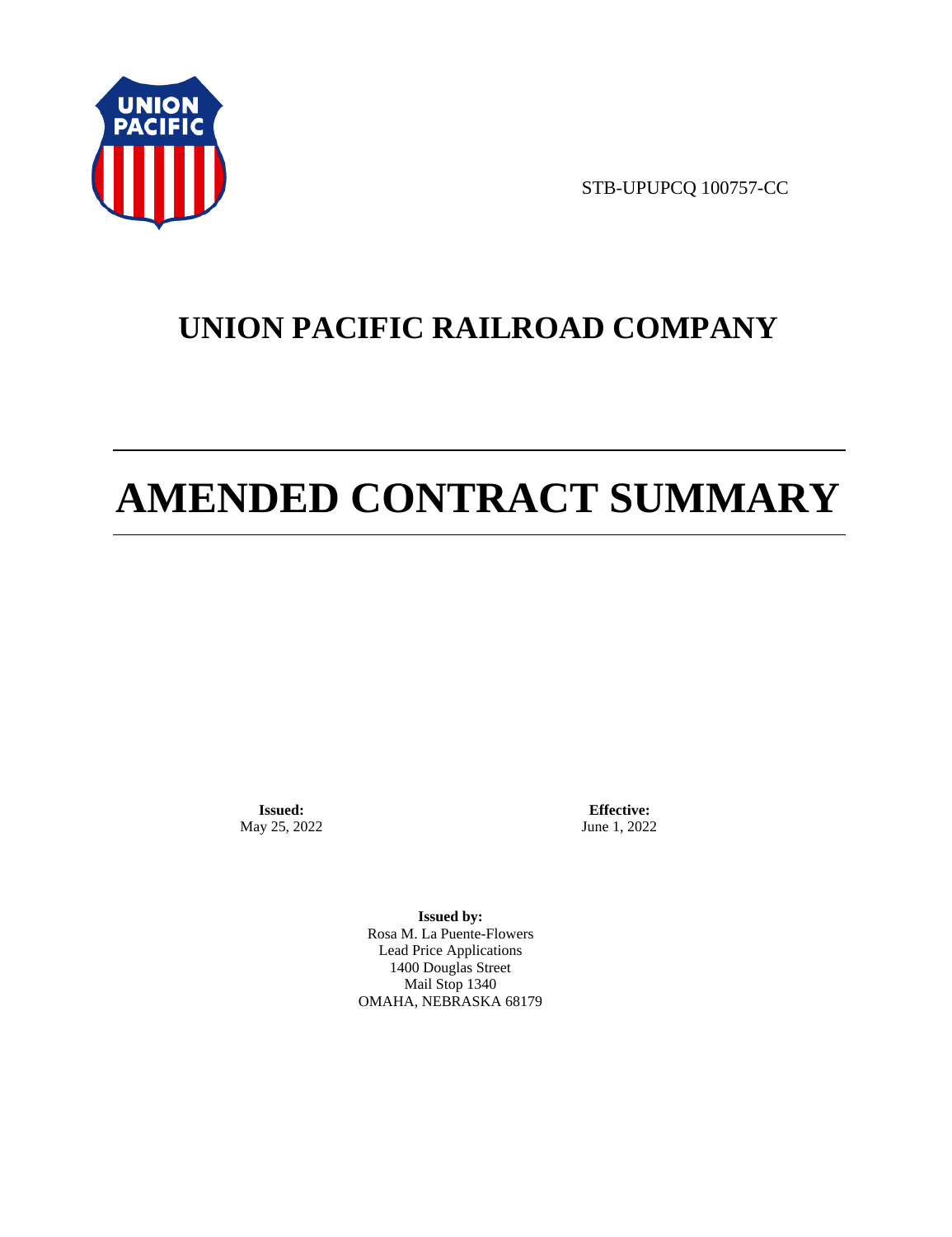STB-UPUPCQ 100757-CC

# UNION PACIFIC RAILROAD COMPANY

# AMENDED CONTRACT SUMMARY

**Issued:**
May 25, 2022

**Effective:**
June 1, 2022

**Issued by:**
Rosa M. La Puente-Flowers
Lead Price Applications
1400 Douglas Street
Mail Stop 1340
OMAHA, NEBRASKA 68179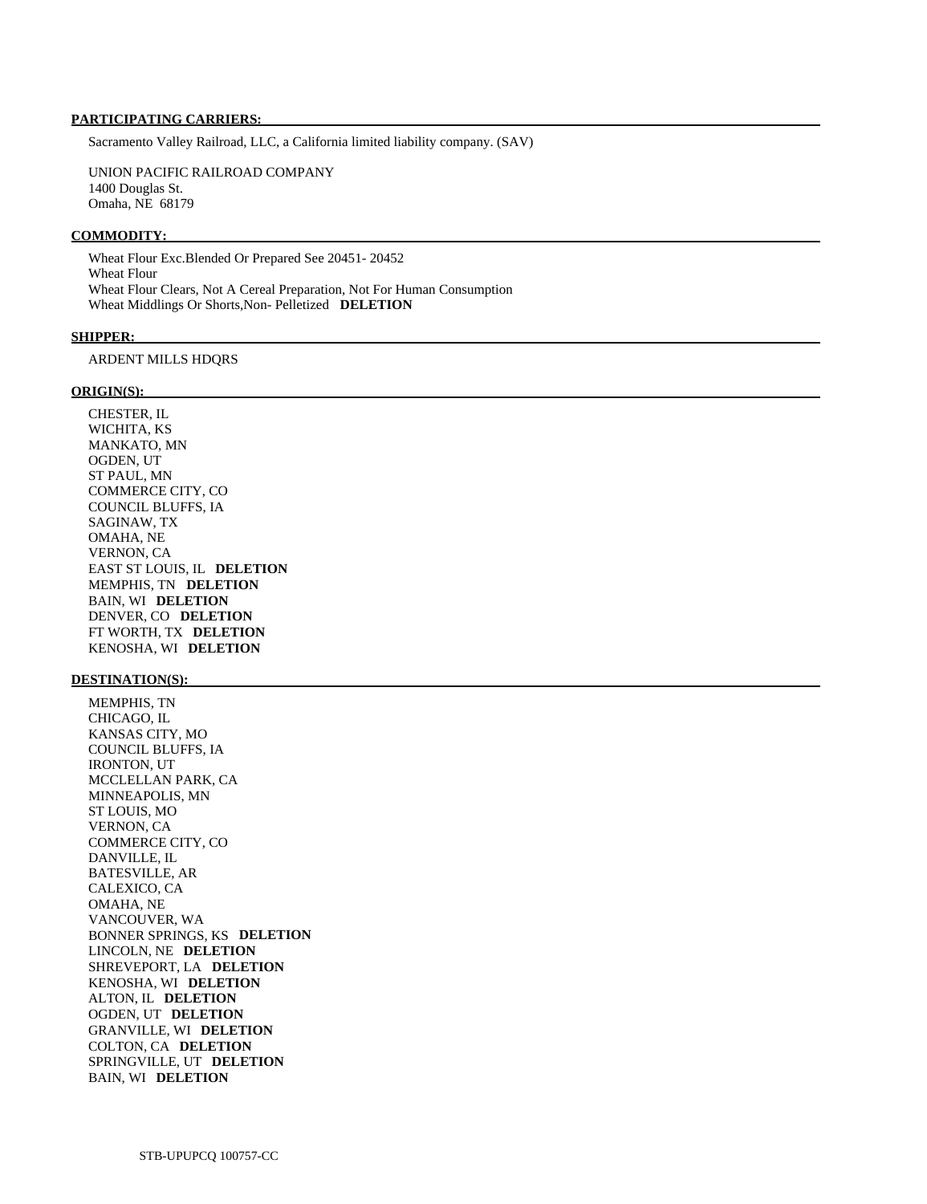**PARTICIPATING CARRIERS:**

Sacramento Valley Railroad, LLC, a California limited liability company. (SAV)

UNION PACIFIC RAILROAD COMPANY
1400 Douglas St.
Omaha, NE 68179

**COMMODITY:**

Wheat Flour Exc.Blended Or Prepared See 20451- 20452
Wheat Flour
Wheat Flour Clears, Not A Cereal Preparation, Not For Human Consumption
Wheat Middlings Or Shorts,Non- Pelletized **DELETION**

**SHIPPER:**

ARDENT MILLS HDQRS

**ORIGIN(S):**

CHESTER, IL
WICHITA, KS
MANKATO, MN
OGDEN, UT
ST PAUL, MN
COMMERCE CITY, CO
COUNCIL BLUFFS, IA
SAGINAW, TX
OMAHA, NE
VERNON, CA
EAST ST LOUIS, IL **DELETION**
MEMPHIS, TN **DELETION**
BAIN, WI **DELETION**
DENVER, CO **DELETION**
FT WORTH, TX **DELETION**
KENOSHA, WI **DELETION**

**DESTINATION(S):**

MEMPHIS, TN
CHICAGO, IL
KANSAS CITY, MO
COUNCIL BLUFFS, IA
IRONTON, UT
MCCLELLAN PARK, CA
MINNEAPOLIS, MN
ST LOUIS, MO
VERNON, CA
COMMERCE CITY, CO
DANVILLE, IL
BATESVILLE, AR
CALEXICO, CA
OMAHA, NE
VANCOUVER, WA
BONNER SPRINGS, KS **DELETION**
LINCOLN, NE **DELETION**
SHREVEPORT, LA **DELETION**
KENOSHA, WI **DELETION**
ALTON, IL **DELETION**
OGDEN, UT **DELETION**
GRANVILLE, WI **DELETION**
COLTON, CA **DELETION**
SPRINGVILLE, UT **DELETION**
BAIN, WI **DELETION**

STB-UPUPCQ 100757-CC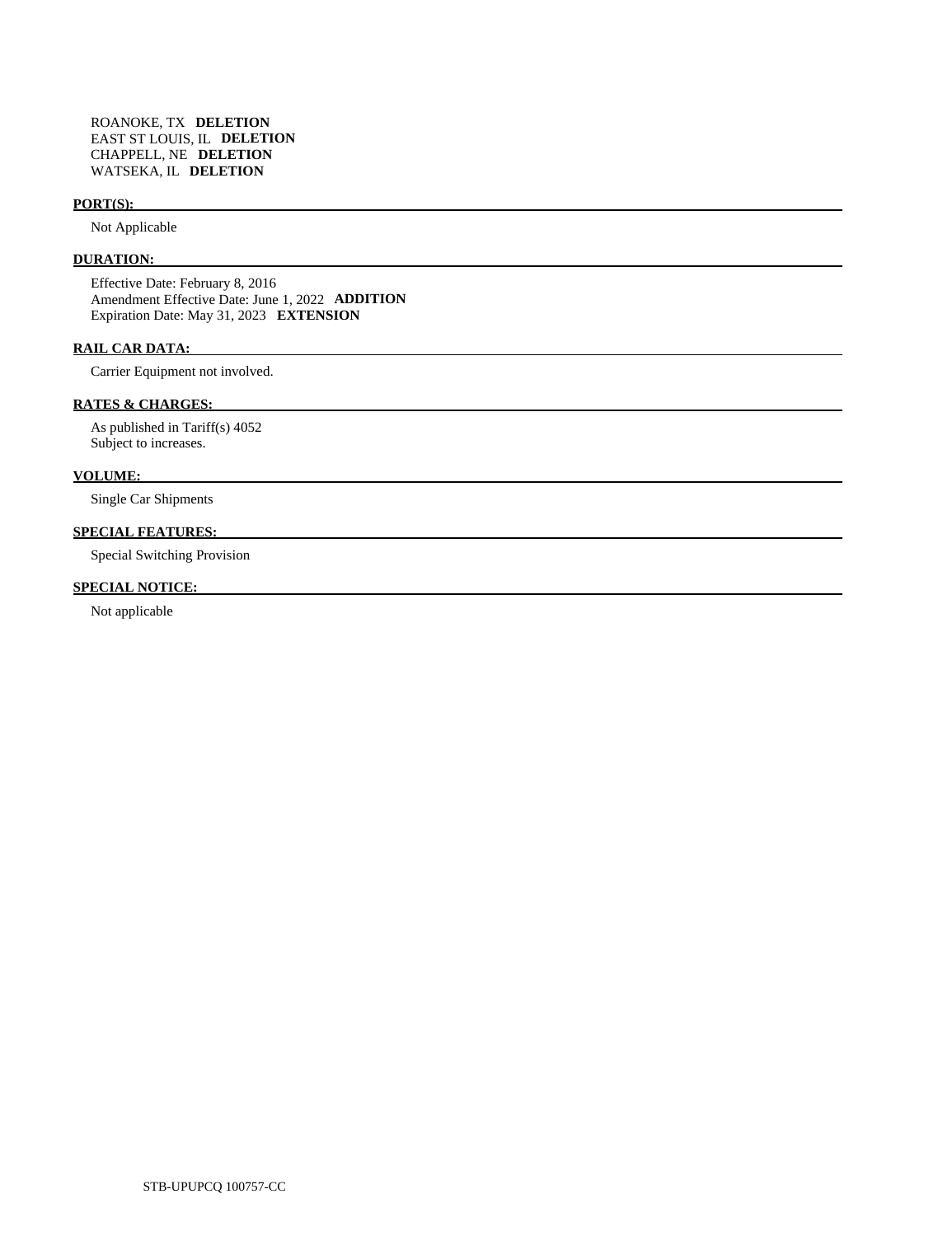ROANOKE, TX **DELETION**
EAST ST LOUIS, IL **DELETION**
CHAPPELL, NE **DELETION**
WATSEKA, IL **DELETION**

**PORT(S):**

Not Applicable

**DURATION:**

Effective Date: February 8, 2016
Amendment Effective Date: June 1, 2022 **ADDITION**
Expiration Date: May 31, 2023 **EXTENSION**

**RAIL CAR DATA:**

Carrier Equipment not involved.

**RATES & CHARGES:**

As published in Tariff(s) 4052
Subject to increases.

**VOLUME:**

Single Car Shipments

**SPECIAL FEATURES:**

Special Switching Provision

**SPECIAL NOTICE:**

Not applicable

STB-UPUPCQ 100757-CC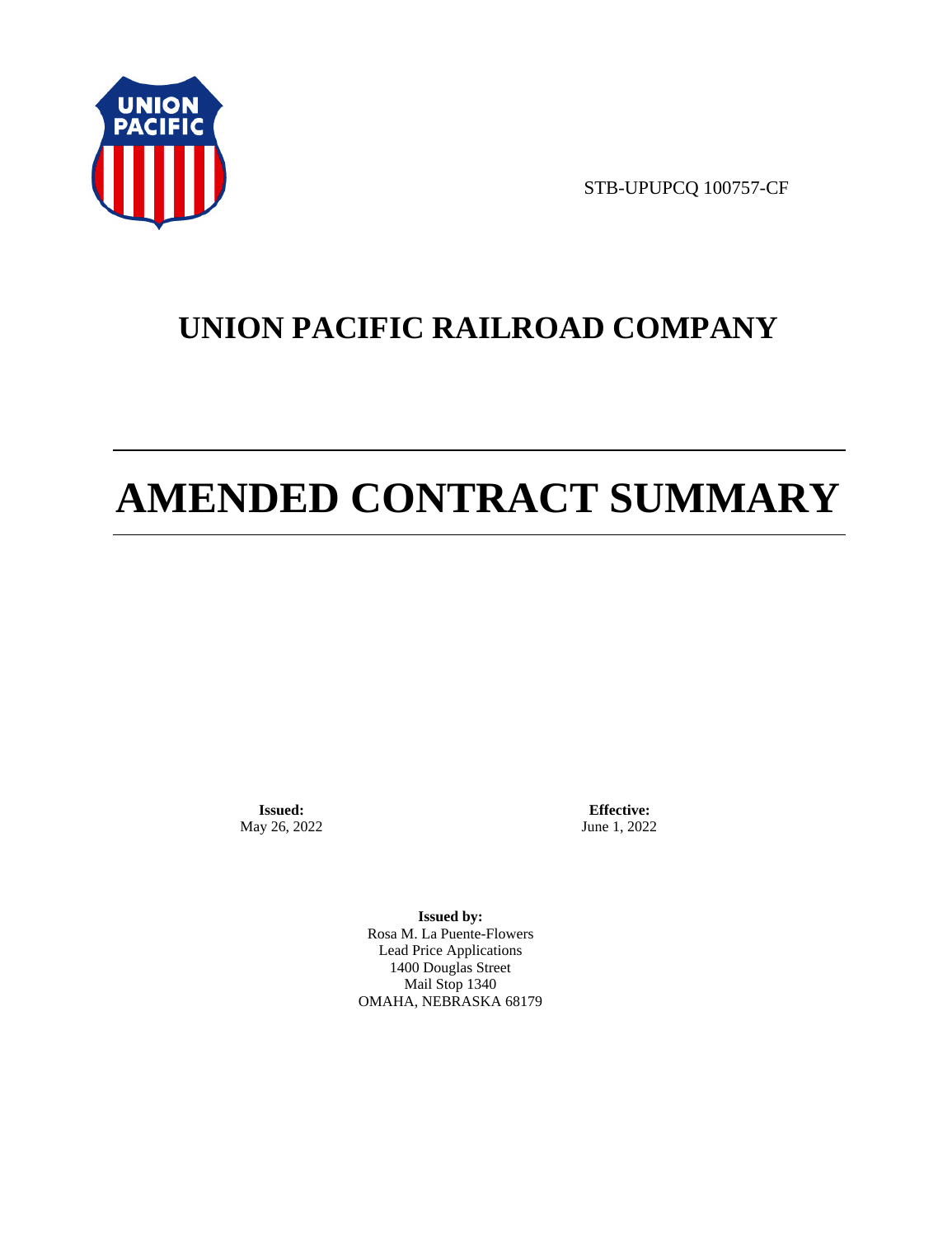STB-UPUPCQ 100757-CF

# UNION PACIFIC RAILROAD COMPANY

# AMENDED CONTRACT SUMMARY

**Issued:**
May 26, 2022

**Effective:**
June 1, 2022

**Issued by:**
Rosa M. La Puente-Flowers
Lead Price Applications
1400 Douglas Street
Mail Stop 1340
OMAHA, NEBRASKA 68179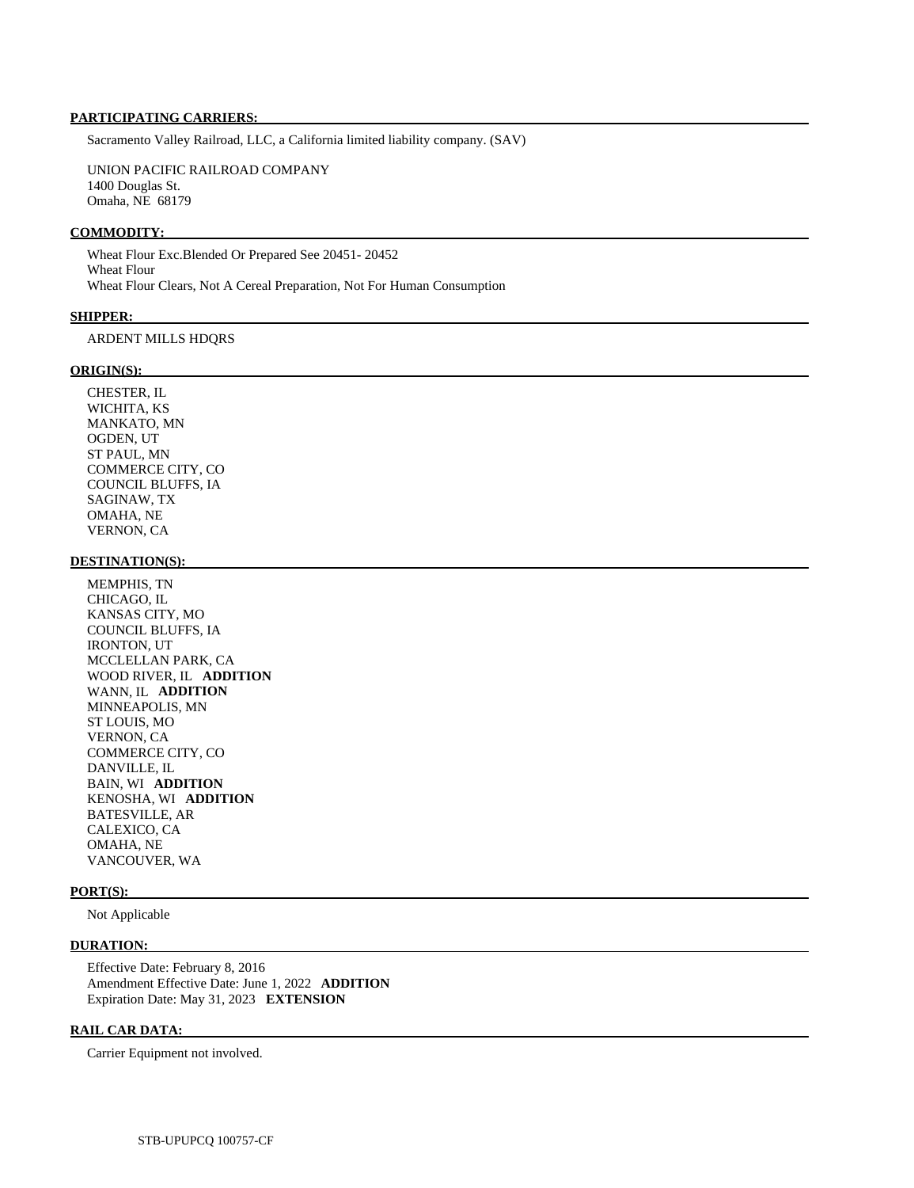**PARTICIPATING CARRIERS:**

Sacramento Valley Railroad, LLC, a California limited liability company. (SAV)

UNION PACIFIC RAILROAD COMPANY
1400 Douglas St.
Omaha, NE 68179

**COMMODITY:**

Wheat Flour Exc.Blended Or Prepared See 20451- 20452
Wheat Flour
Wheat Flour Clears, Not A Cereal Preparation, Not For Human Consumption

**SHIPPER:**

ARDENT MILLS HDQRS

**ORIGIN(S):**

CHESTER, IL
WICHITA, KS
MANKATO, MN
OGDEN, UT
ST PAUL, MN
COMMERCE CITY, CO
COUNCIL BLUFFS, IA
SAGINAW, TX
OMAHA, NE
VERNON, CA

**DESTINATION(S):**

MEMPHIS, TN
CHICAGO, IL
KANSAS CITY, MO
COUNCIL BLUFFS, IA
IRONTON, UT
MCCLELLAN PARK, CA
WOOD RIVER, IL **ADDITION**
WANN, IL **ADDITION**
MINNEAPOLIS, MN
ST LOUIS, MO
VERNON, CA
COMMERCE CITY, CO
DANVILLE, IL
BAIN, WI **ADDITION**
KENOSHA, WI **ADDITION**
BATESVILLE, AR
CALEXICO, CA
OMAHA, NE
VANCOUVER, WA

**PORT(S):**

Not Applicable

**DURATION:**

Effective Date: February 8, 2016
Amendment Effective Date: June 1, 2022 **ADDITION**
Expiration Date: May 31, 2023 **EXTENSION**

**RAIL CAR DATA:**

Carrier Equipment not involved.

STB-UPUPCQ 100757-CF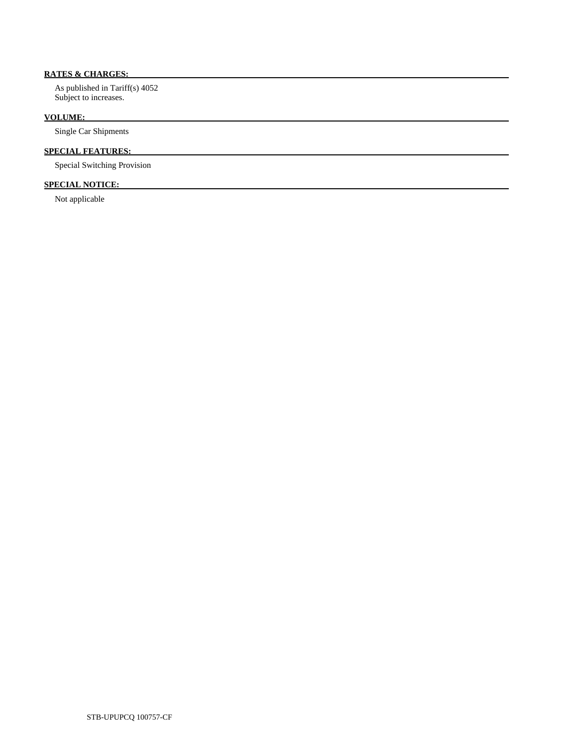**RATES & CHARGES:**

As published in Tariff(s) 4052
Subject to increases.

**VOLUME:**

Single Car Shipments

**SPECIAL FEATURES:**

Special Switching Provision

**SPECIAL NOTICE:**

Not applicable

STB-UPUPCQ 100757-CF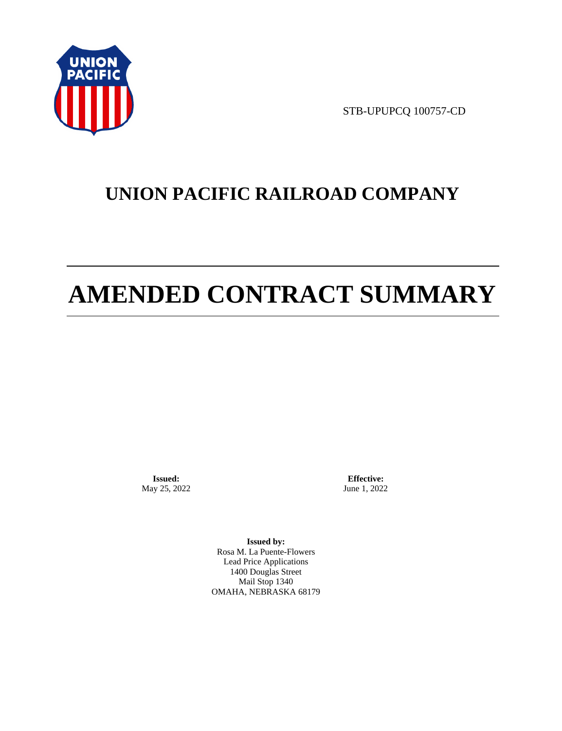STB-UPUPCQ 100757-CD

# UNION PACIFIC RAILROAD COMPANY

# AMENDED CONTRACT SUMMARY

**Issued:**
May 25, 2022

**Effective:**
June 1, 2022

**Issued by:**
Rosa M. La Puente-Flowers
Lead Price Applications
1400 Douglas Street
Mail Stop 1340
OMAHA, NEBRASKA 68179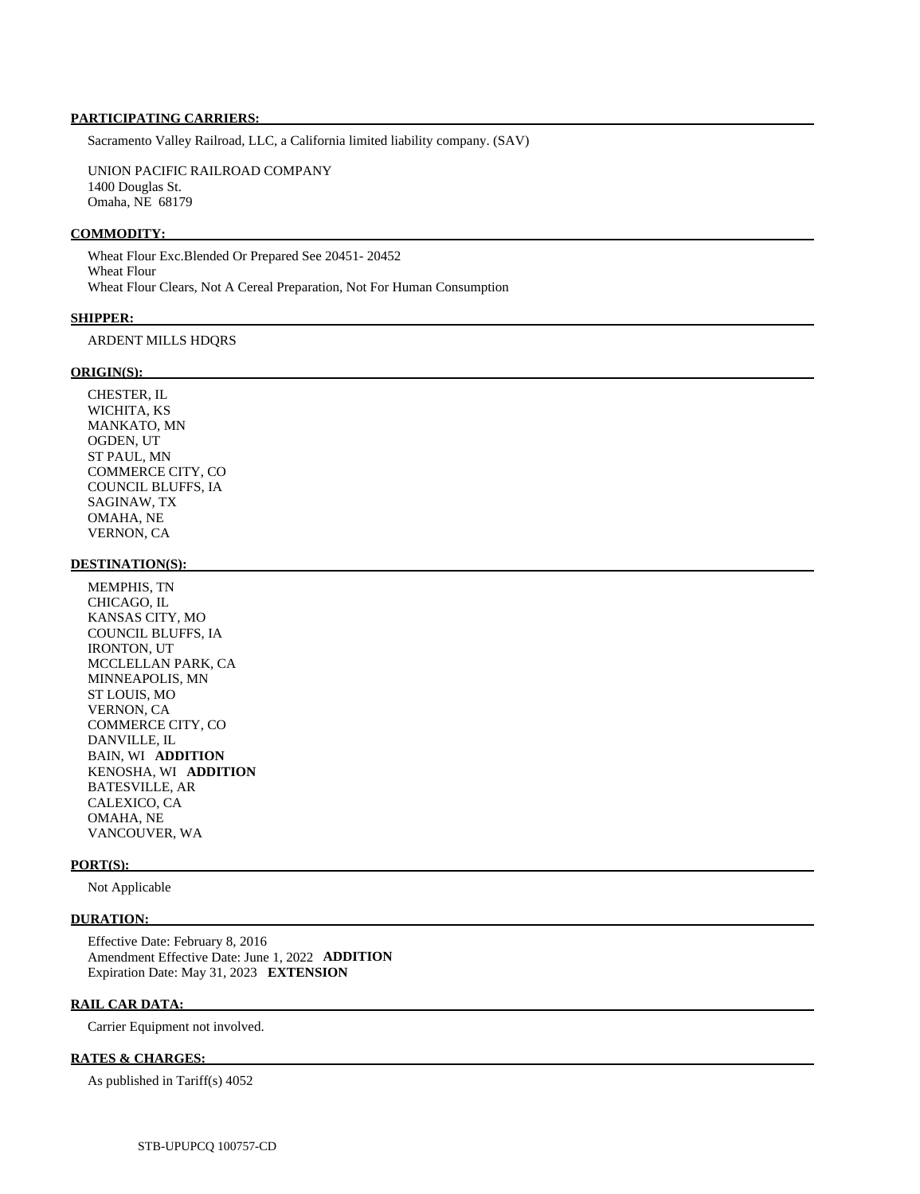**PARTICIPATING CARRIERS:**

Sacramento Valley Railroad, LLC, a California limited liability company. (SAV)

UNION PACIFIC RAILROAD COMPANY
1400 Douglas St.
Omaha, NE 68179

**COMMODITY:**

Wheat Flour Exc.Blended Or Prepared See 20451- 20452
Wheat Flour
Wheat Flour Clears, Not A Cereal Preparation, Not For Human Consumption

**SHIPPER:**

ARDENT MILLS HDQRS

**ORIGIN(S):**

CHESTER, IL
WICHITA, KS
MANKATO, MN
OGDEN, UT
ST PAUL, MN
COMMERCE CITY, CO
COUNCIL BLUFFS, IA
SAGINAW, TX
OMAHA, NE
VERNON, CA

**DESTINATION(S):**

MEMPHIS, TN
CHICAGO, IL
KANSAS CITY, MO
COUNCIL BLUFFS, IA
IRONTON, UT
MCCLELLAN PARK, CA
MINNEAPOLIS, MN
ST LOUIS, MO
VERNON, CA
COMMERCE CITY, CO
DANVILLE, IL
BAIN, WI **ADDITION**
KENOSHA, WI **ADDITION**
BATESVILLE, AR
CALEXICO, CA
OMAHA, NE
VANCOUVER, WA

**PORT(S):**

Not Applicable

**DURATION:**

Effective Date: February 8, 2016
Amendment Effective Date: June 1, 2022 **ADDITION**
Expiration Date: May 31, 2023 **EXTENSION**

**RAIL CAR DATA:**

Carrier Equipment not involved.

**RATES & CHARGES:**

As published in Tariff(s) 4052

STB-UPUPCQ 100757-CD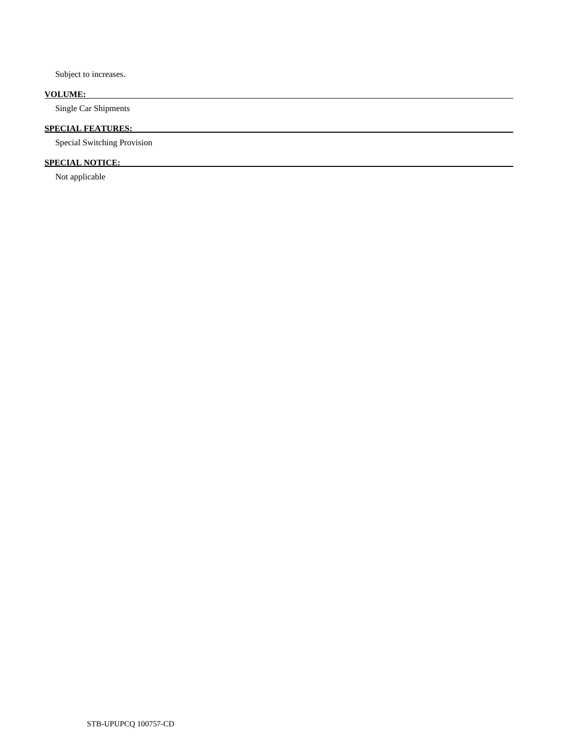Subject to increases.

**VOLUME:**

Single Car Shipments

**SPECIAL FEATURES:**

Special Switching Provision

**SPECIAL NOTICE:**

Not applicable

STB-UPUPCQ 100757-CD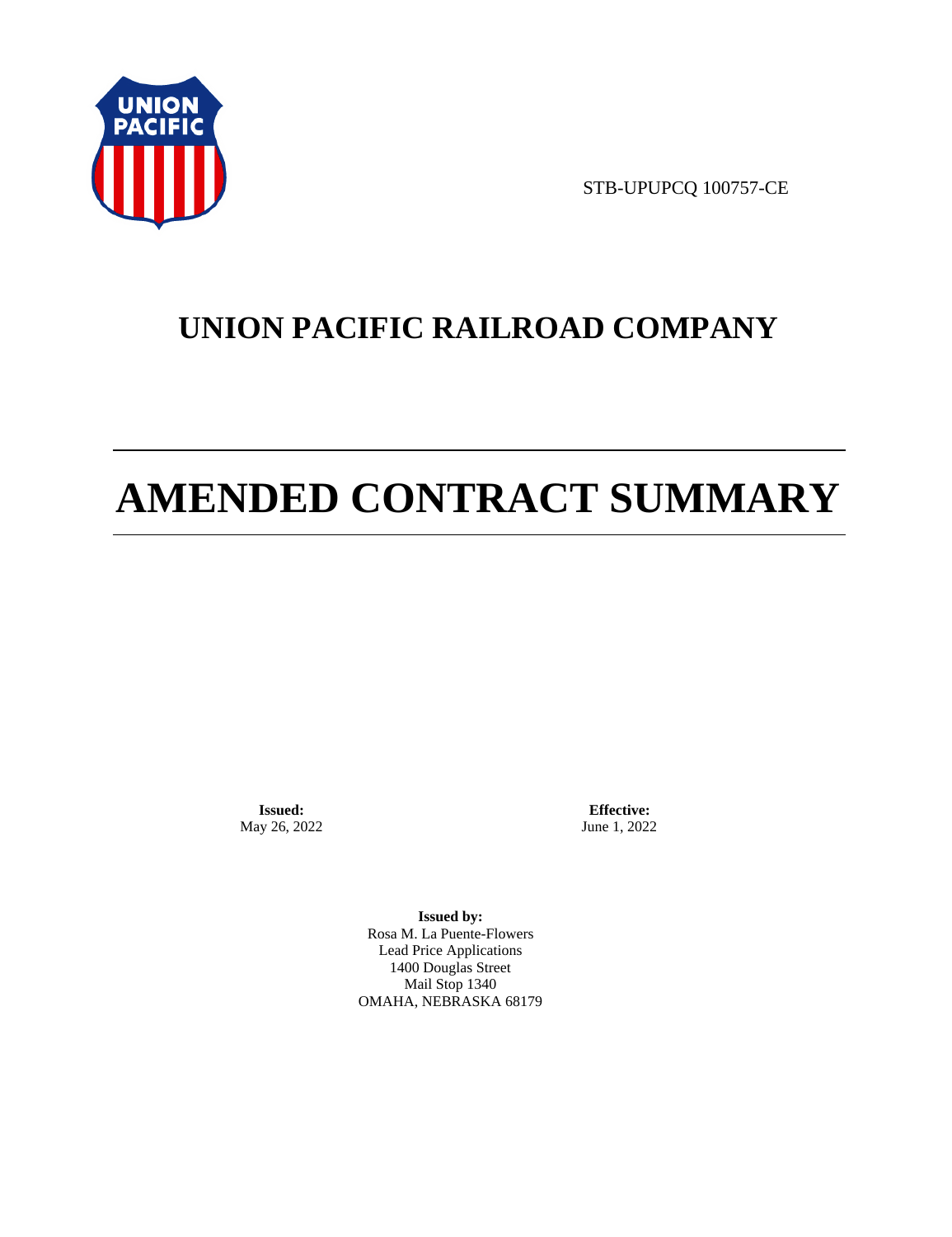STB-UPUPCQ 100757-CE

# UNION PACIFIC RAILROAD COMPANY

# AMENDED CONTRACT SUMMARY

**Issued:**
May 26, 2022

**Effective:**
June 1, 2022

**Issued by:**
Rosa M. La Puente-Flowers
Lead Price Applications
1400 Douglas Street
Mail Stop 1340
OMAHA, NEBRASKA 68179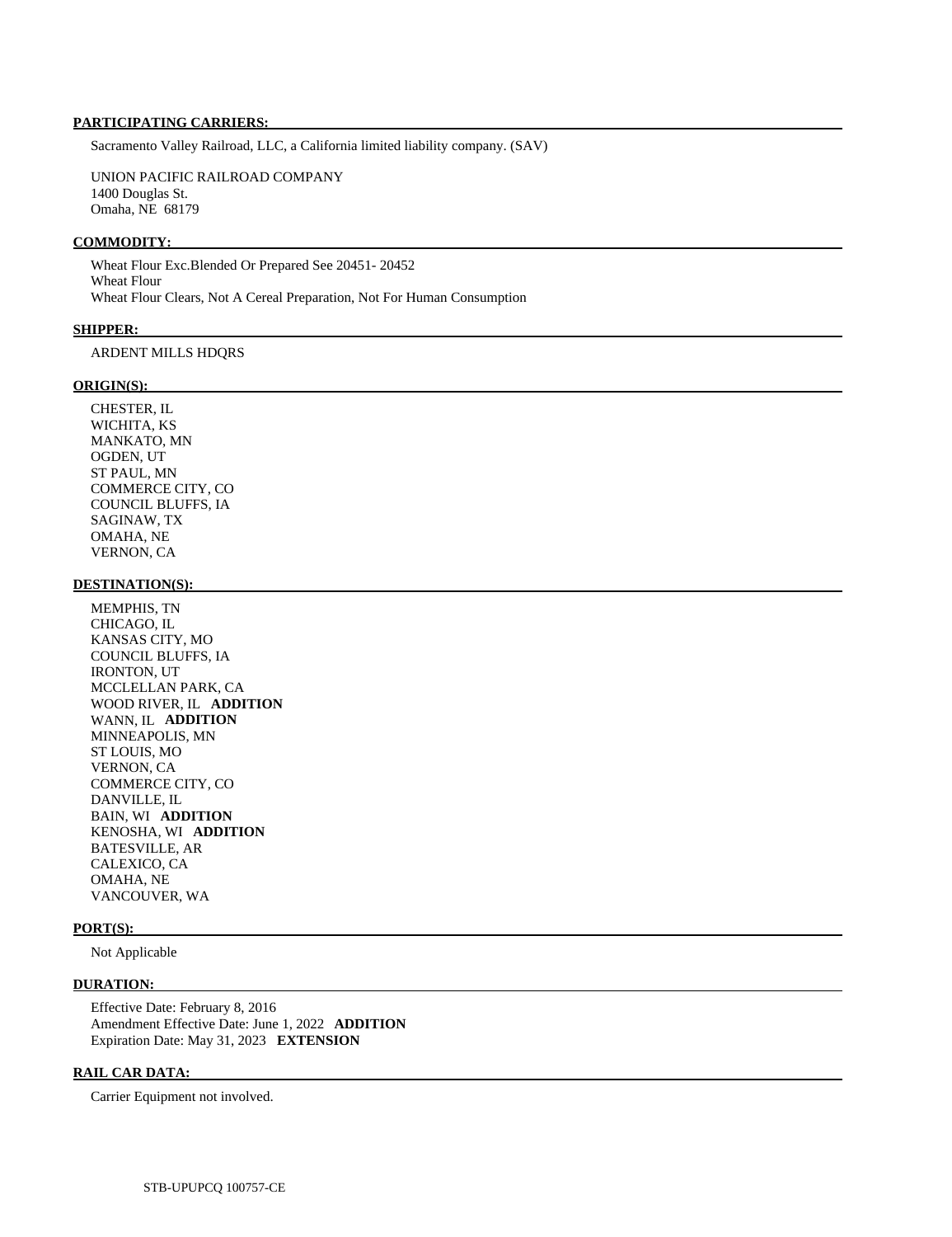**PARTICIPATING CARRIERS:**

Sacramento Valley Railroad, LLC, a California limited liability company. (SAV)

UNION PACIFIC RAILROAD COMPANY
1400 Douglas St.
Omaha, NE 68179

**COMMODITY:**

Wheat Flour Exc.Blended Or Prepared See 20451- 20452
Wheat Flour
Wheat Flour Clears, Not A Cereal Preparation, Not For Human Consumption

**SHIPPER:**

ARDENT MILLS HDQRS

**ORIGIN(S):**

CHESTER, IL
WICHITA, KS
MANKATO, MN
OGDEN, UT
ST PAUL, MN
COMMERCE CITY, CO
COUNCIL BLUFFS, IA
SAGINAW, TX
OMAHA, NE
VERNON, CA

**DESTINATION(S):**

MEMPHIS, TN
CHICAGO, IL
KANSAS CITY, MO
COUNCIL BLUFFS, IA
IRONTON, UT
MCCLELLAN PARK, CA
WOOD RIVER, IL **ADDITION**
WANN, IL **ADDITION**
MINNEAPOLIS, MN
ST LOUIS, MO
VERNON, CA
COMMERCE CITY, CO
DANVILLE, IL
BAIN, WI **ADDITION**
KENOSHA, WI **ADDITION**
BATESVILLE, AR
CALEXICO, CA
OMAHA, NE
VANCOUVER, WA

**PORT(S):**

Not Applicable

**DURATION:**

Effective Date: February 8, 2016
Amendment Effective Date: June 1, 2022 **ADDITION**
Expiration Date: May 31, 2023 **EXTENSION**

**RAIL CAR DATA:**

Carrier Equipment not involved.

STB-UPUPCQ 100757-CE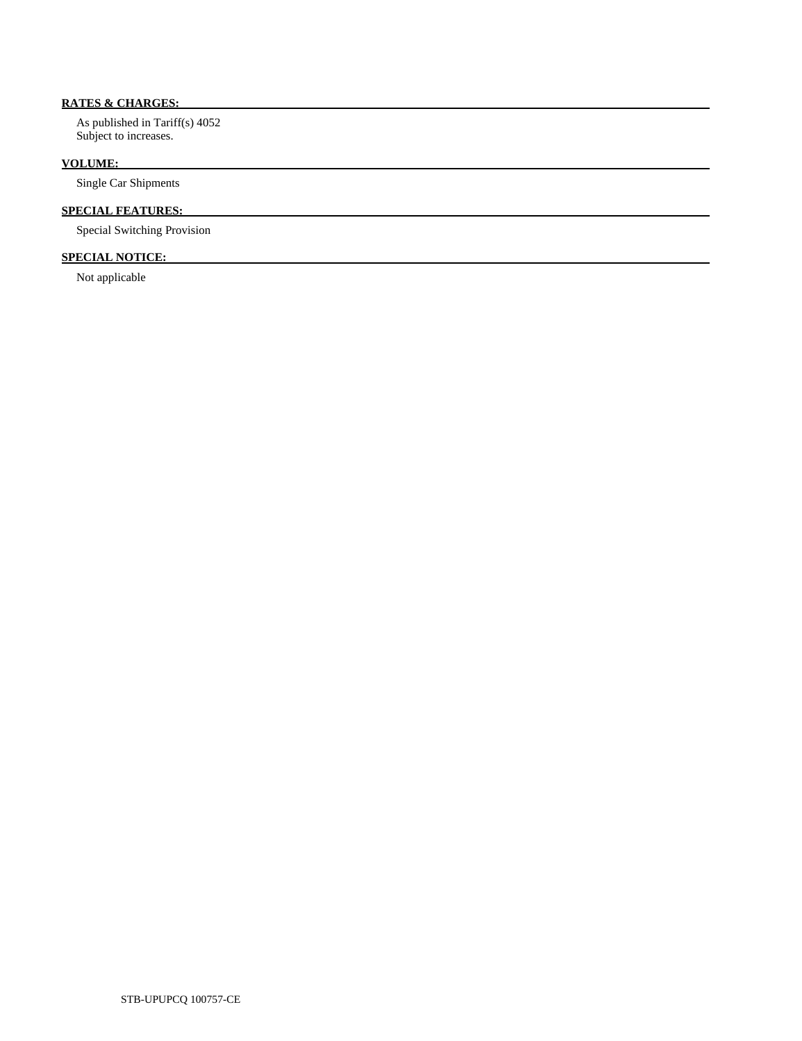**RATES & CHARGES:**

As published in Tariff(s) 4052
Subject to increases.

**VOLUME:**

Single Car Shipments

**SPECIAL FEATURES:**

Special Switching Provision

**SPECIAL NOTICE:**

Not applicable

STB-UPUPCQ 100757-CE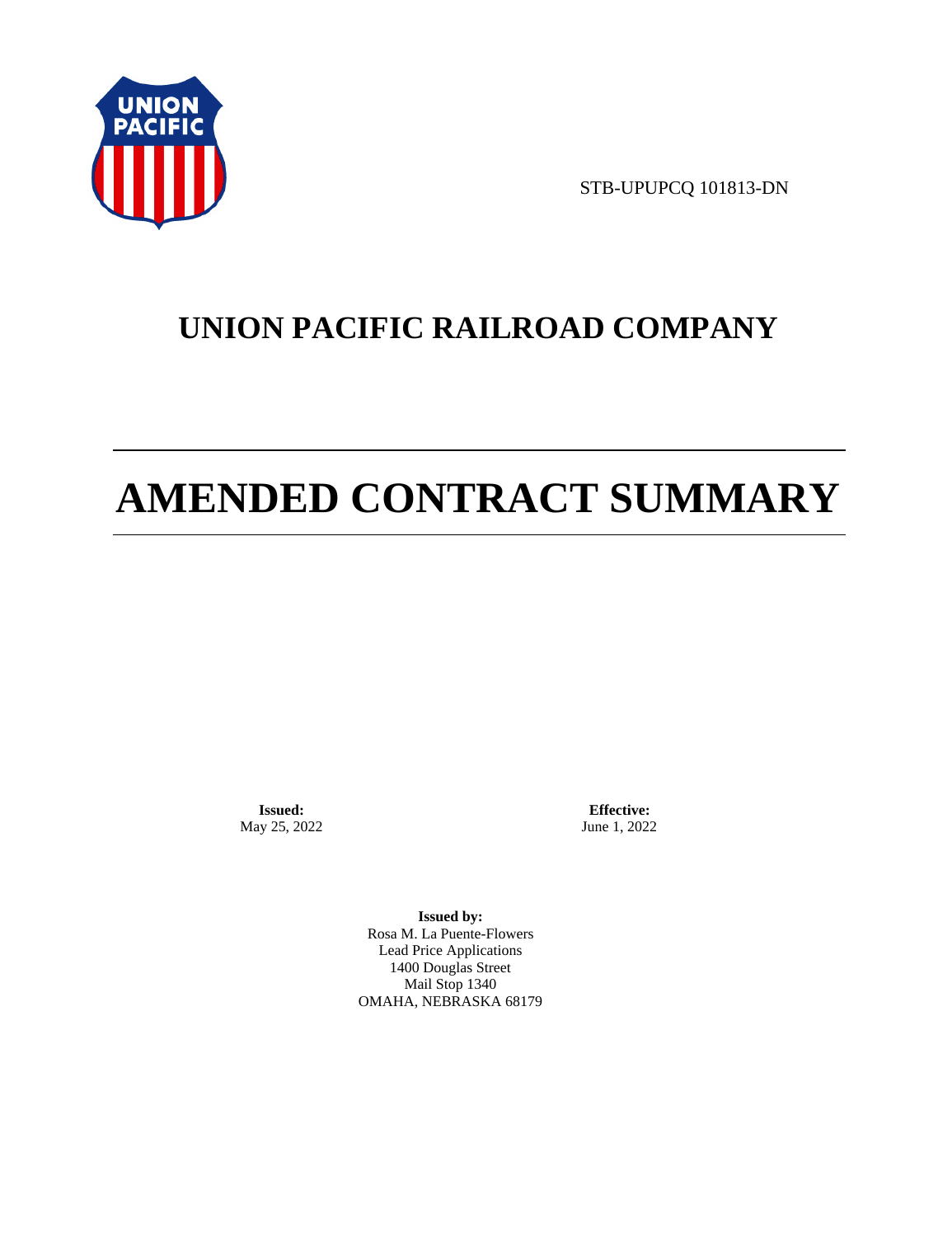STB-UPUPCQ 101813-DN

# UNION PACIFIC RAILROAD COMPANY

# AMENDED CONTRACT SUMMARY

**Issued:**
May 25, 2022

**Effective:**
June 1, 2022

**Issued by:**
Rosa M. La Puente-Flowers
Lead Price Applications
1400 Douglas Street
Mail Stop 1340
OMAHA, NEBRASKA 68179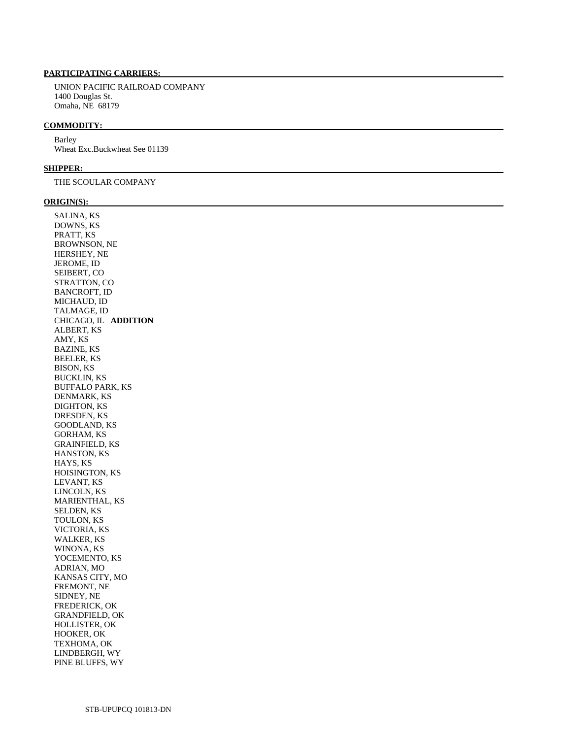**PARTICIPATING CARRIERS:**

UNION PACIFIC RAILROAD COMPANY
1400 Douglas St.
Omaha, NE 68179

**COMMODITY:**

Barley
Wheat Exc.Buckwheat See 01139

**SHIPPER:**

THE SCOULAR COMPANY

**ORIGIN(S):**

SALINA, KS
DOWNS, KS
PRATT, KS
BROWNSON, NE
HERSHEY, NE
JEROME, ID
SEIBERT, CO
STRATTON, CO
BANCROFT, ID
MICHAUD, ID
TALMAGE, ID
CHICAGO, IL **ADDITION**
ALBERT, KS
AMY, KS
BAZINE, KS
BEELER, KS
BISON, KS
BUCKLIN, KS
BUFFALO PARK, KS
DENMARK, KS
DIGHTON, KS
DRESDEN, KS
GOODLAND, KS
GORHAM, KS
GRAINFIELD, KS
HANSTON, KS
HAYS, KS
HOISINGTON, KS
LEVANT, KS
LINCOLN, KS
MARIENTHAL, KS
SELDEN, KS
TOULON, KS
VICTORIA, KS
WALKER, KS
WINONA, KS
YOCEMENTO, KS
ADRIAN, MO
KANSAS CITY, MO
FREMONT, NE
SIDNEY, NE
FREDERICK, OK
GRANDFIELD, OK
HOLLISTER, OK
HOOKER, OK
TEXHOMA, OK
LINDBERGH, WY
PINE BLUFFS, WY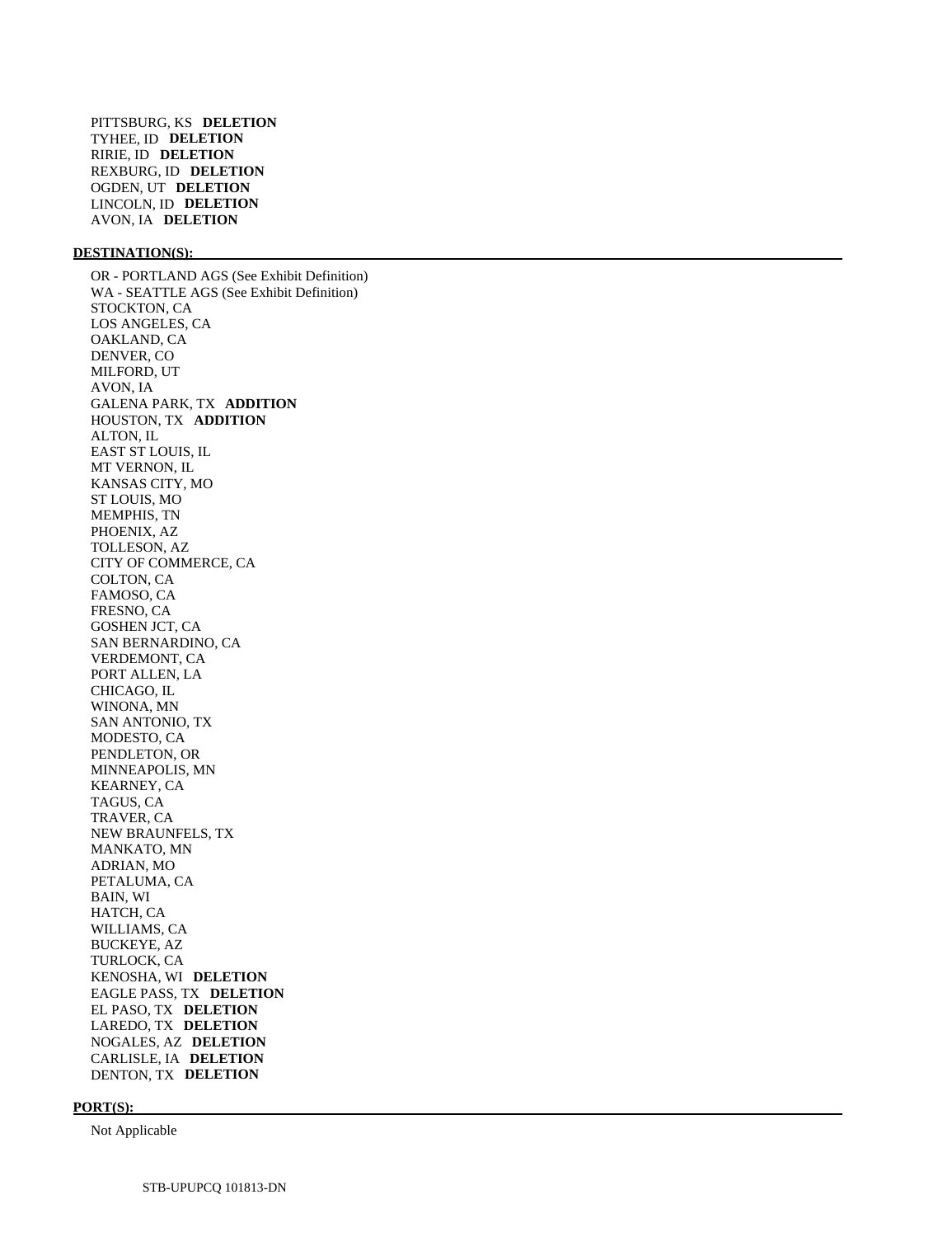PITTSBURG, KS **DELETION**
TYHEE, ID **DELETION**
RIRIE, ID **DELETION**
REXBURG, ID **DELETION**
OGDEN, UT **DELETION**
LINCOLN, ID **DELETION**
AVON, IA **DELETION**

**DESTINATION(S):**

OR - PORTLAND AGS (See Exhibit Definition)
WA - SEATTLE AGS (See Exhibit Definition)
STOCKTON, CA
LOS ANGELES, CA
OAKLAND, CA
DENVER, CO
MILFORD, UT
AVON, IA
GALENA PARK, TX **ADDITION**
HOUSTON, TX **ADDITION**
ALTON, IL
EAST ST LOUIS, IL
MT VERNON, IL
KANSAS CITY, MO
ST LOUIS, MO
MEMPHIS, TN
PHOENIX, AZ
TOLLESON, AZ
CITY OF COMMERCE, CA
COLTON, CA
FAMOSO, CA
FRESNO, CA
GOSHEN JCT, CA
SAN BERNARDINO, CA
VERDEMONT, CA
PORT ALLEN, LA
CHICAGO, IL
WINONA, MN
SAN ANTONIO, TX
MODESTO, CA
PENDLETON, OR
MINNEAPOLIS, MN
KEARNEY, CA
TAGUS, CA
TRAVER, CA
NEW BRAUNFELS, TX
MANKATO, MN
ADRIAN, MO
PETALUMA, CA
BAIN, WI
HATCH, CA
WILLIAMS, CA
BUCKEYE, AZ
TURLOCK, CA
KENOSHA, WI **DELETION**
EAGLE PASS, TX **DELETION**
EL PASO, TX **DELETION**
LAREDO, TX **DELETION**
NOGALES, AZ **DELETION**
CARLISLE, IA **DELETION**
DENTON, TX **DELETION**

**PORT(S):**

Not Applicable

STB-UPUPCQ 101813-DN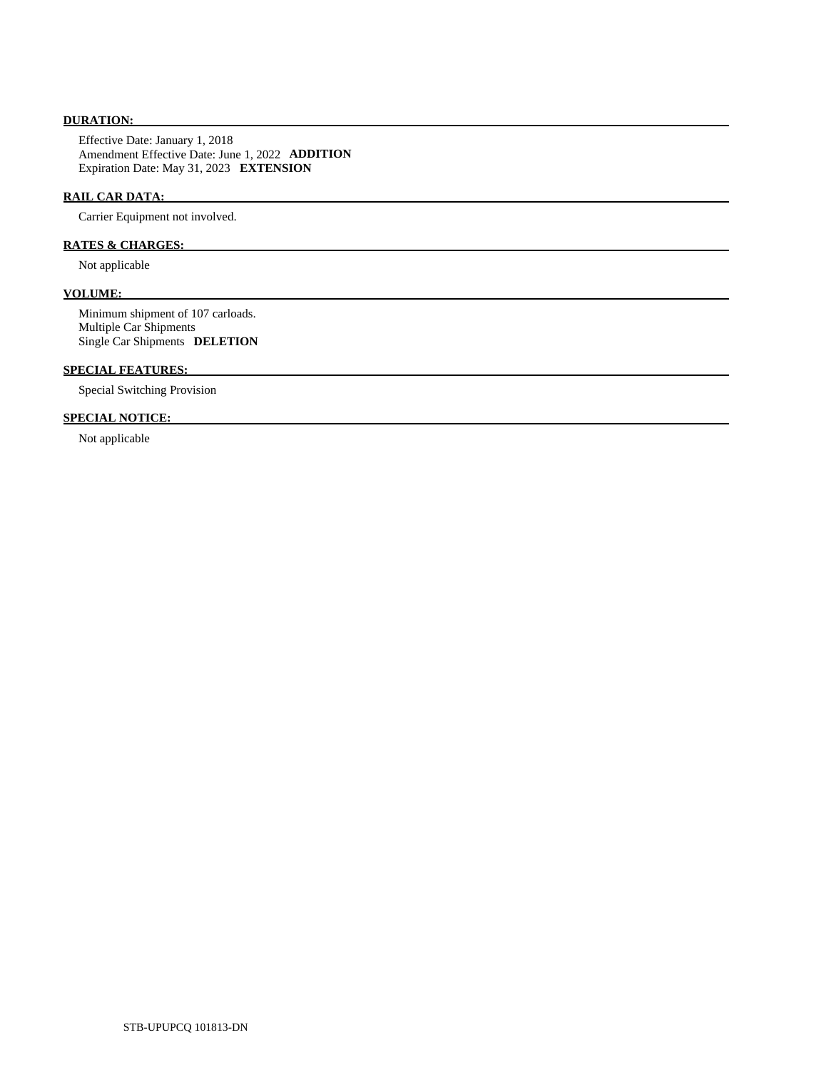**DURATION:**

Effective Date: January 1, 2018
Amendment Effective Date: June 1, 2022 **ADDITION**
Expiration Date: May 31, 2023 **EXTENSION**

**RAIL CAR DATA:**

Carrier Equipment not involved.

**RATES & CHARGES:**

Not applicable

**VOLUME:**

Minimum shipment of 107 carloads.
Multiple Car Shipments
Single Car Shipments **DELETION**

**SPECIAL FEATURES:**

Special Switching Provision

**SPECIAL NOTICE:**

Not applicable

STB-UPUPCQ 101813-DN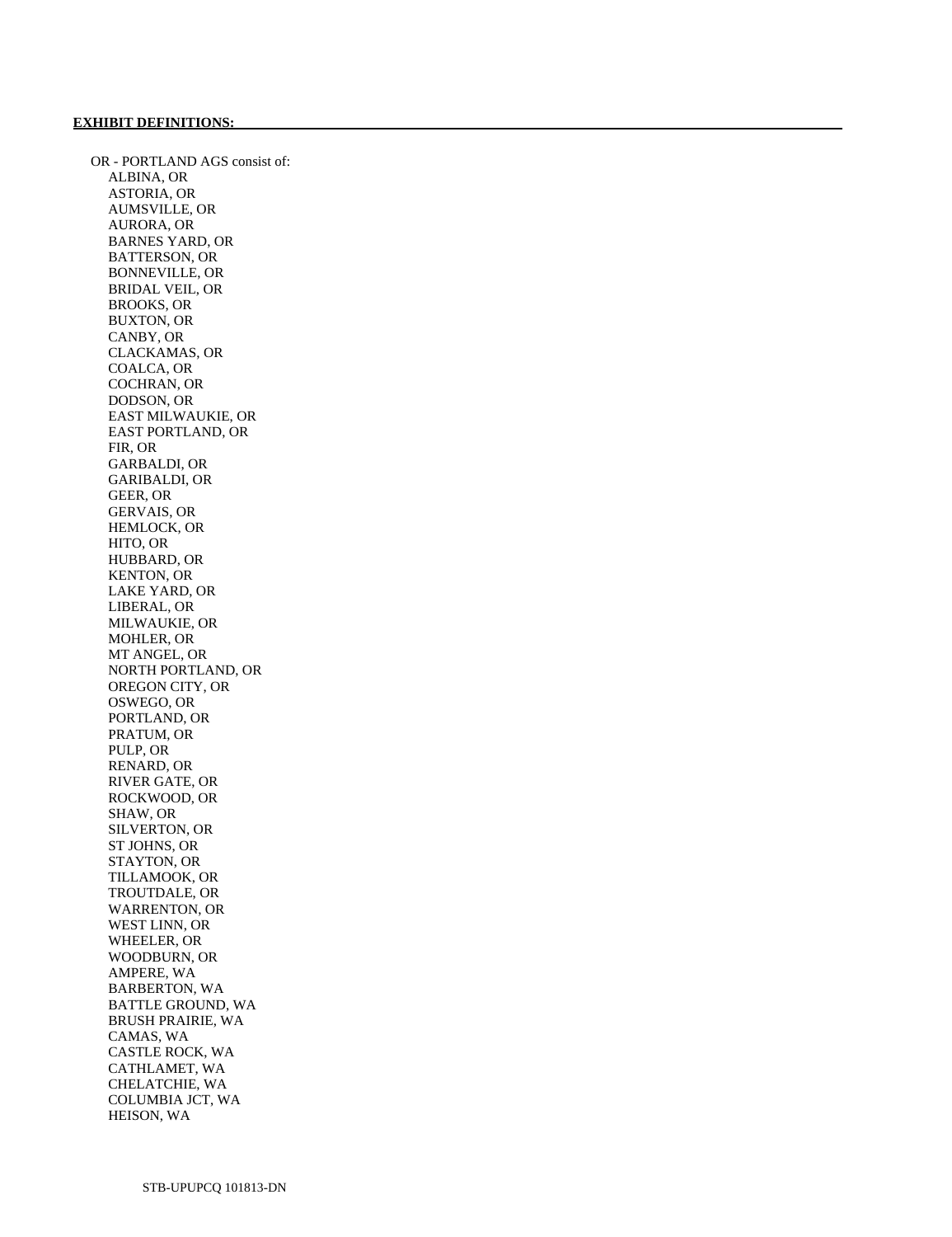**EXHIBIT DEFINITIONS:**

OR - PORTLAND AGS consist of:

- ALBINA, OR
- ASTORIA, OR
- AUMSVILLE, OR
- AURORA, OR
- BARNES YARD, OR
- BATTERSON, OR
- BONNEVILLE, OR
- BRIDAL VEIL, OR
- BROOKS, OR
- BUXTON, OR
- CANBY, OR
- CLACKAMAS, OR
- COALCA, OR
- COCHRAN, OR
- DODSON, OR
- EAST MILWAUKIE, OR
- EAST PORTLAND, OR
- FIR, OR
- GARBALDI, OR
- GARIBALDI, OR
- GEER, OR
- GERVAIS, OR
- HEMLOCK, OR
- HITO, OR
- HUBBARD, OR
- KENTON, OR
- LAKE YARD, OR
- LIBERAL, OR
- MILWAUKIE, OR
- MOHLER, OR
- MT ANGEL, OR
- NORTH PORTLAND, OR
- OREGON CITY, OR
- OSWEGO, OR
- PORTLAND, OR
- PRATUM, OR
- PULP, OR
- RENARD, OR
- RIVER GATE, OR
- ROCKWOOD, OR
- SHAW, OR
- SILVERTON, OR
- ST JOHNS, OR
- STAYTON, OR
- TILLAMOOK, OR
- TROUTDALE, OR
- WARRENTON, OR
- WEST LINN, OR
- WHEELER, OR
- WOODBURN, OR
- AMPERE, WA
- BARBERTON, WA
- BATTLE GROUND, WA
- BRUSH PRAIRIE, WA
- CAMAS, WA
- CASTLE ROCK, WA
- CATHLAMET, WA
- CHELATCHIE, WA
- COLUMBIA JCT, WA
- HEISON, WA

STB-UPUPCQ 101813-DN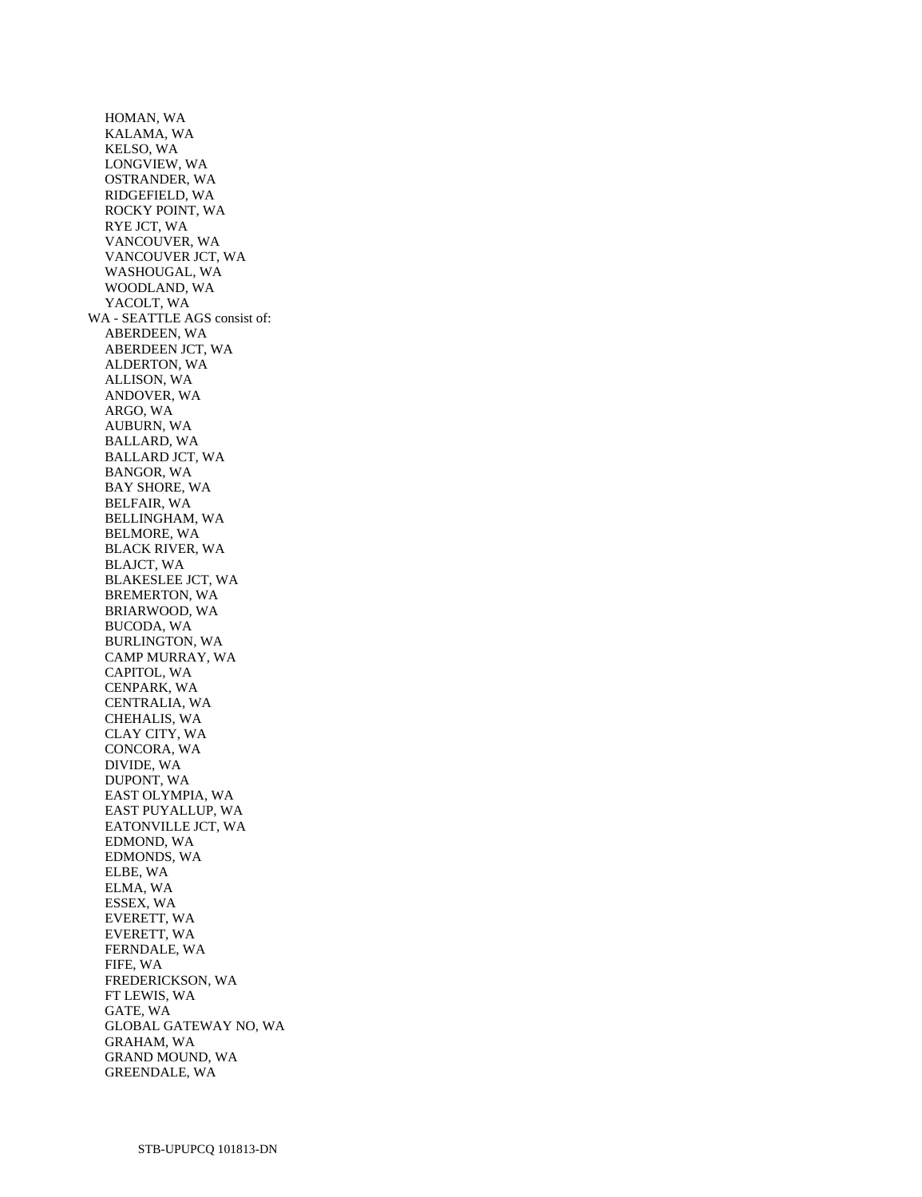HOMAN, WA
KALAMA, WA
KELSO, WA
LONGVIEW, WA
OSTRANDER, WA
RIDGEFIELD, WA
ROCKY POINT, WA
RYE JCT, WA
VANCOUVER, WA
VANCOUVER JCT, WA
WASHOUGAL, WA
WOODLAND, WA
YACOLT, WA

WA - SEATTLE AGS consist of:

ABERDEEN, WA
ABERDEEN JCT, WA
ALDERTON, WA
ALLISON, WA
ANDOVER, WA
ARGO, WA
AUBURN, WA
BALLARD, WA
BALLARD JCT, WA
BANGOR, WA
BAY SHORE, WA
BELFAIR, WA
BELLINGHAM, WA
BELMORE, WA
BLACK RIVER, WA
BLAJCT, WA
BLAKESLEE JCT, WA
BREMERTON, WA
BRIARWOOD, WA
BUCODA, WA
BURLINGTON, WA
CAMP MURRAY, WA
CAPITOL, WA
CENPARK, WA
CENTRALIA, WA
CHEHALIS, WA
CLAY CITY, WA
CONCORA, WA
DIVIDE, WA
DUPONT, WA
EAST OLYMPIA, WA
EAST PUYALLUP, WA
EATONVILLE JCT, WA
EDMOND, WA
EDMONDS, WA
ELBE, WA
ELMA, WA
ESSEX, WA
EVERETT, WA
EVERETT, WA
FERNDALE, WA
FIFE, WA
FREDERICKSON, WA
FT LEWIS, WA
GATE, WA
GLOBAL GATEWAY NO, WA
GRAHAM, WA
GRAND MOUND, WA
GREENDALE, WA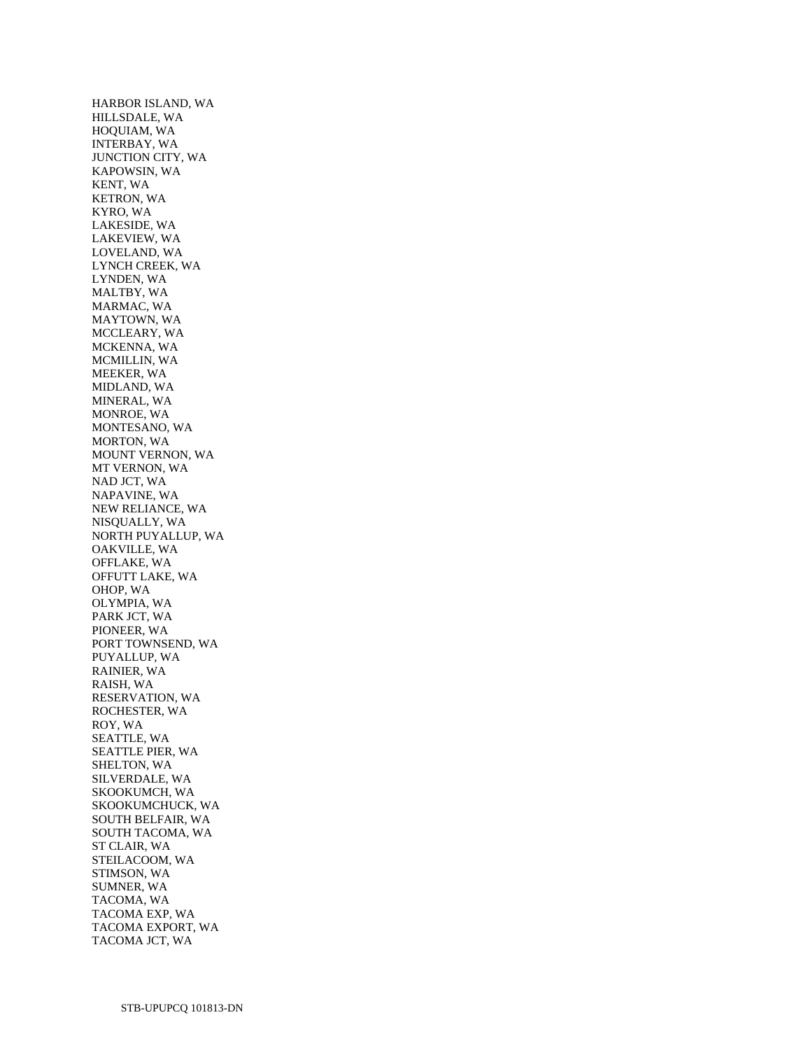HARBOR ISLAND, WA
HILLSDALE, WA
HOQUIAM, WA
INTERBAY, WA
JUNCTION CITY, WA
KAPOWSIN, WA
KENT, WA
KETRON, WA
KYRO, WA
LAKESIDE, WA
LAKEVIEW, WA
LOVELAND, WA
LYNCH CREEK, WA
LYNDEN, WA
MALTBY, WA
MARMAC, WA
MAYTOWN, WA
MCCLEARY, WA
MCKENNA, WA
MCMILLIN, WA
MEEKER, WA
MIDLAND, WA
MINERAL, WA
MONROE, WA
MONTESANO, WA
MORTON, WA
MOUNT VERNON, WA
MT VERNON, WA
NAD JCT, WA
NAPAVINE, WA
NEW RELIANCE, WA
NISQUALLY, WA
NORTH PUYALLUP, WA
OAKVILLE, WA
OFFLAKE, WA
OFFUTT LAKE, WA
OHOP, WA
OLYMPIA, WA
PARK JCT, WA
PIONEER, WA
PORT TOWNSEND, WA
PUYALLUP, WA
RAINIER, WA
RAISH, WA
RESERVATION, WA
ROCHESTER, WA
ROY, WA
SEATTLE, WA
SEATTLE PIER, WA
SHELTON, WA
SILVERDALE, WA
SKOOKUMCH, WA
SKOOKUMCHUCK, WA
SOUTH BELFAIR, WA
SOUTH TACOMA, WA
ST CLAIR, WA
STEILACOOM, WA
STIMSON, WA
SUMNER, WA
TACOMA, WA
TACOMA EXP, WA
TACOMA EXPORT, WA
TACOMA JCT, WA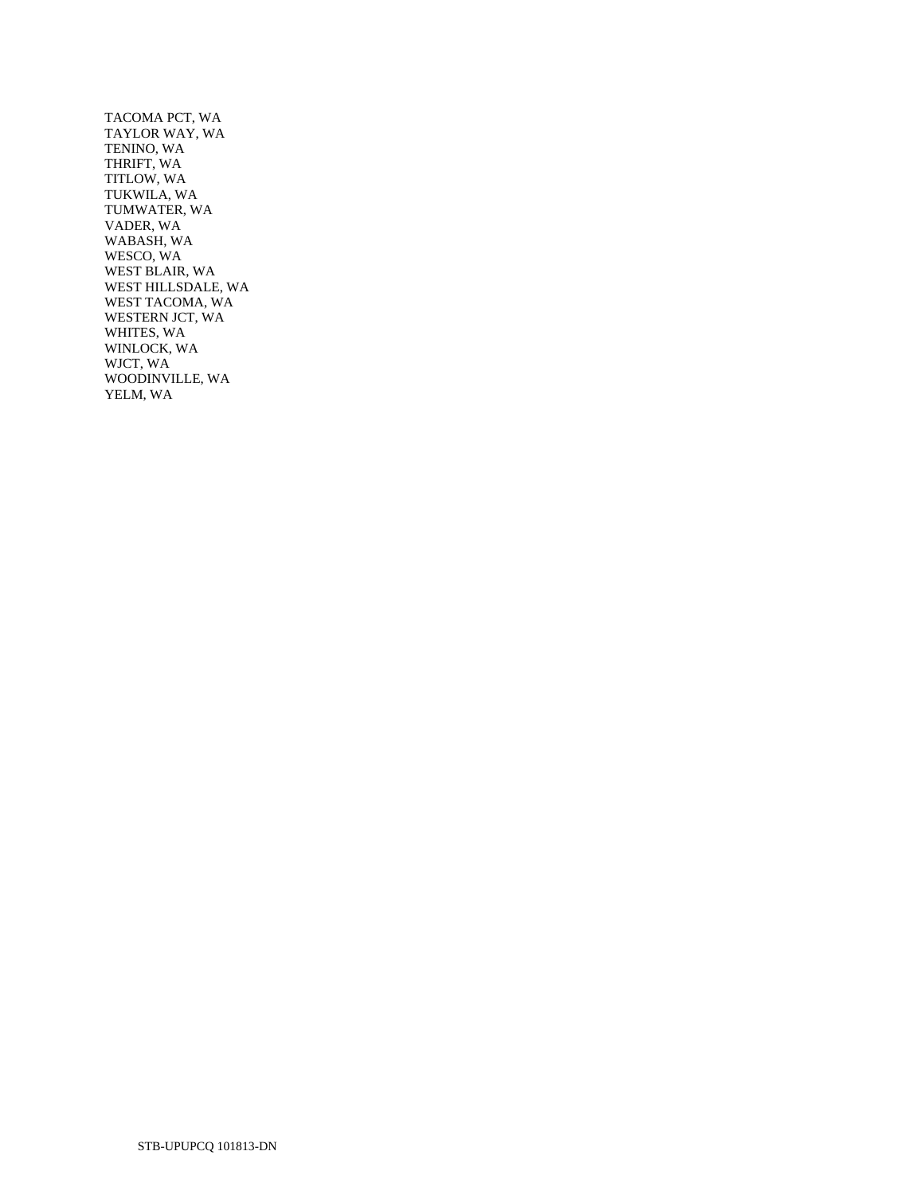TACOMA PCT, WA
TAYLOR WAY, WA
TENINO, WA
THRIFT, WA
TITLOW, WA
TUKWILA, WA
TUMWATER, WA
VADER, WA
WABASH, WA
WESCO, WA
WEST BLAIR, WA
WEST HILLSDALE, WA
WEST TACOMA, WA
WESTERN JCT, WA
WHITES, WA
WINLOCK, WA
WJCT, WA
WOODINVILLE, WA
YELM, WA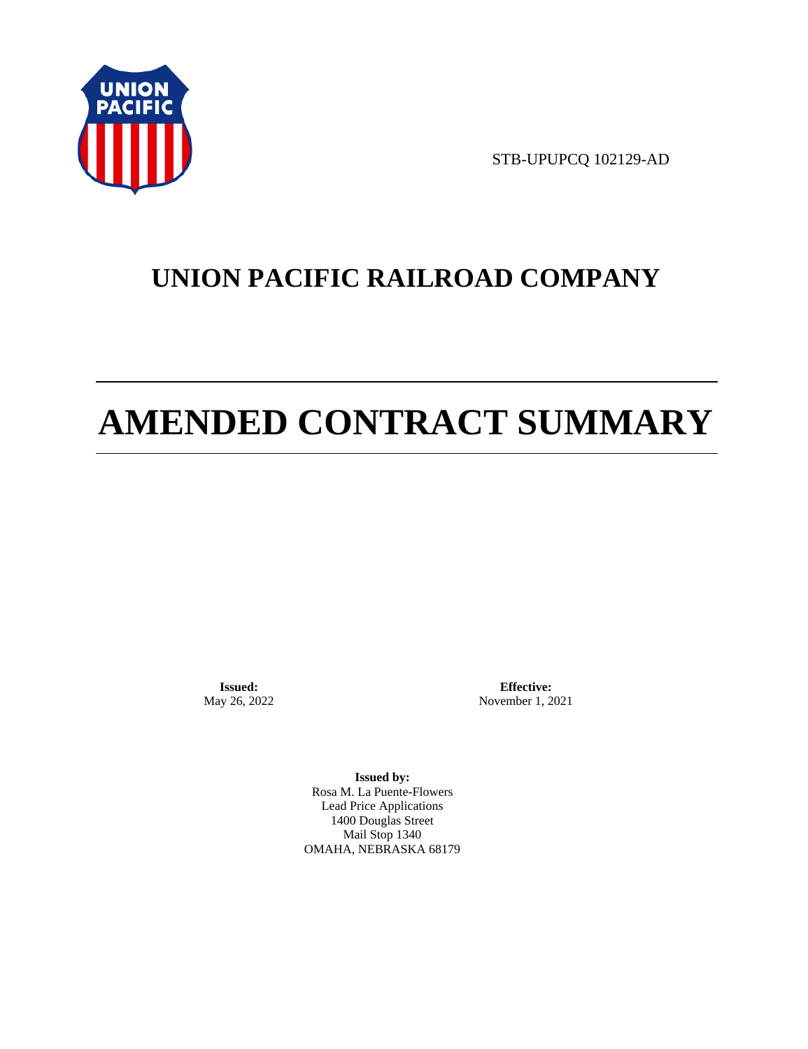STB-UPUPCQ 102129-AD

# UNION PACIFIC RAILROAD COMPANY

# AMENDED CONTRACT SUMMARY

**Issued:**
May 26, 2022

**Effective:**
November 1, 2021

**Issued by:**
Rosa M. La Puente-Flowers
Lead Price Applications
1400 Douglas Street
Mail Stop 1340
OMAHA, NEBRASKA 68179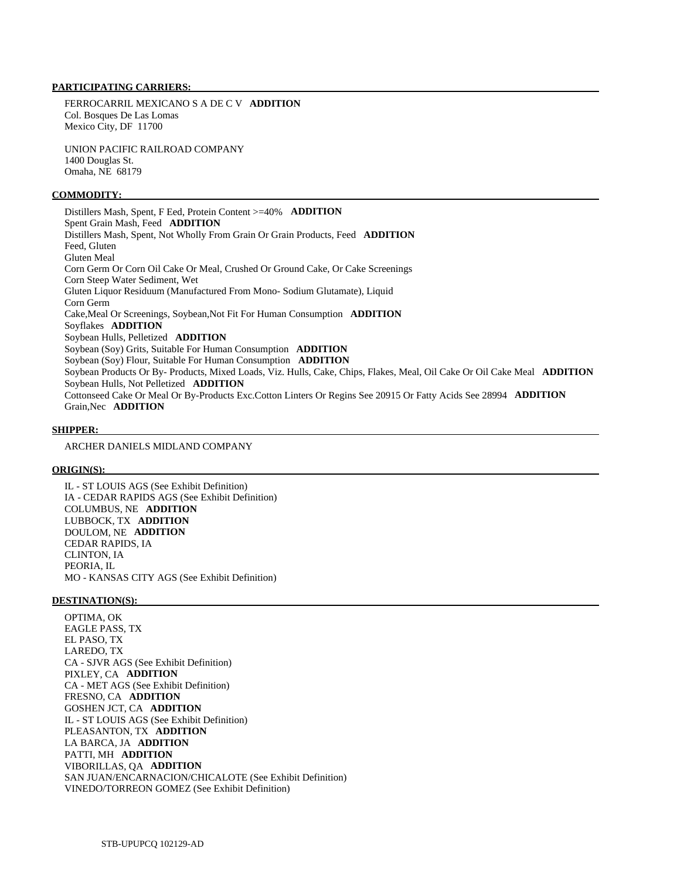**PARTICIPATING CARRIERS:**

FERROCARRIL MEXICANO S A DE C V **ADDITION**
Col. Bosques De Las Lomas
Mexico City, DF 11700

UNION PACIFIC RAILROAD COMPANY
1400 Douglas St.
Omaha, NE 68179

**COMMODITY:**

Distillers Mash, Spent, F Eed, Protein Content >=40% **ADDITION**
Spent Grain Mash, Feed **ADDITION**
Distillers Mash, Spent, Not Wholly From Grain Or Grain Products, Feed **ADDITION**
Feed, Gluten
Gluten Meal
Corn Germ Or Corn Oil Cake Or Meal, Crushed Or Ground Cake, Or Cake Screenings
Corn Steep Water Sediment, Wet
Gluten Liquor Residuum (Manufactured From Mono- Sodium Glutamate), Liquid
Corn Germ
Cake,Meal Or Screenings, Soybean,Not Fit For Human Consumption **ADDITION**
Soyflakes **ADDITION**
Soybean Hulls, Pelletized **ADDITION**
Soybean (Soy) Grits, Suitable For Human Consumption **ADDITION**
Soybean (Soy) Flour, Suitable For Human Consumption **ADDITION**
Soybean Products Or By- Products, Mixed Loads, Viz. Hulls, Cake, Chips, Flakes, Meal, Oil Cake Or Oil Cake Meal **ADDITION**
Soybean Hulls, Not Pelletized **ADDITION**
Cottonseed Cake Or Meal Or By-Products Exc.Cotton Linters Or Regins See 20915 Or Fatty Acids See 28994 **ADDITION**
Grain,Nec **ADDITION**

**SHIPPER:**

ARCHER DANIELS MIDLAND COMPANY

**ORIGIN(S):**

IL - ST LOUIS AGS (See Exhibit Definition)
IA - CEDAR RAPIDS AGS (See Exhibit Definition)
COLUMBUS, NE **ADDITION**
LUBBOCK, TX **ADDITION**
DOULOM, NE **ADDITION**
CEDAR RAPIDS, IA
CLINTON, IA
PEORIA, IL
MO - KANSAS CITY AGS (See Exhibit Definition)

**DESTINATION(S):**

OPTIMA, OK
EAGLE PASS, TX
EL PASO, TX
LAREDO, TX
CA - SJVR AGS (See Exhibit Definition)
PIXLEY, CA **ADDITION**
CA - MET AGS (See Exhibit Definition)
FRESNO, CA **ADDITION**
GOSHEN JCT, CA **ADDITION**
IL - ST LOUIS AGS (See Exhibit Definition)
PLEASANTON, TX **ADDITION**
LA BARCA, JA **ADDITION**
PATTI, MH **ADDITION**
VIBORILLAS, QA **ADDITION**
SAN JUAN/ENCARNACION/CHICALOTE (See Exhibit Definition)
VINEDO/TORREON GOMEZ (See Exhibit Definition)

STB-UPUPCQ 102129-AD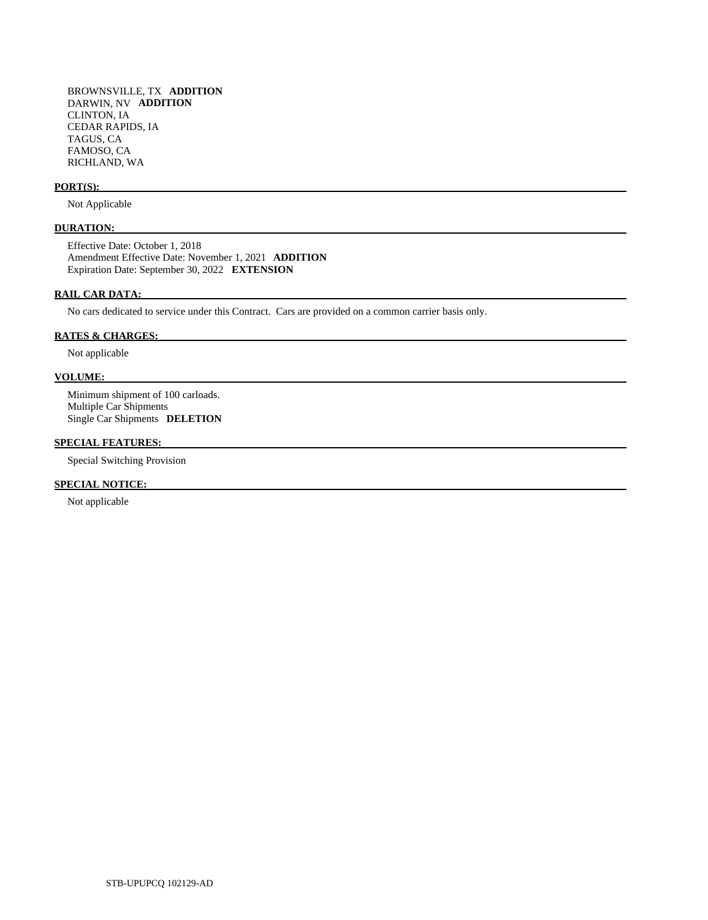BROWNSVILLE, TX **ADDITION**
DARWIN, NV **ADDITION**
CLINTON, IA
CEDAR RAPIDS, IA
TAGUS, CA
FAMOSO, CA
RICHLAND, WA

**PORT(S):**

Not Applicable

**DURATION:**

Effective Date: October 1, 2018
Amendment Effective Date: November 1, 2021 **ADDITION**
Expiration Date: September 30, 2022 **EXTENSION**

**RAIL CAR DATA:**

No cars dedicated to service under this Contract. Cars are provided on a common carrier basis only.

**RATES & CHARGES:**

Not applicable

**VOLUME:**

Minimum shipment of 100 carloads.
Multiple Car Shipments
Single Car Shipments **DELETION**

**SPECIAL FEATURES:**

Special Switching Provision

**SPECIAL NOTICE:**

Not applicable

STB-UPUPCQ 102129-AD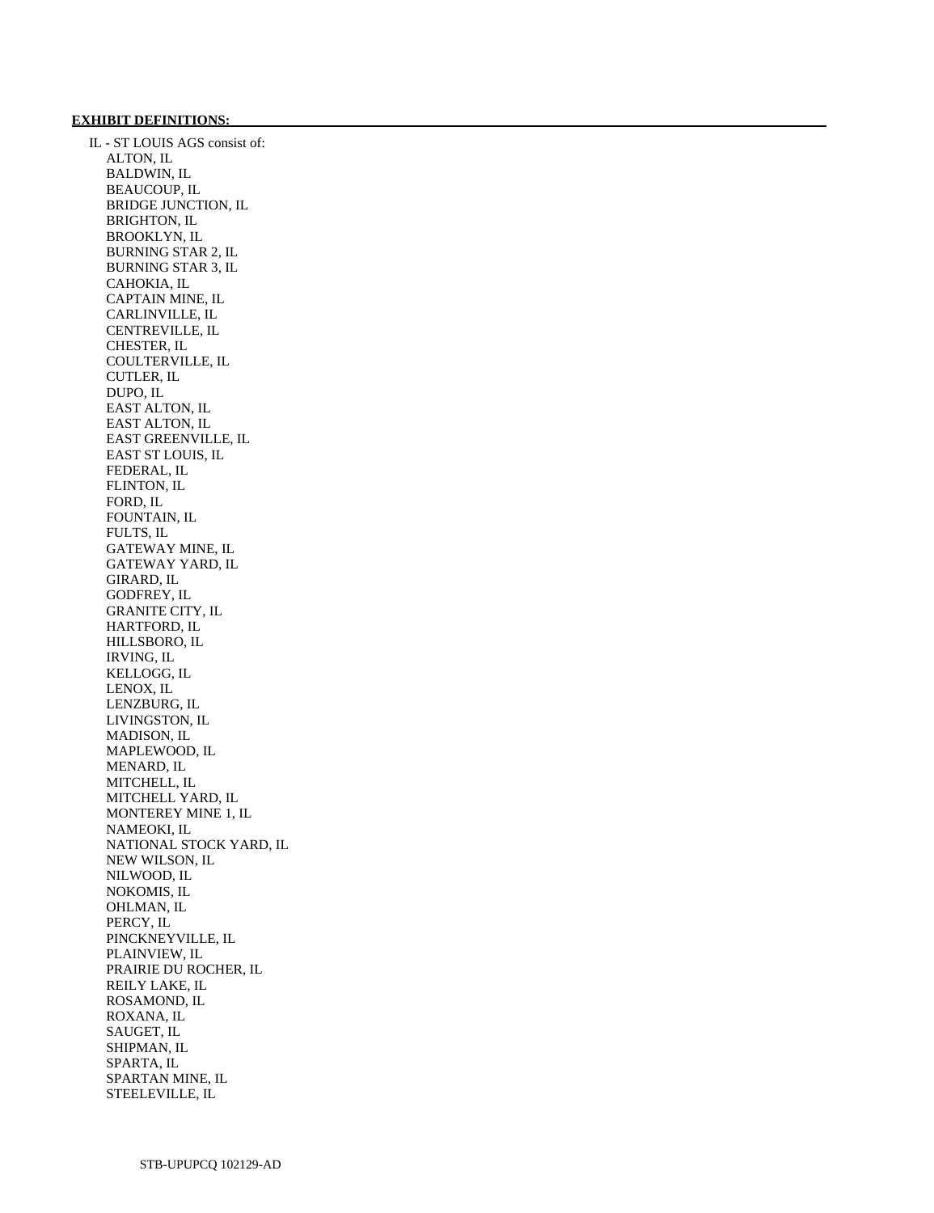**EXHIBIT DEFINITIONS:**

IL - ST LOUIS AGS consist of:

- ALTON, IL
- BALDWIN, IL
- BEAUCOUP, IL
- BRIDGE JUNCTION, IL
- BRIGHTON, IL
- BROOKLYN, IL
- BURNING STAR 2, IL
- BURNING STAR 3, IL
- CAHOKIA, IL
- CAPTAIN MINE, IL
- CARLINVILLE, IL
- CENTREVILLE, IL
- CHESTER, IL
- COULTERVILLE, IL
- CUTLER, IL
- DUPO, IL
- EAST ALTON, IL
- EAST ALTON, IL
- EAST GREENVILLE, IL
- EAST ST LOUIS, IL
- FEDERAL, IL
- FLINTON, IL
- FORD, IL
- FOUNTAIN, IL
- FULTS, IL
- GATEWAY MINE, IL
- GATEWAY YARD, IL
- GIRARD, IL
- GODFREY, IL
- GRANITE CITY, IL
- HARTFORD, IL
- HILLSBORO, IL
- IRVING, IL
- KELLOGG, IL
- LENOX, IL
- LENZBURG, IL
- LIVINGSTON, IL
- MADISON, IL
- MAPLEWOOD, IL
- MENARD, IL
- MITCHELL, IL
- MITCHELL YARD, IL
- MONTEREY MINE 1, IL
- NAMEOKI, IL
- NATIONAL STOCK YARD, IL
- NEW WILSON, IL
- NILWOOD, IL
- NOKOMIS, IL
- OHLMAN, IL
- PERCY, IL
- PINCKNEYVILLE, IL
- PLAINVIEW, IL
- PRAIRIE DU ROCHER, IL
- REILY LAKE, IL
- ROSAMOND, IL
- ROXANA, IL
- SAUGET, IL
- SHIPMAN, IL
- SPARTA, IL
- SPARTAN MINE, IL
- STEELEVILLE, IL

STB-UPUPCQ 102129-AD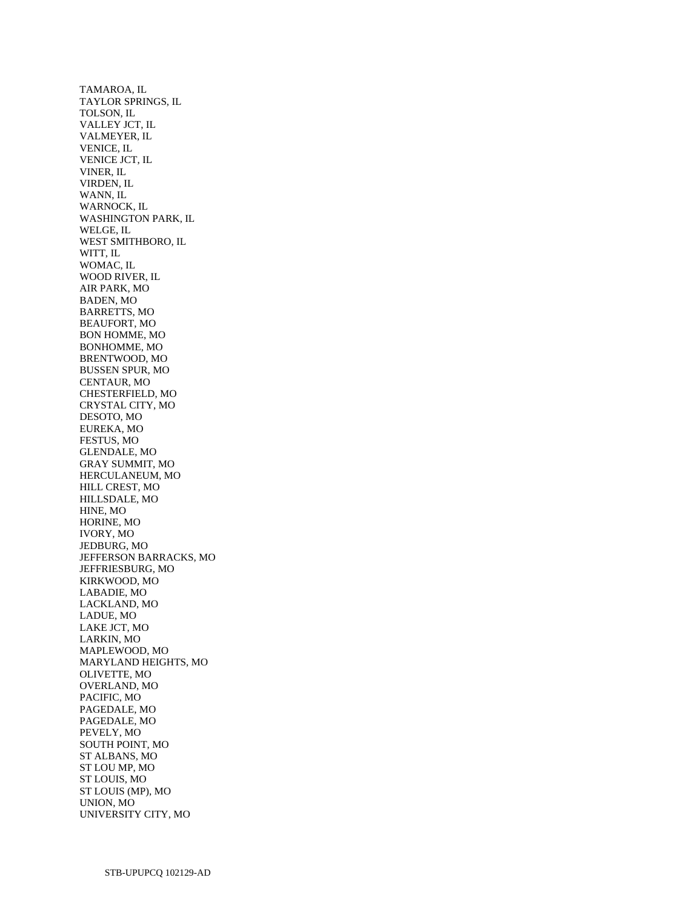TAMAROA, IL
TAYLOR SPRINGS, IL
TOLSON, IL
VALLEY JCT, IL
VALMEYER, IL
VENICE, IL
VENICE JCT, IL
VINER, IL
VIRDEN, IL
WANN, IL
WARNOCK, IL
WASHINGTON PARK, IL
WELGE, IL
WEST SMITHBORO, IL
WITT, IL
WOMAC, IL
WOOD RIVER, IL
AIR PARK, MO
BADEN, MO
BARRETTS, MO
BEAUFORT, MO
BON HOMME, MO
BONHOMME, MO
BRENTWOOD, MO
BUSSEN SPUR, MO
CENTAUR, MO
CHESTERFIELD, MO
CRYSTAL CITY, MO
DESOTO, MO
EUREKA, MO
FESTUS, MO
GLENDALE, MO
GRAY SUMMIT, MO
HERCULANEUM, MO
HILL CREST, MO
HILLSDALE, MO
HINE, MO
HORINE, MO
IVORY, MO
JEDBURG, MO
JEFFERSON BARRACKS, MO
JEFFRIESBURG, MO
KIRKWOOD, MO
LABADIE, MO
LACKLAND, MO
LADUE, MO
LAKE JCT, MO
LARKIN, MO
MAPLEWOOD, MO
MARYLAND HEIGHTS, MO
OLIVETTE, MO
OVERLAND, MO
PACIFIC, MO
PAGEDALE, MO
PAGEDALE, MO
PEVELY, MO
SOUTH POINT, MO
ST ALBANS, MO
ST LOU MP, MO
ST LOUIS, MO
ST LOUIS (MP), MO
UNION, MO
UNIVERSITY CITY, MO

STB-UPUPCQ 102129-AD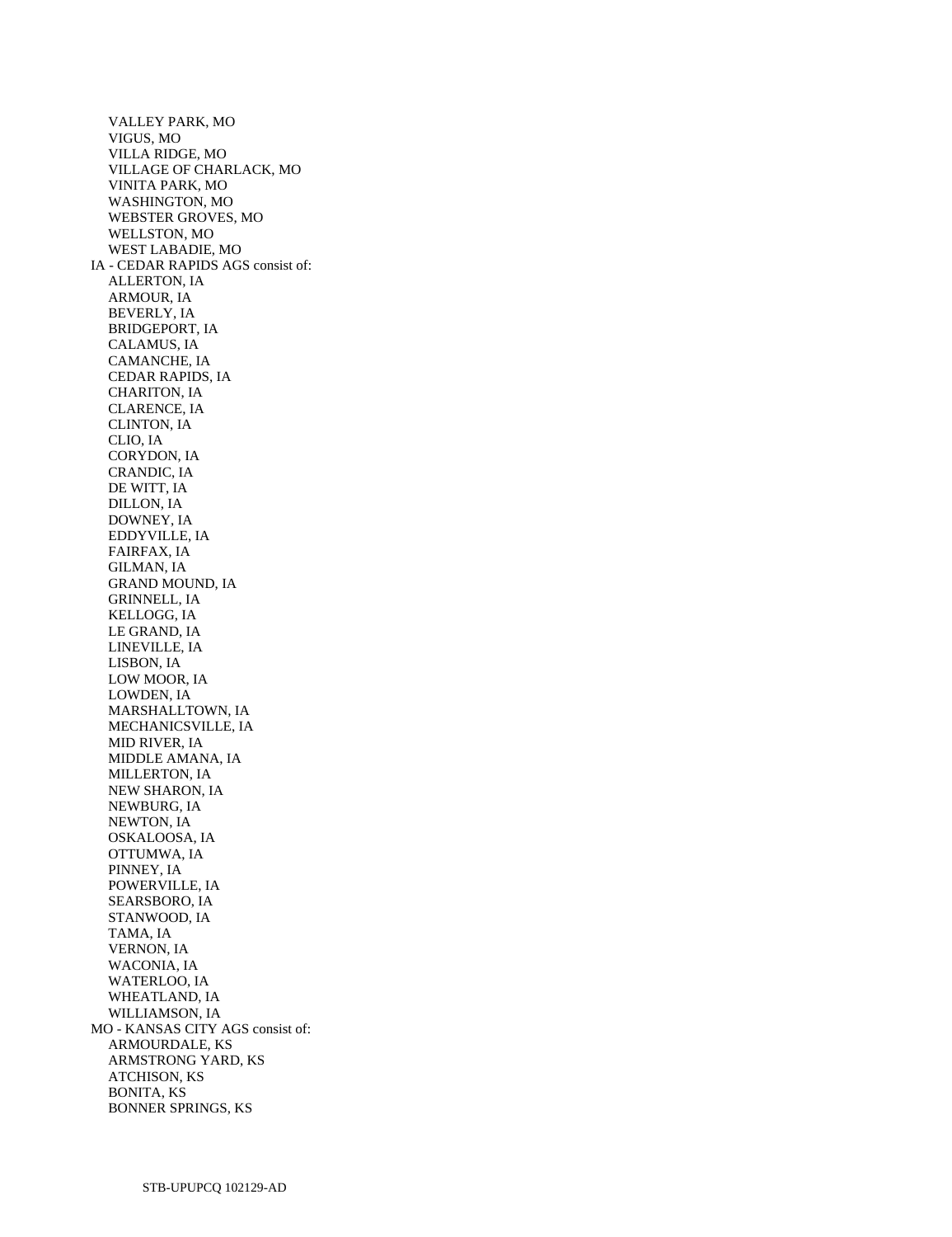VALLEY PARK, MO
VIGUS, MO
VILLA RIDGE, MO
VILLAGE OF CHARLACK, MO
VINITA PARK, MO
WASHINGTON, MO
WEBSTER GROVES, MO
WELLSTON, MO
WEST LABADIE, MO

IA - CEDAR RAPIDS AGS consist of:
ALLERTON, IA
ARMOUR, IA
BEVERLY, IA
BRIDGEPORT, IA
CALAMUS, IA
CAMANCHE, IA
CEDAR RAPIDS, IA
CHARITON, IA
CLARENCE, IA
CLINTON, IA
CLIO, IA
CORYDON, IA
CRANDIC, IA
DE WITT, IA
DILLON, IA
DOWNEY, IA
EDDYVILLE, IA
FAIRFAX, IA
GILMAN, IA
GRAND MOUND, IA
GRINNELL, IA
KELLOGG, IA
LE GRAND, IA
LINEVILLE, IA
LISBON, IA
LOW MOOR, IA
LOWDEN, IA
MARSHALLTOWN, IA
MECHANICSVILLE, IA
MID RIVER, IA
MIDDLE AMANA, IA
MILLERTON, IA
NEW SHARON, IA
NEWBURG, IA
NEWTON, IA
OSKALOOSA, IA
OTTUMWA, IA
PINNEY, IA
POWERVILLE, IA
SEARSBORO, IA
STANWOOD, IA
TAMA, IA
VERNON, IA
WACONIA, IA
WATERLOO, IA
WHEATLAND, IA
WILLIAMSON, IA

MO - KANSAS CITY AGS consist of:
ARMOURDALE, KS
ARMSTRONG YARD, KS
ATCHISON, KS
BONITA, KS
BONNER SPRINGS, KS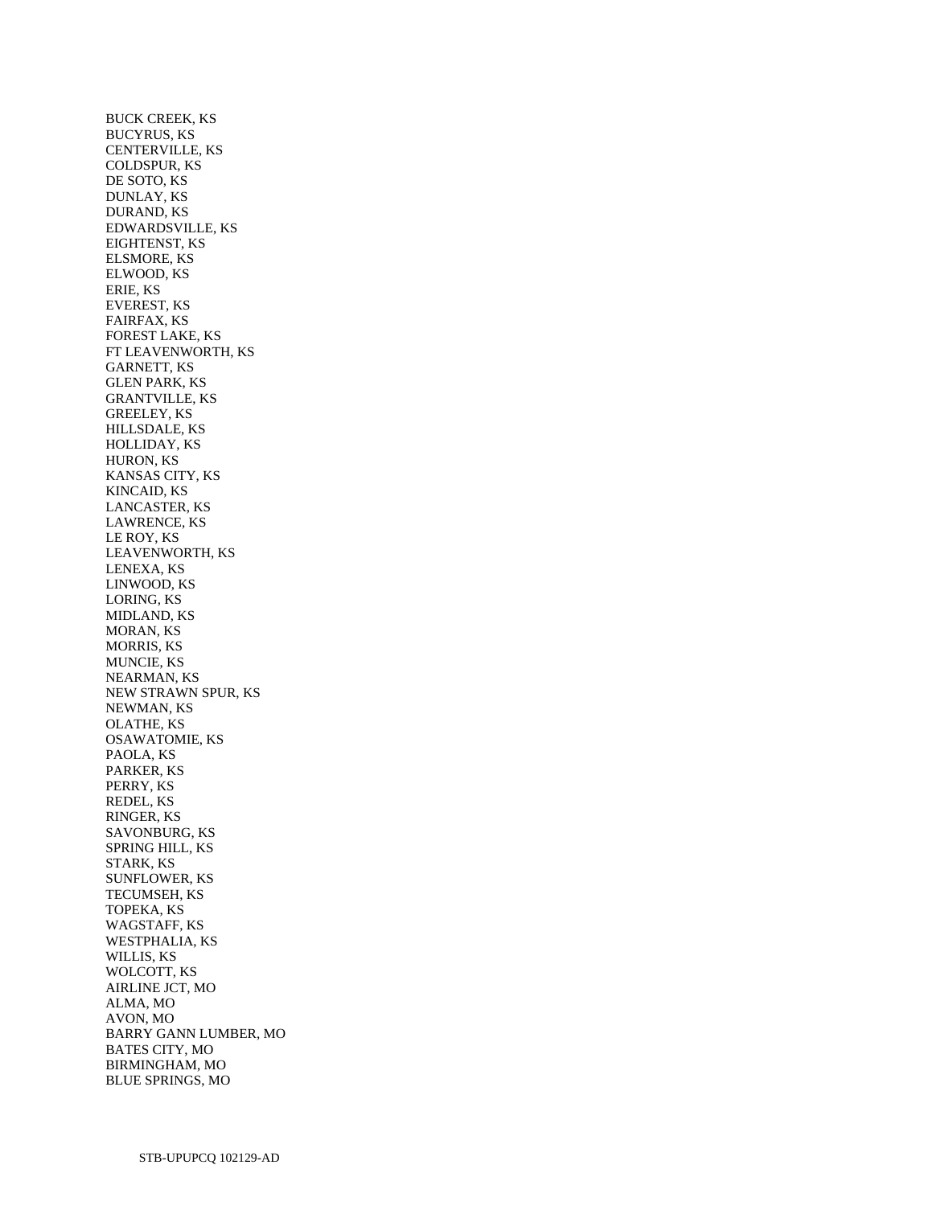BUCK CREEK, KS
BUCYRUS, KS
CENTERVILLE, KS
COLDSPUR, KS
DE SOTO, KS
DUNLAY, KS
DURAND, KS
EDWARDSVILLE, KS
EIGHTENST, KS
ELSMORE, KS
ELWOOD, KS
ERIE, KS
EVEREST, KS
FAIRFAX, KS
FOREST LAKE, KS
FT LEAVENWORTH, KS
GARNETT, KS
GLEN PARK, KS
GRANTVILLE, KS
GREELEY, KS
HILLSDALE, KS
HOLLIDAY, KS
HURON, KS
KANSAS CITY, KS
KINCAID, KS
LANCASTER, KS
LAWRENCE, KS
LE ROY, KS
LEAVENWORTH, KS
LENEXA, KS
LINWOOD, KS
LORING, KS
MIDLAND, KS
MORAN, KS
MORRIS, KS
MUNCIE, KS
NEARMAN, KS
NEW STRAWN SPUR, KS
NEWMAN, KS
OLATHE, KS
OSAWATOMIE, KS
PAOLA, KS
PARKER, KS
PERRY, KS
REDEL, KS
RINGER, KS
SAVONBURG, KS
SPRING HILL, KS
STARK, KS
SUNFLOWER, KS
TECUMSEH, KS
TOPEKA, KS
WAGSTAFF, KS
WESTPHALIA, KS
WILLIS, KS
WOLCOTT, KS
AIRLINE JCT, MO
ALMA, MO
AVON, MO
BARRY GANN LUMBER, MO
BATES CITY, MO
BIRMINGHAM, MO
BLUE SPRINGS, MO

STB-UPUPCQ 102129-AD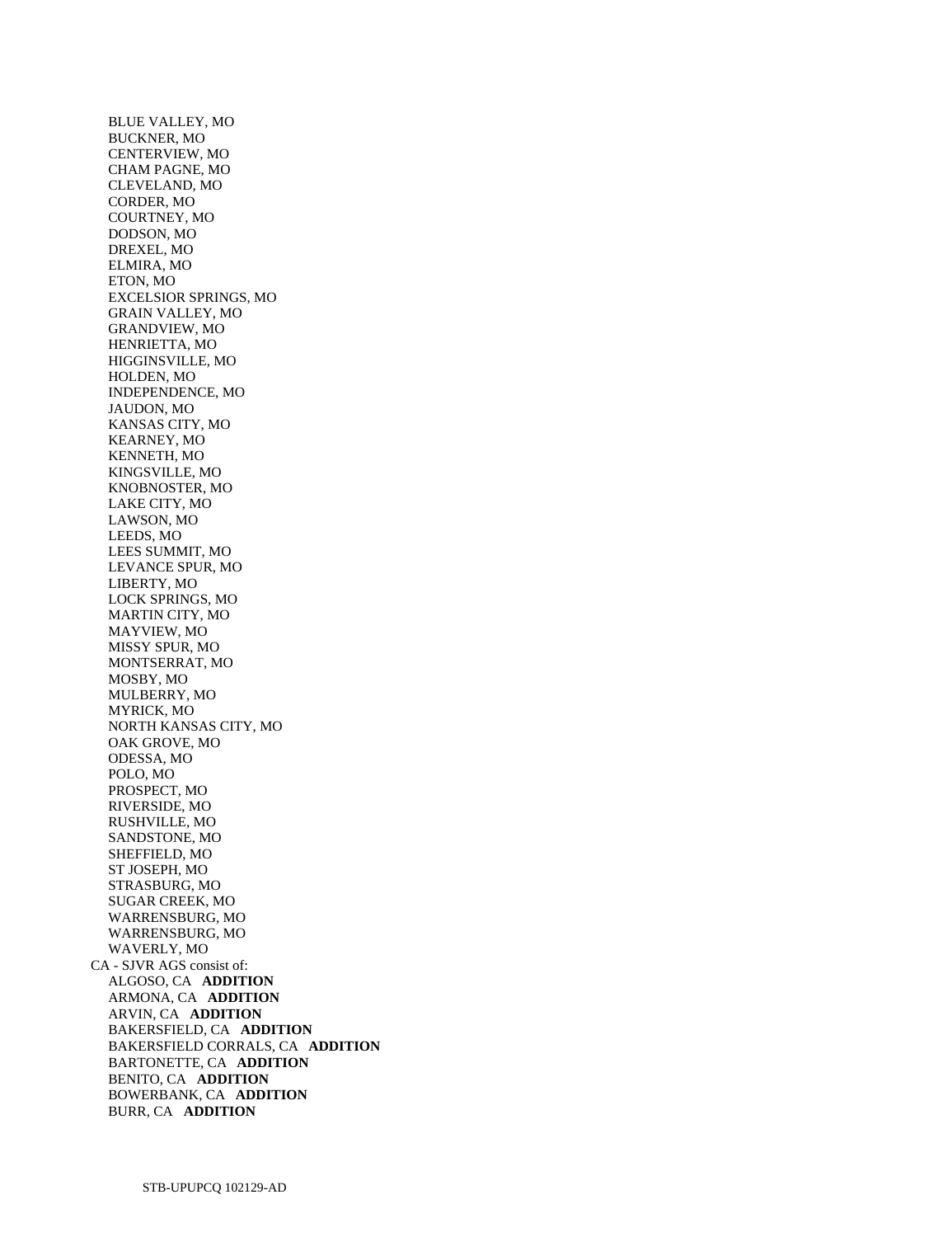BLUE VALLEY, MO
BUCKNER, MO
CENTERVIEW, MO
CHAM PAGNE, MO
CLEVELAND, MO
CORDER, MO
COURTNEY, MO
DODSON, MO
DREXEL, MO
ELMIRA, MO
ETON, MO
EXCELSIOR SPRINGS, MO
GRAIN VALLEY, MO
GRANDVIEW, MO
HENRIETTA, MO
HIGGINSVILLE, MO
HOLDEN, MO
INDEPENDENCE, MO
JAUDON, MO
KANSAS CITY, MO
KEARNEY, MO
KENNETH, MO
KINGSVILLE, MO
KNOBNOSTER, MO
LAKE CITY, MO
LAWSON, MO
LEEDS, MO
LEES SUMMIT, MO
LEVANCE SPUR, MO
LIBERTY, MO
LOCK SPRINGS, MO
MARTIN CITY, MO
MAYVIEW, MO
MISSY SPUR, MO
MONTSERRAT, MO
MOSBY, MO
MULBERRY, MO
MYRICK, MO
NORTH KANSAS CITY, MO
OAK GROVE, MO
ODESSA, MO
POLO, MO
PROSPECT, MO
RIVERSIDE, MO
RUSHVILLE, MO
SANDSTONE, MO
SHEFFIELD, MO
ST JOSEPH, MO
STRASBURG, MO
SUGAR CREEK, MO
WARRENSBURG, MO
WARRENSBURG, MO
WAVERLY, MO

CA - SJVR AGS consist of:

ALGOSO, CA **ADDITION**
ARMONA, CA **ADDITION**
ARVIN, CA **ADDITION**
BAKERSFIELD, CA **ADDITION**
BAKERSFIELD CORRALS, CA **ADDITION**
BARTONETTE, CA **ADDITION**
BENITO, CA **ADDITION**
BOWERBANK, CA **ADDITION**
BURR, CA **ADDITION**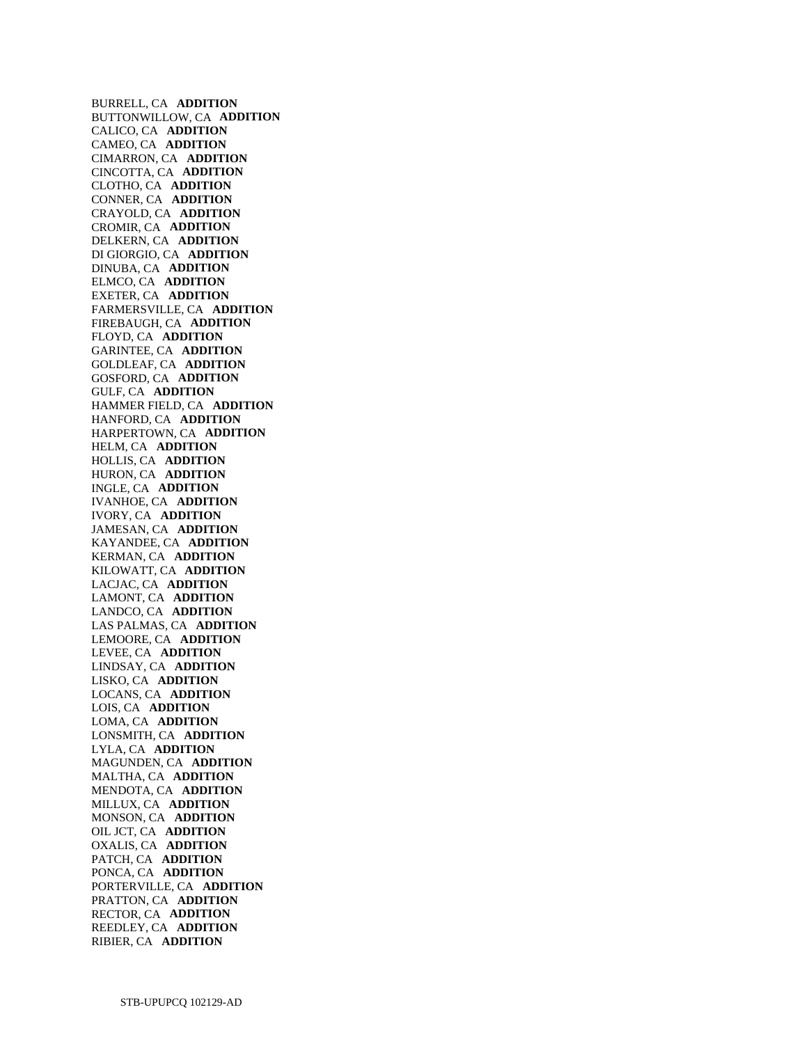BURRELL, CA **ADDITION**
BUTTONWILLOW, CA **ADDITION**
CALICO, CA **ADDITION**
CAMEO, CA **ADDITION**
CIMARRON, CA **ADDITION**
CINCOTTA, CA **ADDITION**
CLOTHO, CA **ADDITION**
CONNER, CA **ADDITION**
CRAYOLD, CA **ADDITION**
CROMIR, CA **ADDITION**
DELKERN, CA **ADDITION**
DI GIORGIO, CA **ADDITION**
DINUBA, CA **ADDITION**
ELMCO, CA **ADDITION**
EXETER, CA **ADDITION**
FARMERSVILLE, CA **ADDITION**
FIREBAUGH, CA **ADDITION**
FLOYD, CA **ADDITION**
GARINTEE, CA **ADDITION**
GOLDLEAF, CA **ADDITION**
GOSFORD, CA **ADDITION**
GULF, CA **ADDITION**
HAMMER FIELD, CA **ADDITION**
HANFORD, CA **ADDITION**
HARPERTOWN, CA **ADDITION**
HELM, CA **ADDITION**
HOLLIS, CA **ADDITION**
HURON, CA **ADDITION**
INGLE, CA **ADDITION**
IVANHOE, CA **ADDITION**
IVORY, CA **ADDITION**
JAMESAN, CA **ADDITION**
KAYANDEE, CA **ADDITION**
KERMAN, CA **ADDITION**
KILOWATT, CA **ADDITION**
LACJAC, CA **ADDITION**
LAMONT, CA **ADDITION**
LANDCO, CA **ADDITION**
LAS PALMAS, CA **ADDITION**
LEMOORE, CA **ADDITION**
LEVEE, CA **ADDITION**
LINDSAY, CA **ADDITION**
LISKO, CA **ADDITION**
LOCANS, CA **ADDITION**
LOIS, CA **ADDITION**
LOMA, CA **ADDITION**
LONSMITH, CA **ADDITION**
LYLA, CA **ADDITION**
MAGUNDEN, CA **ADDITION**
MALTHA, CA **ADDITION**
MENDOTA, CA **ADDITION**
MILLUX, CA **ADDITION**
MONSON, CA **ADDITION**
OIL JCT, CA **ADDITION**
OXALIS, CA **ADDITION**
PATCH, CA **ADDITION**
PONCA, CA **ADDITION**
PORTERVILLE, CA **ADDITION**
PRATTON, CA **ADDITION**
RECTOR, CA **ADDITION**
REEDLEY, CA **ADDITION**
RIBIER, CA **ADDITION**

STB-UPUPCQ 102129-AD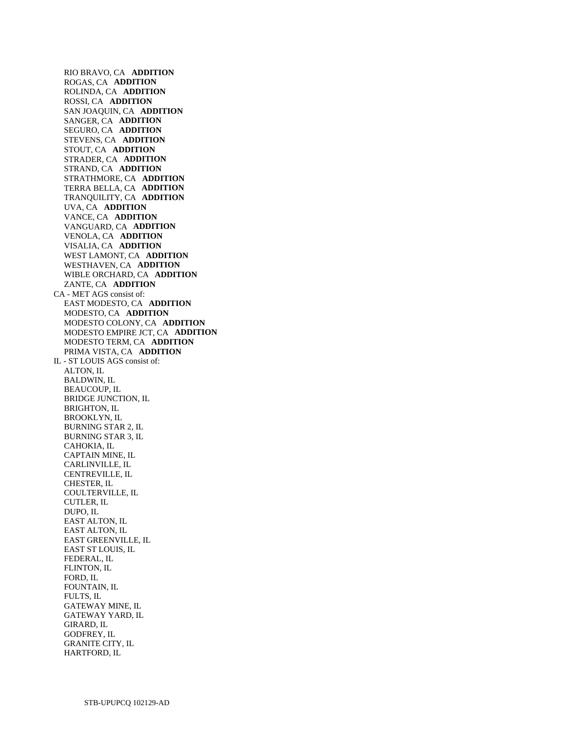RIO BRAVO, CA **ADDITION**
ROGAS, CA **ADDITION**
ROLINDA, CA **ADDITION**
ROSSI, CA **ADDITION**
SAN JOAQUIN, CA **ADDITION**
SANGER, CA **ADDITION**
SEGURO, CA **ADDITION**
STEVENS, CA **ADDITION**
STOUT, CA **ADDITION**
STRADER, CA **ADDITION**
STRAND, CA **ADDITION**
STRATHMORE, CA **ADDITION**
TERRA BELLA, CA **ADDITION**
TRANQUILITY, CA **ADDITION**
UVA, CA **ADDITION**
VANCE, CA **ADDITION**
VANGUARD, CA **ADDITION**
VENOLA, CA **ADDITION**
VISALIA, CA **ADDITION**
WEST LAMONT, CA **ADDITION**
WESTHAVEN, CA **ADDITION**
WIBLE ORCHARD, CA **ADDITION**
ZANTE, CA **ADDITION**

CA - MET AGS consist of:
EAST MODESTO, CA **ADDITION**
MODESTO, CA **ADDITION**
MODESTO COLONY, CA **ADDITION**
MODESTO EMPIRE JCT, CA **ADDITION**
MODESTO TERM, CA **ADDITION**
PRIMA VISTA, CA **ADDITION**

IL - ST LOUIS AGS consist of:
ALTON, IL
BALDWIN, IL
BEAUCOUP, IL
BRIDGE JUNCTION, IL
BRIGHTON, IL
BROOKLYN, IL
BURNING STAR 2, IL
BURNING STAR 3, IL
CAHOKIA, IL
CAPTAIN MINE, IL
CARLINVILLE, IL
CENTREVILLE, IL
CHESTER, IL
COULTERVILLE, IL
CUTLER, IL
DUPO, IL
EAST ALTON, IL
EAST ALTON, IL
EAST GREENVILLE, IL
EAST ST LOUIS, IL
FEDERAL, IL
FLINTON, IL
FORD, IL
FOUNTAIN, IL
FULTS, IL
GATEWAY MINE, IL
GATEWAY YARD, IL
GIRARD, IL
GODFREY, IL
GRANITE CITY, IL
HARTFORD, IL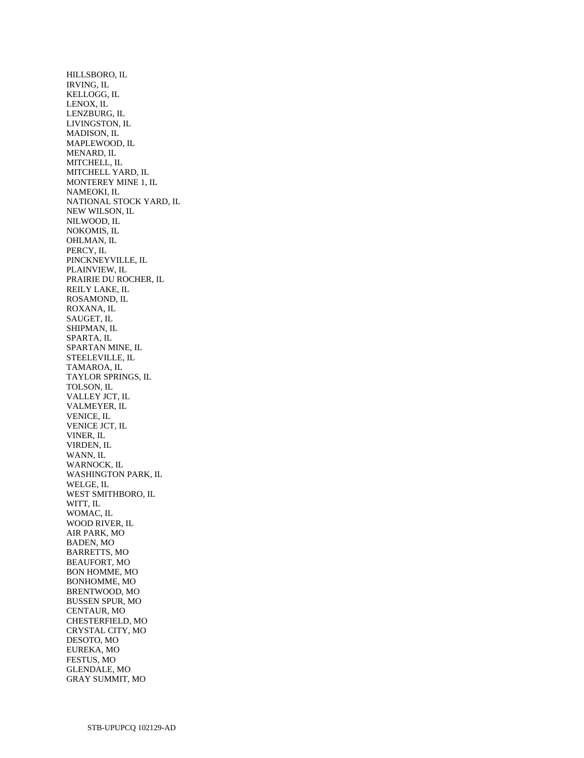HILLSBORO, IL
IRVING, IL
KELLOGG, IL
LENOX, IL
LENZBURG, IL
LIVINGSTON, IL
MADISON, IL
MAPLEWOOD, IL
MENARD, IL
MITCHELL, IL
MITCHELL YARD, IL
MONTEREY MINE 1, IL
NAMEOKI, IL
NATIONAL STOCK YARD, IL
NEW WILSON, IL
NILWOOD, IL
NOKOMIS, IL
OHLMAN, IL
PERCY, IL
PINCKNEYVILLE, IL
PLAINVIEW, IL
PRAIRIE DU ROCHER, IL
REILY LAKE, IL
ROSAMOND, IL
ROXANA, IL
SAUGET, IL
SHIPMAN, IL
SPARTA, IL
SPARTAN MINE, IL
STEELEVILLE, IL
TAMAROA, IL
TAYLOR SPRINGS, IL
TOLSON, IL
VALLEY JCT, IL
VALMEYER, IL
VENICE, IL
VENICE JCT, IL
VINER, IL
VIRDEN, IL
WANN, IL
WARNOCK, IL
WASHINGTON PARK, IL
WELGE, IL
WEST SMITHBORO, IL
WITT, IL
WOMAC, IL
WOOD RIVER, IL
AIR PARK, MO
BADEN, MO
BARRETTS, MO
BEAUFORT, MO
BON HOMME, MO
BONHOMME, MO
BRENTWOOD, MO
BUSSEN SPUR, MO
CENTAUR, MO
CHESTERFIELD, MO
CRYSTAL CITY, MO
DESOTO, MO
EUREKA, MO
FESTUS, MO
GLENDALE, MO
GRAY SUMMIT, MO

STB-UPUPCQ 102129-AD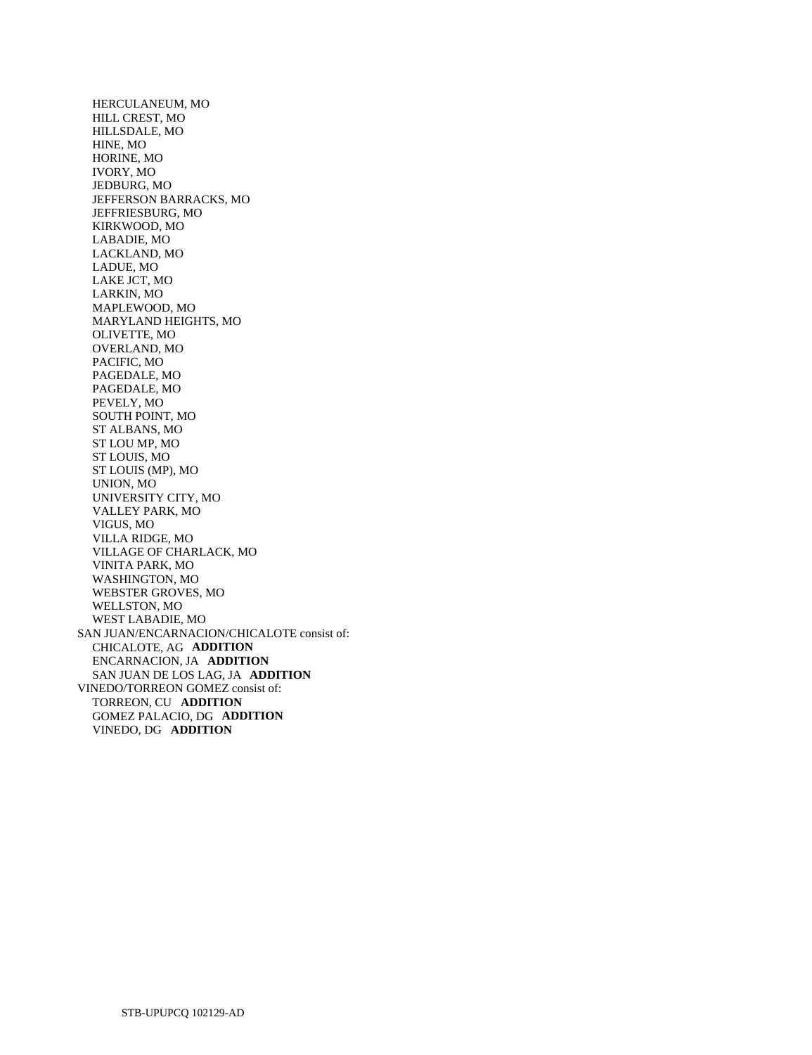HERCULANEUM, MO
HILL CREST, MO
HILLSDALE, MO
HINE, MO
HORINE, MO
IVORY, MO
JEDBURG, MO
JEFFERSON BARRACKS, MO
JEFFRIESBURG, MO
KIRKWOOD, MO
LABADIE, MO
LACKLAND, MO
LADUE, MO
LAKE JCT, MO
LARKIN, MO
MAPLEWOOD, MO
MARYLAND HEIGHTS, MO
OLIVETTE, MO
OVERLAND, MO
PACIFIC, MO
PAGEDALE, MO
PAGEDALE, MO
PEVELY, MO
SOUTH POINT, MO
ST ALBANS, MO
ST LOU MP, MO
ST LOUIS, MO
ST LOUIS (MP), MO
UNION, MO
UNIVERSITY CITY, MO
VALLEY PARK, MO
VIGUS, MO
VILLA RIDGE, MO
VILLAGE OF CHARLACK, MO
VINITA PARK, MO
WASHINGTON, MO
WEBSTER GROVES, MO
WELLSTON, MO
WEST LABADIE, MO

SAN JUAN/ENCARNACION/CHICALOTE consist of:
CHICALOTE, AG **ADDITION**
ENCARNACION, JA **ADDITION**
SAN JUAN DE LOS LAG, JA **ADDITION**

VINEDO/TORREON GOMEZ consist of:
TORREON, CU **ADDITION**
GOMEZ PALACIO, DG **ADDITION**
VINEDO, DG **ADDITION**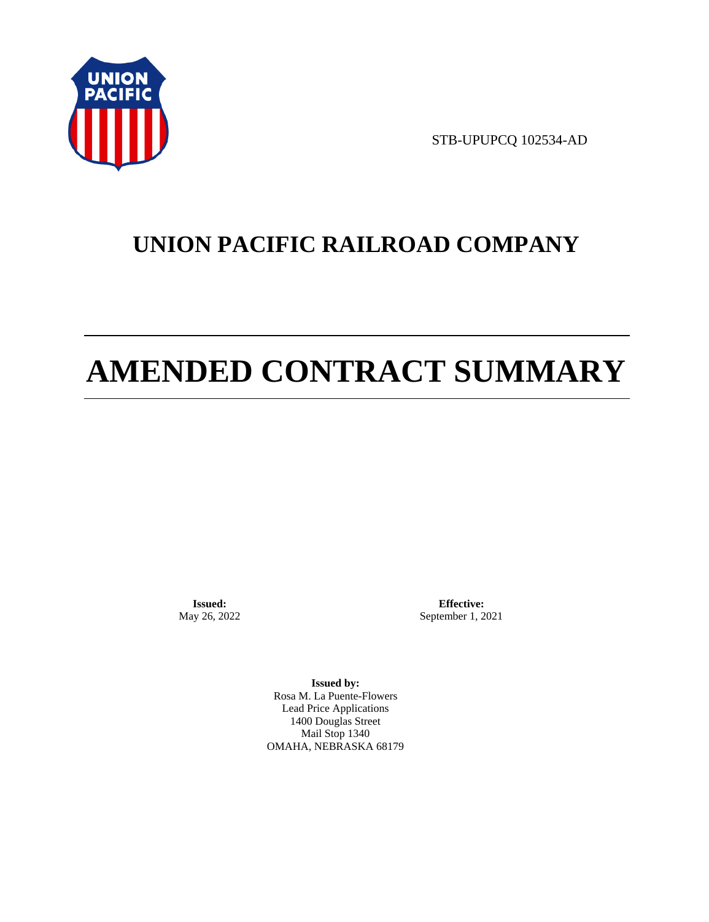STB-UPUPCQ 102534-AD

# UNION PACIFIC RAILROAD COMPANY

# AMENDED CONTRACT SUMMARY

**Issued:**
May 26, 2022

**Effective:**
September 1, 2021

**Issued by:**
Rosa M. La Puente-Flowers
Lead Price Applications
1400 Douglas Street
Mail Stop 1340
OMAHA, NEBRASKA 68179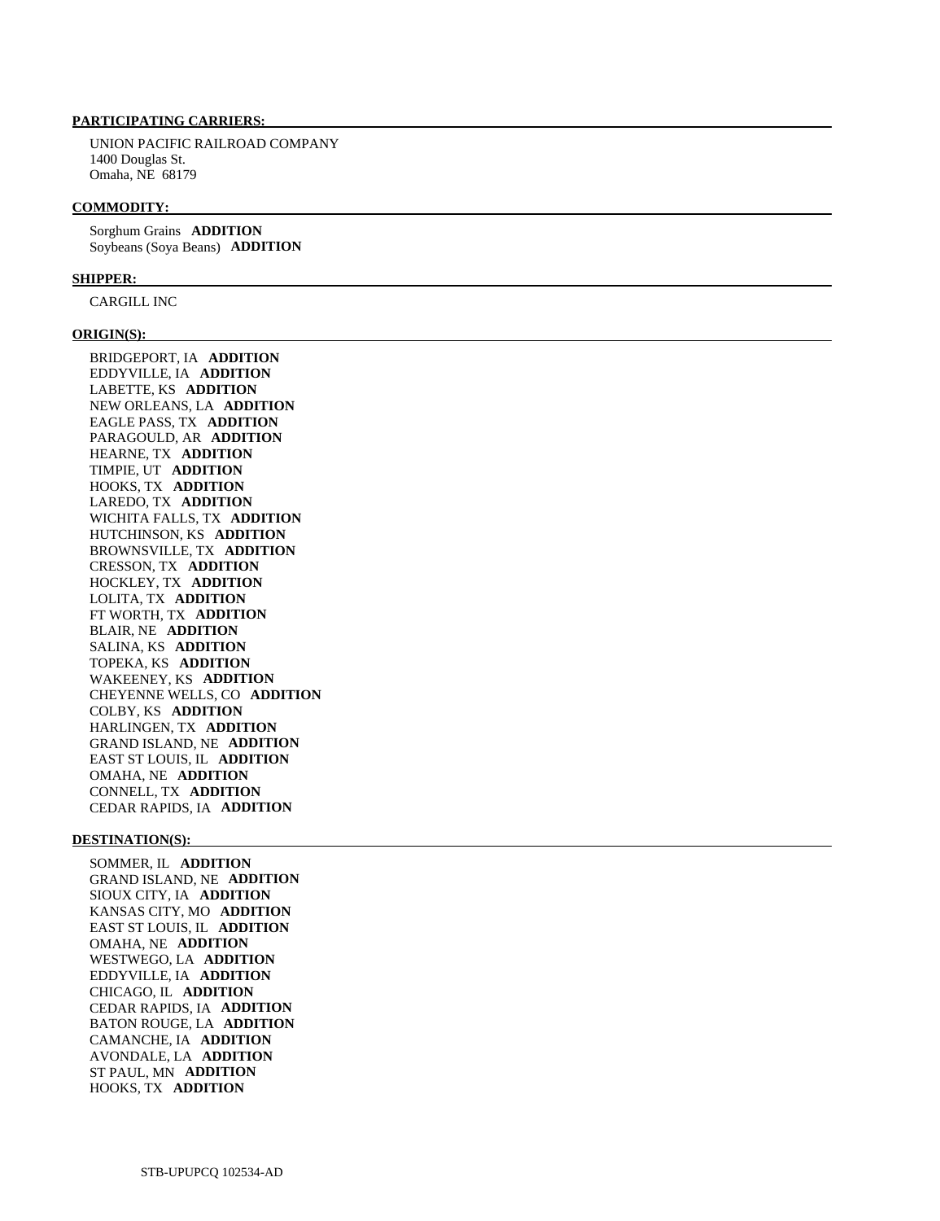**PARTICIPATING CARRIERS:**

UNION PACIFIC RAILROAD COMPANY
1400 Douglas St.
Omaha, NE 68179

**COMMODITY:**

Sorghum Grains **ADDITION**
Soybeans (Soya Beans) **ADDITION**

**SHIPPER:**

CARGILL INC

**ORIGIN(S):**

BRIDGEPORT, IA **ADDITION**
EDDYVILLE, IA **ADDITION**
LABETTE, KS **ADDITION**
NEW ORLEANS, LA **ADDITION**
EAGLE PASS, TX **ADDITION**
PARAGOULD, AR **ADDITION**
HEARNE, TX **ADDITION**
TIMPIE, UT **ADDITION**
HOOKS, TX **ADDITION**
LAREDO, TX **ADDITION**
WICHITA FALLS, TX **ADDITION**
HUTCHINSON, KS **ADDITION**
BROWNSVILLE, TX **ADDITION**
CRESSON, TX **ADDITION**
HOCKLEY, TX **ADDITION**
LOLITA, TX **ADDITION**
FT WORTH, TX **ADDITION**
BLAIR, NE **ADDITION**
SALINA, KS **ADDITION**
TOPEKA, KS **ADDITION**
WAKEENEY, KS **ADDITION**
CHEYENNE WELLS, CO **ADDITION**
COLBY, KS **ADDITION**
HARLINGEN, TX **ADDITION**
GRAND ISLAND, NE **ADDITION**
EAST ST LOUIS, IL **ADDITION**
OMAHA, NE **ADDITION**
CONNELL, TX **ADDITION**
CEDAR RAPIDS, IA **ADDITION**

**DESTINATION(S):**

SOMMER, IL **ADDITION**
GRAND ISLAND, NE **ADDITION**
SIOUX CITY, IA **ADDITION**
KANSAS CITY, MO **ADDITION**
EAST ST LOUIS, IL **ADDITION**
OMAHA, NE **ADDITION**
WESTWEGO, LA **ADDITION**
EDDYVILLE, IA **ADDITION**
CHICAGO, IL **ADDITION**
CEDAR RAPIDS, IA **ADDITION**
BATON ROUGE, LA **ADDITION**
CAMANCHE, IA **ADDITION**
AVONDALE, LA **ADDITION**
ST PAUL, MN **ADDITION**
HOOKS, TX **ADDITION**

STB-UPUPCQ 102534-AD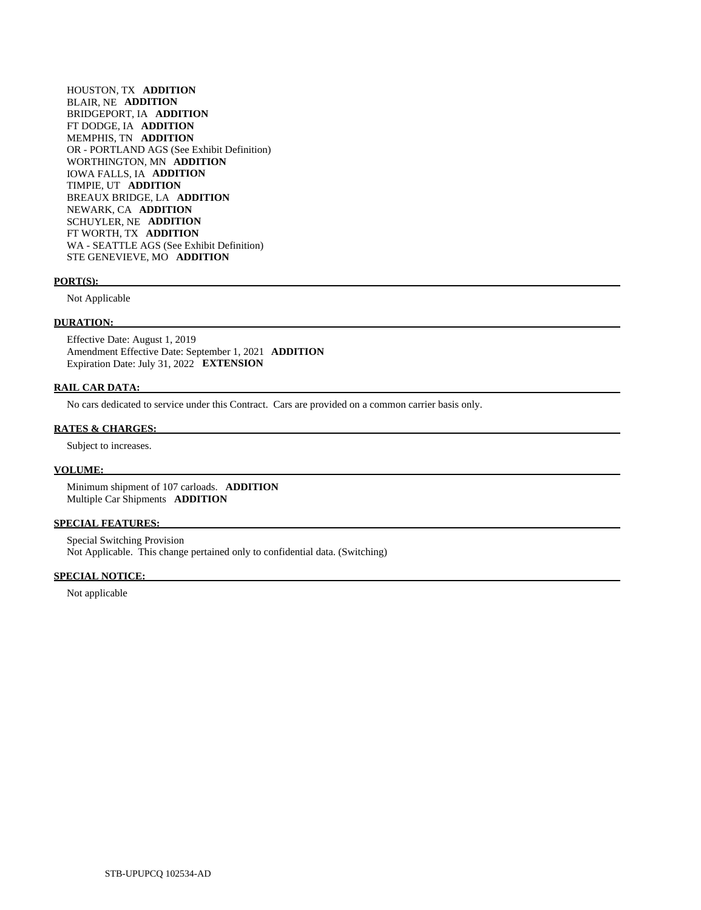HOUSTON, TX **ADDITION**
BLAIR, NE **ADDITION**
BRIDGEPORT, IA **ADDITION**
FT DODGE, IA **ADDITION**
MEMPHIS, TN **ADDITION**
OR - PORTLAND AGS (See Exhibit Definition)
WORTHINGTON, MN **ADDITION**
IOWA FALLS, IA **ADDITION**
TIMPIE, UT **ADDITION**
BREAUX BRIDGE, LA **ADDITION**
NEWARK, CA **ADDITION**
SCHUYLER, NE **ADDITION**
FT WORTH, TX **ADDITION**
WA - SEATTLE AGS (See Exhibit Definition)
STE GENEVIEVE, MO **ADDITION**

**PORT(S):**

Not Applicable

**DURATION:**

Effective Date: August 1, 2019
Amendment Effective Date: September 1, 2021 **ADDITION**
Expiration Date: July 31, 2022 **EXTENSION**

**RAIL CAR DATA:**

No cars dedicated to service under this Contract. Cars are provided on a common carrier basis only.

**RATES & CHARGES:**

Subject to increases.

**VOLUME:**

Minimum shipment of 107 carloads. **ADDITION**
Multiple Car Shipments **ADDITION**

**SPECIAL FEATURES:**

Special Switching Provision
Not Applicable. This change pertained only to confidential data. (Switching)

**SPECIAL NOTICE:**

Not applicable

STB-UPUPCQ 102534-AD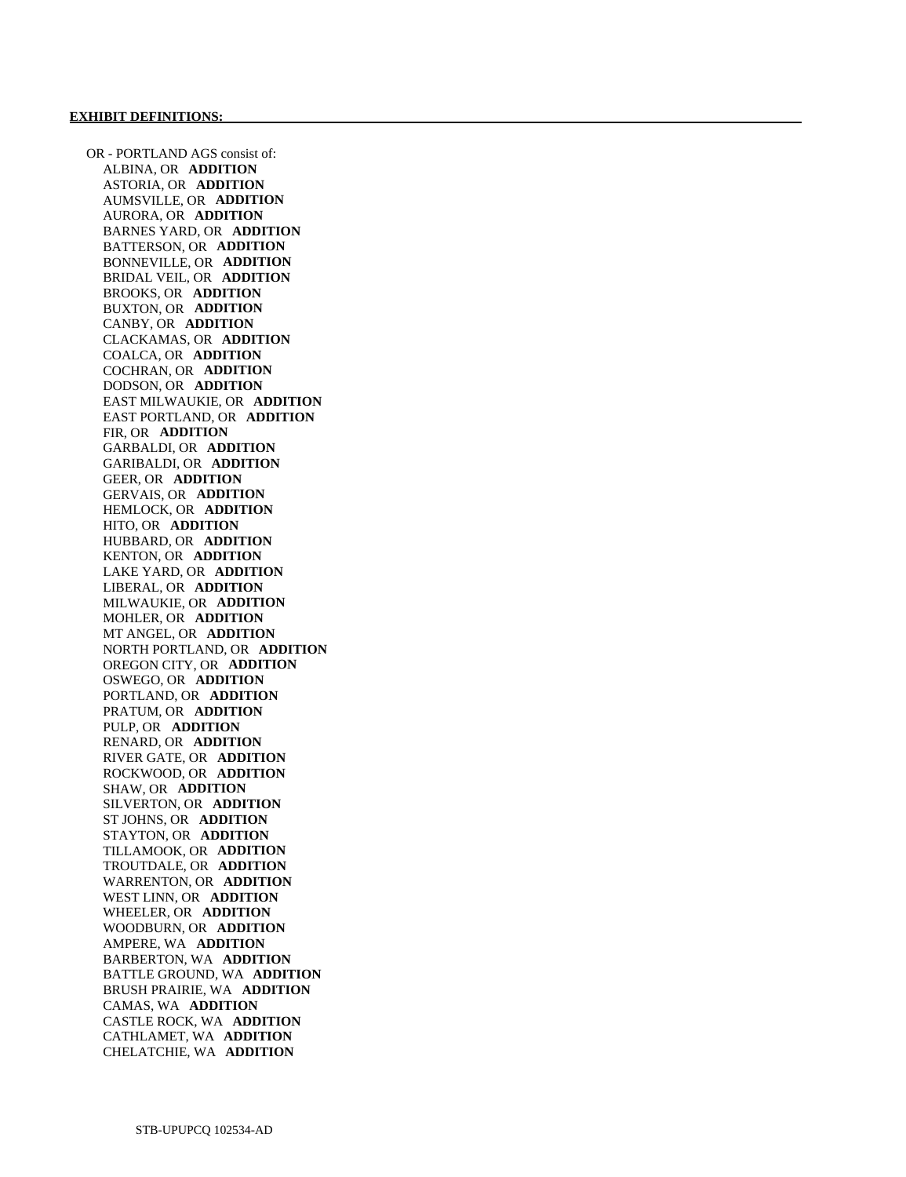**EXHIBIT DEFINITIONS:**

OR - PORTLAND AGS consist of:

- ALBINA, OR **ADDITION**
- ASTORIA, OR **ADDITION**
- AUMSVILLE, OR **ADDITION**
- AURORA, OR **ADDITION**
- BARNES YARD, OR **ADDITION**
- BATTERSON, OR **ADDITION**
- BONNEVILLE, OR **ADDITION**
- BRIDAL VEIL, OR **ADDITION**
- BROOKS, OR **ADDITION**
- BUXTON, OR **ADDITION**
- CANBY, OR **ADDITION**
- CLACKAMAS, OR **ADDITION**
- COALCA, OR **ADDITION**
- COCHRAN, OR **ADDITION**
- DODSON, OR **ADDITION**
- EAST MILWAUKIE, OR **ADDITION**
- EAST PORTLAND, OR **ADDITION**
- FIR, OR **ADDITION**
- GARBALDI, OR **ADDITION**
- GARIBALDI, OR **ADDITION**
- GEER, OR **ADDITION**
- GERVAIS, OR **ADDITION**
- HEMLOCK, OR **ADDITION**
- HITO, OR **ADDITION**
- HUBBARD, OR **ADDITION**
- KENTON, OR **ADDITION**
- LAKE YARD, OR **ADDITION**
- LIBERAL, OR **ADDITION**
- MILWAUKIE, OR **ADDITION**
- MOHLER, OR **ADDITION**
- MT ANGEL, OR **ADDITION**
- NORTH PORTLAND, OR **ADDITION**
- OREGON CITY, OR **ADDITION**
- OSWEGO, OR **ADDITION**
- PORTLAND, OR **ADDITION**
- PRATUM, OR **ADDITION**
- PULP, OR **ADDITION**
- RENARD, OR **ADDITION**
- RIVER GATE, OR **ADDITION**
- ROCKWOOD, OR **ADDITION**
- SHAW, OR **ADDITION**
- SILVERTON, OR **ADDITION**
- ST JOHNS, OR **ADDITION**
- STAYTON, OR **ADDITION**
- TILLAMOOK, OR **ADDITION**
- TROUTDALE, OR **ADDITION**
- WARRENTON, OR **ADDITION**
- WEST LINN, OR **ADDITION**
- WHEELER, OR **ADDITION**
- WOODBURN, OR **ADDITION**
- AMPERE, WA **ADDITION**
- BARBERTON, WA **ADDITION**
- BATTLE GROUND, WA **ADDITION**
- BRUSH PRAIRIE, WA **ADDITION**
- CAMAS, WA **ADDITION**
- CASTLE ROCK, WA **ADDITION**
- CATHLAMET, WA **ADDITION**
- CHELATCHIE, WA **ADDITION**

STB-UPUPCQ 102534-AD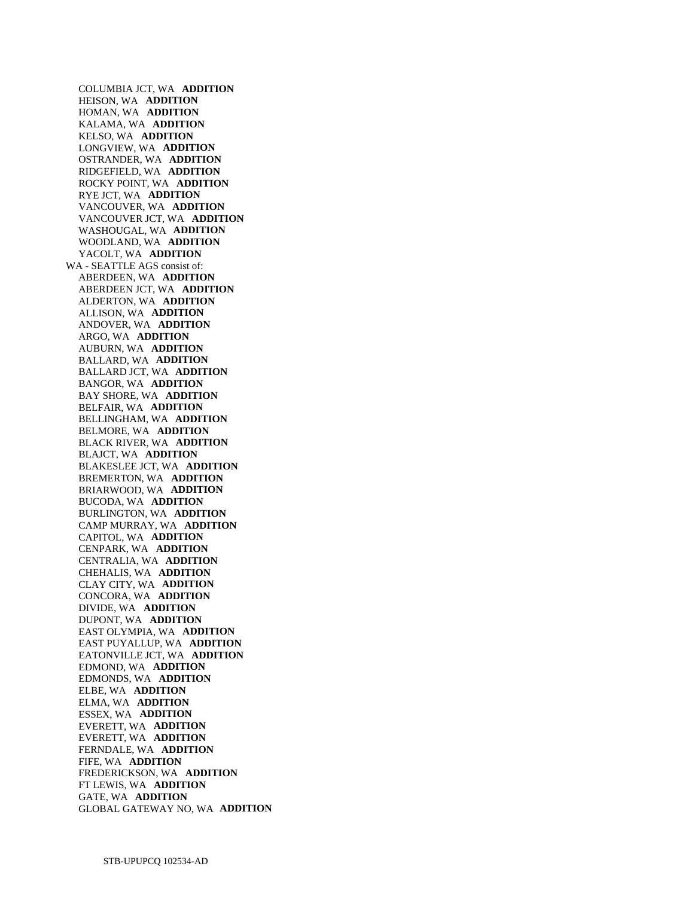COLUMBIA JCT, WA **ADDITION**
HEISON, WA **ADDITION**
HOMAN, WA **ADDITION**
KALAMA, WA **ADDITION**
KELSO, WA **ADDITION**
LONGVIEW, WA **ADDITION**
OSTRANDER, WA **ADDITION**
RIDGEFIELD, WA **ADDITION**
ROCKY POINT, WA **ADDITION**
RYE JCT, WA **ADDITION**
VANCOUVER, WA **ADDITION**
VANCOUVER JCT, WA **ADDITION**
WASHOUGAL, WA **ADDITION**
WOODLAND, WA **ADDITION**
YACOLT, WA **ADDITION**

WA - SEATTLE AGS consist of:

ABERDEEN, WA **ADDITION**
ABERDEEN JCT, WA **ADDITION**
ALDERTON, WA **ADDITION**
ALLISON, WA **ADDITION**
ANDOVER, WA **ADDITION**
ARGO, WA **ADDITION**
AUBURN, WA **ADDITION**
BALLARD, WA **ADDITION**
BALLARD JCT, WA **ADDITION**
BANGOR, WA **ADDITION**
BAY SHORE, WA **ADDITION**
BELFAIR, WA **ADDITION**
BELLINGHAM, WA **ADDITION**
BELMORE, WA **ADDITION**
BLACK RIVER, WA **ADDITION**
BLAJCT, WA **ADDITION**
BLAKESLEE JCT, WA **ADDITION**
BREMERTON, WA **ADDITION**
BRIARWOOD, WA **ADDITION**
BUCODA, WA **ADDITION**
BURLINGTON, WA **ADDITION**
CAMP MURRAY, WA **ADDITION**
CAPITOL, WA **ADDITION**
CENPARK, WA **ADDITION**
CENTRALIA, WA **ADDITION**
CHEHALIS, WA **ADDITION**
CLAY CITY, WA **ADDITION**
CONCORA, WA **ADDITION**
DIVIDE, WA **ADDITION**
DUPONT, WA **ADDITION**
EAST OLYMPIA, WA **ADDITION**
EAST PUYALLUP, WA **ADDITION**
EATONVILLE JCT, WA **ADDITION**
EDMOND, WA **ADDITION**
EDMONDS, WA **ADDITION**
ELBE, WA **ADDITION**
ELMA, WA **ADDITION**
ESSEX, WA **ADDITION**
EVERETT, WA **ADDITION**
EVERETT, WA **ADDITION**
FERNDALE, WA **ADDITION**
FIFE, WA **ADDITION**
FREDERICKSON, WA **ADDITION**
FT LEWIS, WA **ADDITION**
GATE, WA **ADDITION**
GLOBAL GATEWAY NO, WA **ADDITION**

STB-UPUPCQ 102534-AD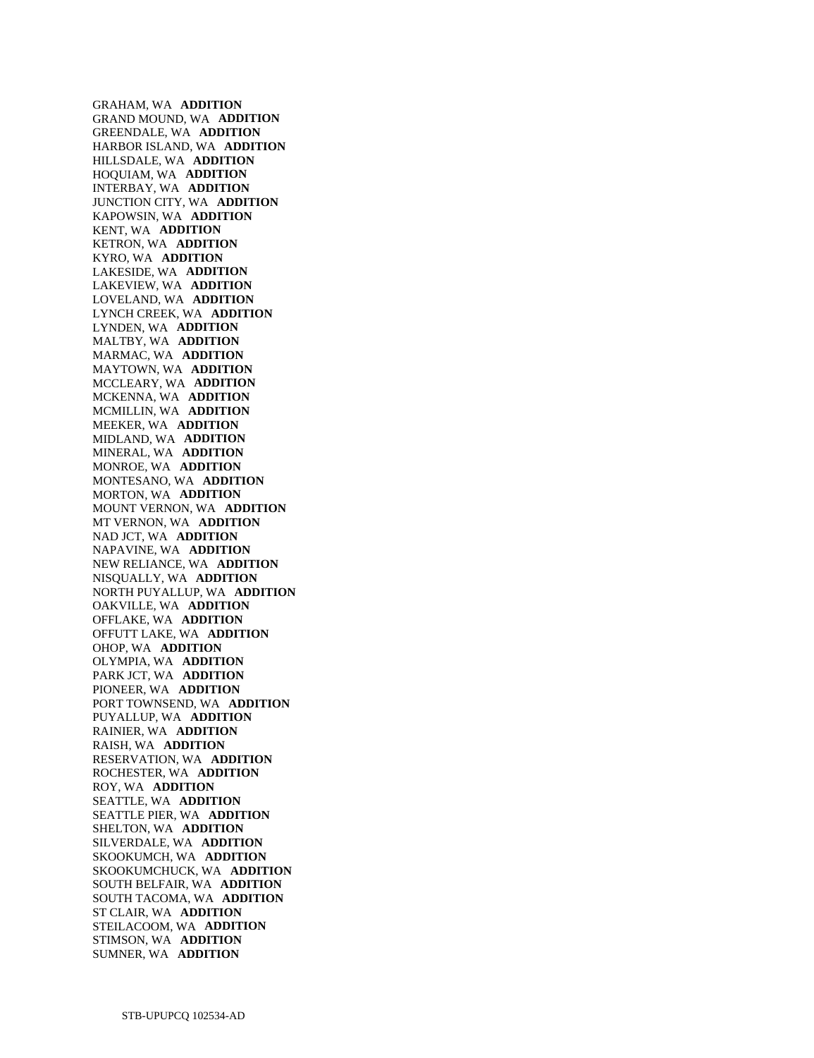GRAHAM, WA **ADDITION**
GRAND MOUND, WA **ADDITION**
GREENDALE, WA **ADDITION**
HARBOR ISLAND, WA **ADDITION**
HILLSDALE, WA **ADDITION**
HOQUIAM, WA **ADDITION**
INTERBAY, WA **ADDITION**
JUNCTION CITY, WA **ADDITION**
KAPOWSIN, WA **ADDITION**
KENT, WA **ADDITION**
KETRON, WA **ADDITION**
KYRO, WA **ADDITION**
LAKESIDE, WA **ADDITION**
LAKEVIEW, WA **ADDITION**
LOVELAND, WA **ADDITION**
LYNCH CREEK, WA **ADDITION**
LYNDEN, WA **ADDITION**
MALTBY, WA **ADDITION**
MARMAC, WA **ADDITION**
MAYTOWN, WA **ADDITION**
MCCLEARY, WA **ADDITION**
MCKENNA, WA **ADDITION**
MCMILLIN, WA **ADDITION**
MEEKER, WA **ADDITION**
MIDLAND, WA **ADDITION**
MINERAL, WA **ADDITION**
MONROE, WA **ADDITION**
MONTESANO, WA **ADDITION**
MORTON, WA **ADDITION**
MOUNT VERNON, WA **ADDITION**
MT VERNON, WA **ADDITION**
NAD JCT, WA **ADDITION**
NAPAVINE, WA **ADDITION**
NEW RELIANCE, WA **ADDITION**
NISQUALLY, WA **ADDITION**
NORTH PUYALLUP, WA **ADDITION**
OAKVILLE, WA **ADDITION**
OFFLAKE, WA **ADDITION**
OFFUTT LAKE, WA **ADDITION**
OHOP, WA **ADDITION**
OLYMPIA, WA **ADDITION**
PARK JCT, WA **ADDITION**
PIONEER, WA **ADDITION**
PORT TOWNSEND, WA **ADDITION**
PUYALLUP, WA **ADDITION**
RAINIER, WA **ADDITION**
RAISH, WA **ADDITION**
RESERVATION, WA **ADDITION**
ROCHESTER, WA **ADDITION**
ROY, WA **ADDITION**
SEATTLE, WA **ADDITION**
SEATTLE PIER, WA **ADDITION**
SHELTON, WA **ADDITION**
SILVERDALE, WA **ADDITION**
SKOOKUMCH, WA **ADDITION**
SKOOKUMCHUCK, WA **ADDITION**
SOUTH BELFAIR, WA **ADDITION**
SOUTH TACOMA, WA **ADDITION**
ST CLAIR, WA **ADDITION**
STEILACOOM, WA **ADDITION**
STIMSON, WA **ADDITION**
SUMNER, WA **ADDITION**

STB-UPUPCQ 102534-AD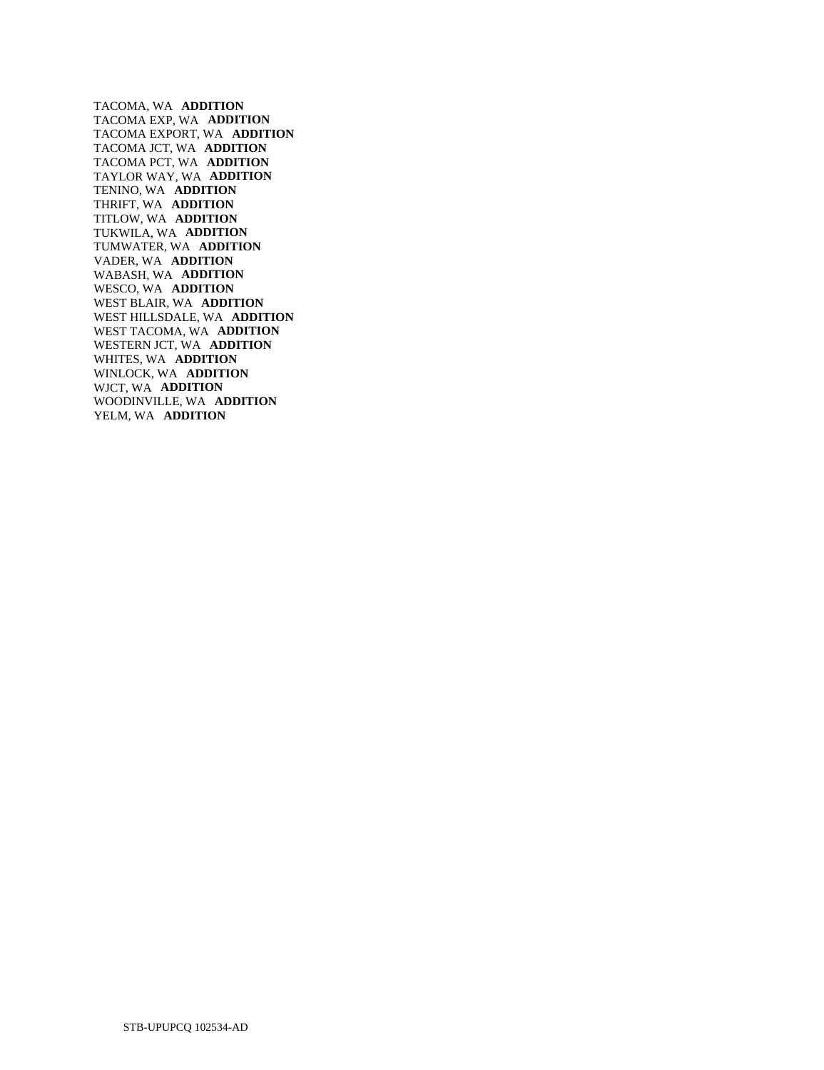TACOMA, WA **ADDITION**
TACOMA EXP, WA **ADDITION**
TACOMA EXPORT, WA **ADDITION**
TACOMA JCT, WA **ADDITION**
TACOMA PCT, WA **ADDITION**
TAYLOR WAY, WA **ADDITION**
TENINO, WA **ADDITION**
THRIFT, WA **ADDITION**
TITLOW, WA **ADDITION**
TUKWILA, WA **ADDITION**
TUMWATER, WA **ADDITION**
VADER, WA **ADDITION**
WABASH, WA **ADDITION**
WESCO, WA **ADDITION**
WEST BLAIR, WA **ADDITION**
WEST HILLSDALE, WA **ADDITION**
WEST TACOMA, WA **ADDITION**
WESTERN JCT, WA **ADDITION**
WHITES, WA **ADDITION**
WINLOCK, WA **ADDITION**
WJCT, WA **ADDITION**
WOODINVILLE, WA **ADDITION**
YELM, WA **ADDITION**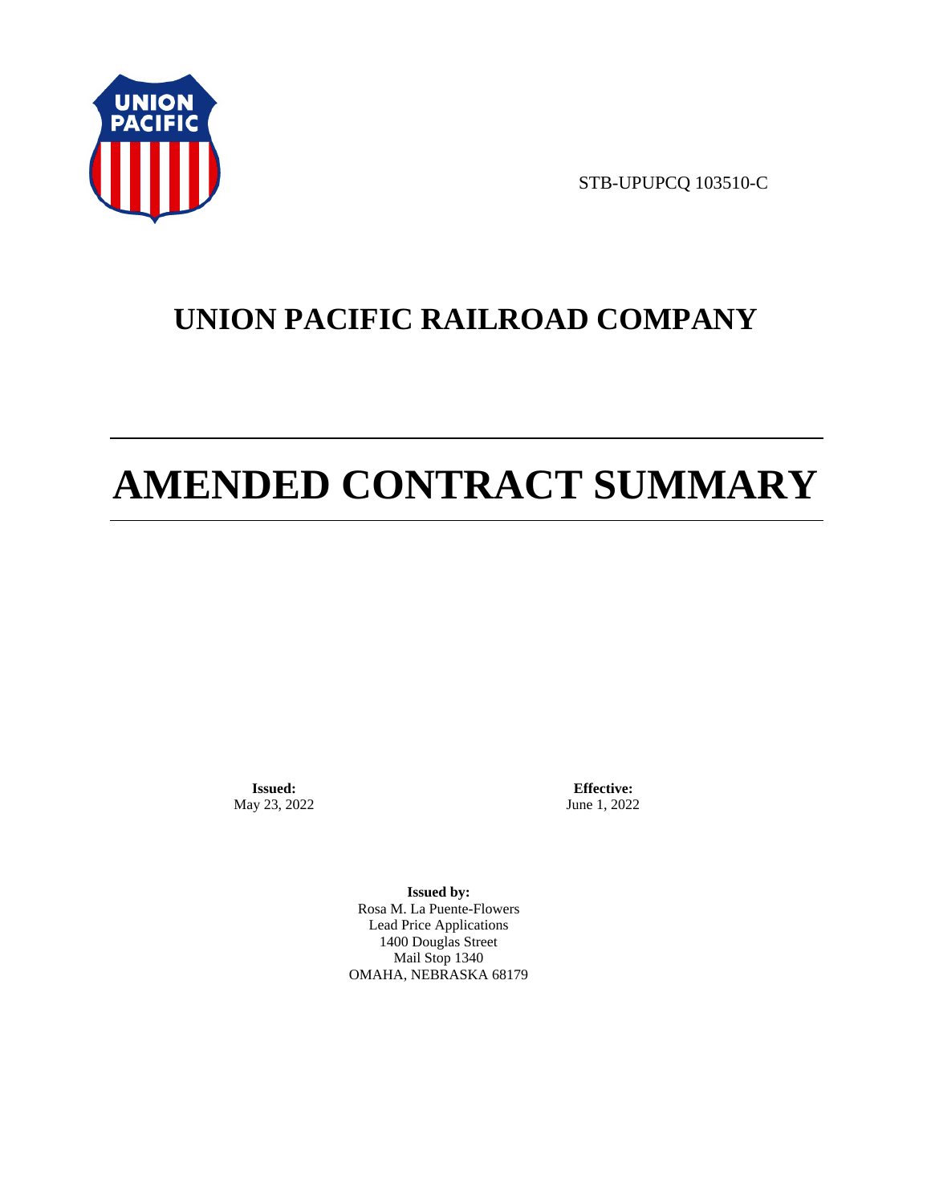STB-UPUPCQ 103510-C

# UNION PACIFIC RAILROAD COMPANY

# AMENDED CONTRACT SUMMARY

**Issued:**
May 23, 2022

**Effective:**
June 1, 2022

**Issued by:**
Rosa M. La Puente-Flowers
Lead Price Applications
1400 Douglas Street
Mail Stop 1340
OMAHA, NEBRASKA 68179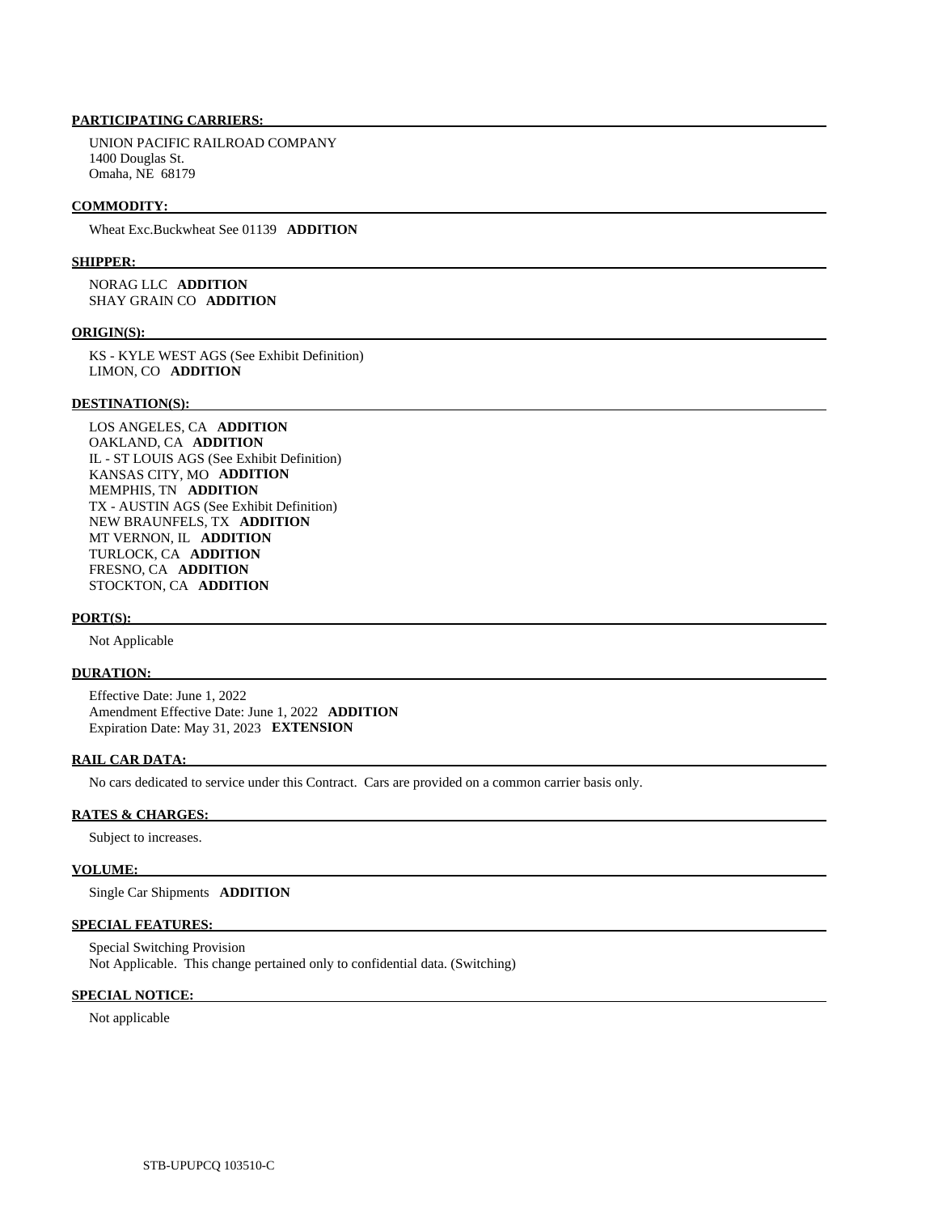**PARTICIPATING CARRIERS:**

UNION PACIFIC RAILROAD COMPANY
1400 Douglas St.
Omaha, NE 68179

**COMMODITY:**

Wheat Exc.Buckwheat See 01139 **ADDITION**

**SHIPPER:**

NORAG LLC **ADDITION**
SHAY GRAIN CO **ADDITION**

**ORIGIN(S):**

KS - KYLE WEST AGS (See Exhibit Definition)
LIMON, CO **ADDITION**

**DESTINATION(S):**

LOS ANGELES, CA **ADDITION**
OAKLAND, CA **ADDITION**
IL - ST LOUIS AGS (See Exhibit Definition)
KANSAS CITY, MO **ADDITION**
MEMPHIS, TN **ADDITION**
TX - AUSTIN AGS (See Exhibit Definition)
NEW BRAUNFELS, TX **ADDITION**
MT VERNON, IL **ADDITION**
TURLOCK, CA **ADDITION**
FRESNO, CA **ADDITION**
STOCKTON, CA **ADDITION**

**PORT(S):**

Not Applicable

**DURATION:**

Effective Date: June 1, 2022
Amendment Effective Date: June 1, 2022 **ADDITION**
Expiration Date: May 31, 2023 **EXTENSION**

**RAIL CAR DATA:**

No cars dedicated to service under this Contract. Cars are provided on a common carrier basis only.

**RATES & CHARGES:**

Subject to increases.

**VOLUME:**

Single Car Shipments **ADDITION**

**SPECIAL FEATURES:**

Special Switching Provision
Not Applicable. This change pertained only to confidential data. (Switching)

**SPECIAL NOTICE:**

Not applicable

STB-UPUPCQ 103510-C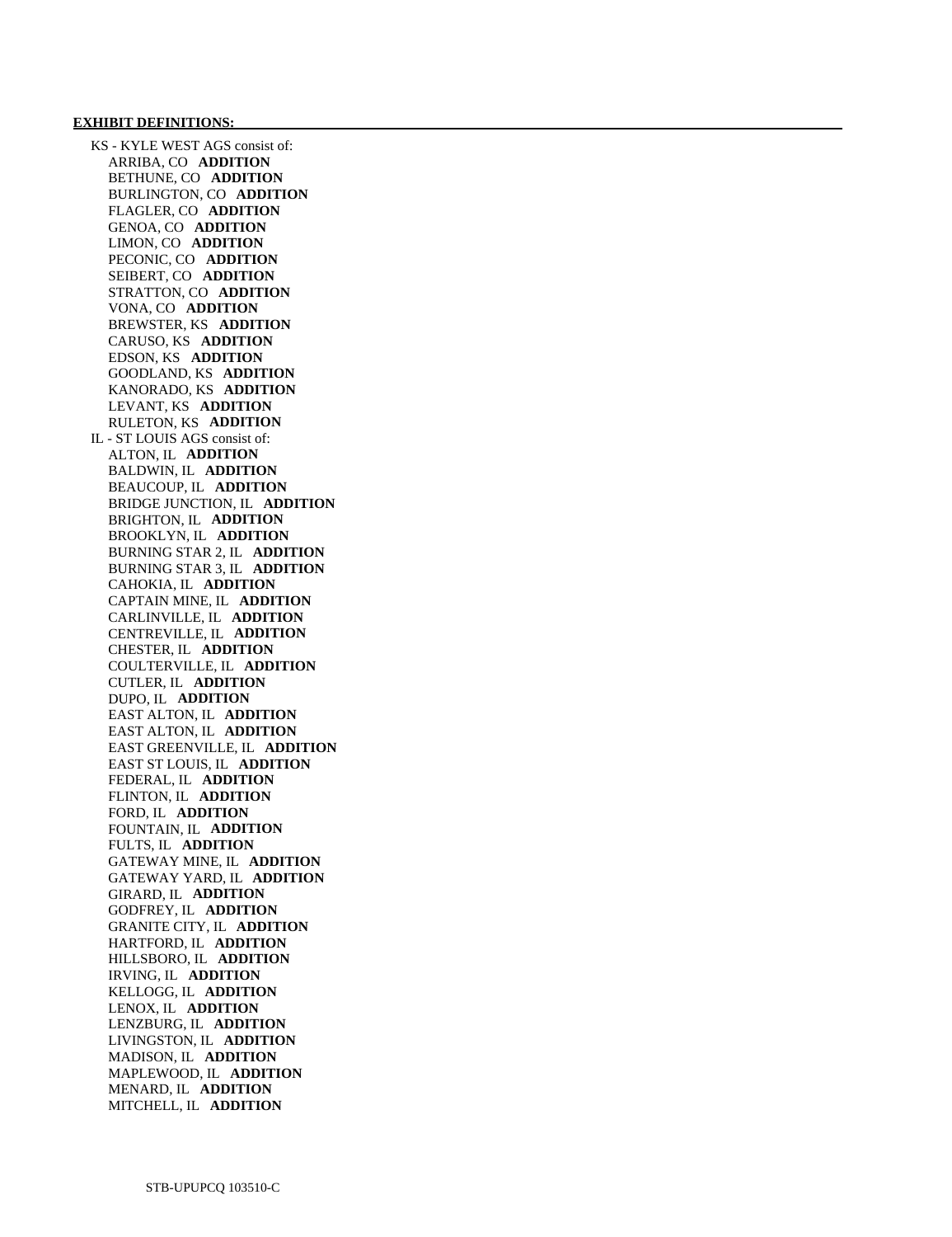**EXHIBIT DEFINITIONS:**

KS - KYLE WEST AGS consist of:
- ARRIBA, CO **ADDITION**
- BETHUNE, CO **ADDITION**
- BURLINGTON, CO **ADDITION**
- FLAGLER, CO **ADDITION**
- GENOA, CO **ADDITION**
- LIMON, CO **ADDITION**
- PECONIC, CO **ADDITION**
- SEIBERT, CO **ADDITION**
- STRATTON, CO **ADDITION**
- VONA, CO **ADDITION**
- BREWSTER, KS **ADDITION**
- CARUSO, KS **ADDITION**
- EDSON, KS **ADDITION**
- GOODLAND, KS **ADDITION**
- KANORADO, KS **ADDITION**
- LEVANT, KS **ADDITION**
- RULETON, KS **ADDITION**

IL - ST LOUIS AGS consist of:
- ALTON, IL **ADDITION**
- BALDWIN, IL **ADDITION**
- BEAUCOUP, IL **ADDITION**
- BRIDGE JUNCTION, IL **ADDITION**
- BRIGHTON, IL **ADDITION**
- BROOKLYN, IL **ADDITION**
- BURNING STAR 2, IL **ADDITION**
- BURNING STAR 3, IL **ADDITION**
- CAHOKIA, IL **ADDITION**
- CAPTAIN MINE, IL **ADDITION**
- CARLINVILLE, IL **ADDITION**
- CENTREVILLE, IL **ADDITION**
- CHESTER, IL **ADDITION**
- COULTERVILLE, IL **ADDITION**
- CUTLER, IL **ADDITION**
- DUPO, IL **ADDITION**
- EAST ALTON, IL **ADDITION**
- EAST ALTON, IL **ADDITION**
- EAST GREENVILLE, IL **ADDITION**
- EAST ST LOUIS, IL **ADDITION**
- FEDERAL, IL **ADDITION**
- FLINTON, IL **ADDITION**
- FORD, IL **ADDITION**
- FOUNTAIN, IL **ADDITION**
- FULTS, IL **ADDITION**
- GATEWAY MINE, IL **ADDITION**
- GATEWAY YARD, IL **ADDITION**
- GIRARD, IL **ADDITION**
- GODFREY, IL **ADDITION**
- GRANITE CITY, IL **ADDITION**
- HARTFORD, IL **ADDITION**
- HILLSBORO, IL **ADDITION**
- IRVING, IL **ADDITION**
- KELLOGG, IL **ADDITION**
- LENOX, IL **ADDITION**
- LENZBURG, IL **ADDITION**
- LIVINGSTON, IL **ADDITION**
- MADISON, IL **ADDITION**
- MAPLEWOOD, IL **ADDITION**
- MENARD, IL **ADDITION**
- MITCHELL, IL **ADDITION**

STB-UPUPCQ 103510-C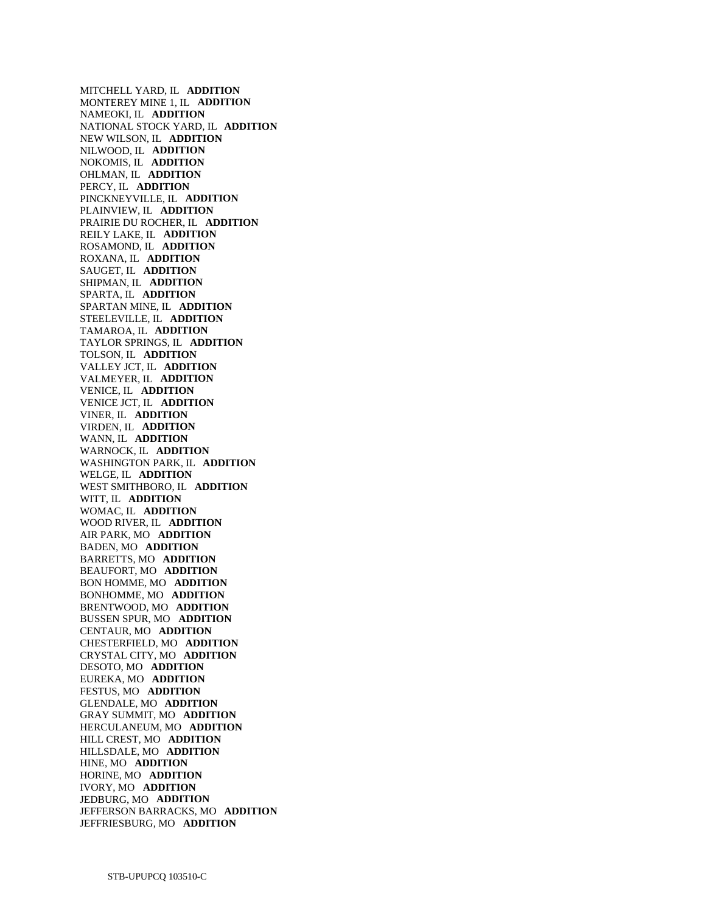MITCHELL YARD, IL **ADDITION**
MONTEREY MINE 1, IL **ADDITION**
NAMEOKI, IL **ADDITION**
NATIONAL STOCK YARD, IL **ADDITION**
NEW WILSON, IL **ADDITION**
NILWOOD, IL **ADDITION**
NOKOMIS, IL **ADDITION**
OHLMAN, IL **ADDITION**
PERCY, IL **ADDITION**
PINCKNEYVILLE, IL **ADDITION**
PLAINVIEW, IL **ADDITION**
PRAIRIE DU ROCHER, IL **ADDITION**
REILY LAKE, IL **ADDITION**
ROSAMOND, IL **ADDITION**
ROXANA, IL **ADDITION**
SAUGET, IL **ADDITION**
SHIPMAN, IL **ADDITION**
SPARTA, IL **ADDITION**
SPARTAN MINE, IL **ADDITION**
STEELEVILLE, IL **ADDITION**
TAMAROA, IL **ADDITION**
TAYLOR SPRINGS, IL **ADDITION**
TOLSON, IL **ADDITION**
VALLEY JCT, IL **ADDITION**
VALMEYER, IL **ADDITION**
VENICE, IL **ADDITION**
VENICE JCT, IL **ADDITION**
VINER, IL **ADDITION**
VIRDEN, IL **ADDITION**
WANN, IL **ADDITION**
WARNOCK, IL **ADDITION**
WASHINGTON PARK, IL **ADDITION**
WELGE, IL **ADDITION**
WEST SMITHBORO, IL **ADDITION**
WITT, IL **ADDITION**
WOMAC, IL **ADDITION**
WOOD RIVER, IL **ADDITION**
AIR PARK, MO **ADDITION**
BADEN, MO **ADDITION**
BARRETTS, MO **ADDITION**
BEAUFORT, MO **ADDITION**
BON HOMME, MO **ADDITION**
BONHOMME, MO **ADDITION**
BRENTWOOD, MO **ADDITION**
BUSSEN SPUR, MO **ADDITION**
CENTAUR, MO **ADDITION**
CHESTERFIELD, MO **ADDITION**
CRYSTAL CITY, MO **ADDITION**
DESOTO, MO **ADDITION**
EUREKA, MO **ADDITION**
FESTUS, MO **ADDITION**
GLENDALE, MO **ADDITION**
GRAY SUMMIT, MO **ADDITION**
HERCULANEUM, MO **ADDITION**
HILL CREST, MO **ADDITION**
HILLSDALE, MO **ADDITION**
HINE, MO **ADDITION**
HORINE, MO **ADDITION**
IVORY, MO **ADDITION**
JEDBURG, MO **ADDITION**
JEFFERSON BARRACKS, MO **ADDITION**
JEFFRIESBURG, MO **ADDITION**

STB-UPUPCQ 103510-C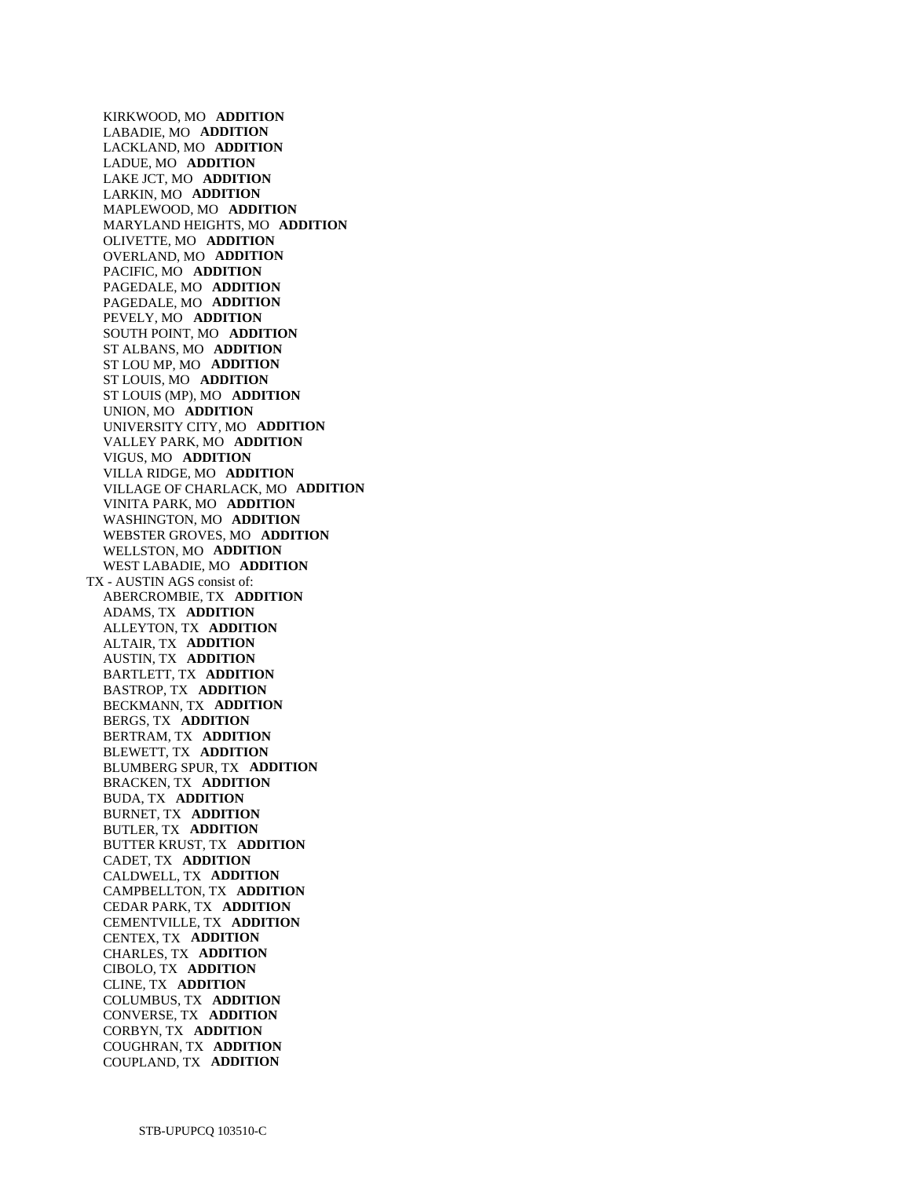KIRKWOOD, MO **ADDITION**
LABADIE, MO **ADDITION**
LACKLAND, MO **ADDITION**
LADUE, MO **ADDITION**
LAKE JCT, MO **ADDITION**
LARKIN, MO **ADDITION**
MAPLEWOOD, MO **ADDITION**
MARYLAND HEIGHTS, MO **ADDITION**
OLIVETTE, MO **ADDITION**
OVERLAND, MO **ADDITION**
PACIFIC, MO **ADDITION**
PAGEDALE, MO **ADDITION**
PAGEDALE, MO **ADDITION**
PEVELY, MO **ADDITION**
SOUTH POINT, MO **ADDITION**
ST ALBANS, MO **ADDITION**
ST LOU MP, MO **ADDITION**
ST LOUIS, MO **ADDITION**
ST LOUIS (MP), MO **ADDITION**
UNION, MO **ADDITION**
UNIVERSITY CITY, MO **ADDITION**
VALLEY PARK, MO **ADDITION**
VIGUS, MO **ADDITION**
VILLA RIDGE, MO **ADDITION**
VILLAGE OF CHARLACK, MO **ADDITION**
VINITA PARK, MO **ADDITION**
WASHINGTON, MO **ADDITION**
WEBSTER GROVES, MO **ADDITION**
WELLSTON, MO **ADDITION**
WEST LABADIE, MO **ADDITION**

TX - AUSTIN AGS consist of:

ABERCROMBIE, TX **ADDITION**
ADAMS, TX **ADDITION**
ALLEYTON, TX **ADDITION**
ALTAIR, TX **ADDITION**
AUSTIN, TX **ADDITION**
BARTLETT, TX **ADDITION**
BASTROP, TX **ADDITION**
BECKMANN, TX **ADDITION**
BERGS, TX **ADDITION**
BERTRAM, TX **ADDITION**
BLEWETT, TX **ADDITION**
BLUMBERG SPUR, TX **ADDITION**
BRACKEN, TX **ADDITION**
BUDA, TX **ADDITION**
BURNET, TX **ADDITION**
BUTLER, TX **ADDITION**
BUTTER KRUST, TX **ADDITION**
CADET, TX **ADDITION**
CALDWELL, TX **ADDITION**
CAMPBELLTON, TX **ADDITION**
CEDAR PARK, TX **ADDITION**
CEMENTVILLE, TX **ADDITION**
CENTEX, TX **ADDITION**
CHARLES, TX **ADDITION**
CIBOLO, TX **ADDITION**
CLINE, TX **ADDITION**
COLUMBUS, TX **ADDITION**
CONVERSE, TX **ADDITION**
CORBYN, TX **ADDITION**
COUGHRAN, TX **ADDITION**
COUPLAND, TX **ADDITION**

STB-UPUPCQ 103510-C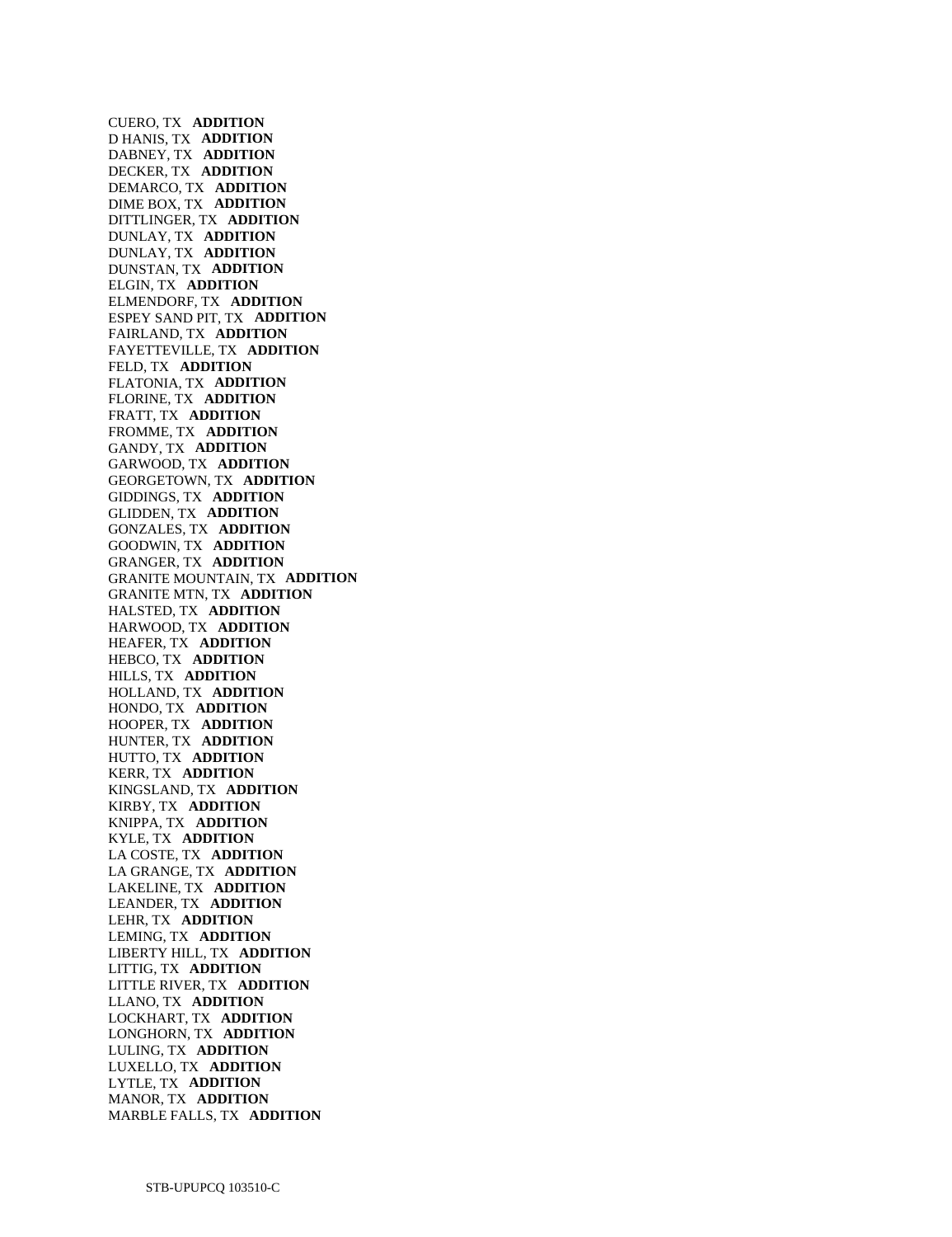CUERO, TX **ADDITION**
D HANIS, TX **ADDITION**
DABNEY, TX **ADDITION**
DECKER, TX **ADDITION**
DEMARCO, TX **ADDITION**
DIME BOX, TX **ADDITION**
DITTLINGER, TX **ADDITION**
DUNLAY, TX **ADDITION**
DUNLAY, TX **ADDITION**
DUNSTAN, TX **ADDITION**
ELGIN, TX **ADDITION**
ELMENDORF, TX **ADDITION**
ESPEY SAND PIT, TX **ADDITION**
FAIRLAND, TX **ADDITION**
FAYETTEVILLE, TX **ADDITION**
FELD, TX **ADDITION**
FLATONIA, TX **ADDITION**
FLORINE, TX **ADDITION**
FRATT, TX **ADDITION**
FROMME, TX **ADDITION**
GANDY, TX **ADDITION**
GARWOOD, TX **ADDITION**
GEORGETOWN, TX **ADDITION**
GIDDINGS, TX **ADDITION**
GLIDDEN, TX **ADDITION**
GONZALES, TX **ADDITION**
GOODWIN, TX **ADDITION**
GRANGER, TX **ADDITION**
GRANITE MOUNTAIN, TX **ADDITION**
GRANITE MTN, TX **ADDITION**
HALSTED, TX **ADDITION**
HARWOOD, TX **ADDITION**
HEAFER, TX **ADDITION**
HEBCO, TX **ADDITION**
HILLS, TX **ADDITION**
HOLLAND, TX **ADDITION**
HONDO, TX **ADDITION**
HOOPER, TX **ADDITION**
HUNTER, TX **ADDITION**
HUTTO, TX **ADDITION**
KERR, TX **ADDITION**
KINGSLAND, TX **ADDITION**
KIRBY, TX **ADDITION**
KNIPPA, TX **ADDITION**
KYLE, TX **ADDITION**
LA COSTE, TX **ADDITION**
LA GRANGE, TX **ADDITION**
LAKELINE, TX **ADDITION**
LEANDER, TX **ADDITION**
LEHR, TX **ADDITION**
LEMING, TX **ADDITION**
LIBERTY HILL, TX **ADDITION**
LITTIG, TX **ADDITION**
LITTLE RIVER, TX **ADDITION**
LLANO, TX **ADDITION**
LOCKHART, TX **ADDITION**
LONGHORN, TX **ADDITION**
LULING, TX **ADDITION**
LUXELLO, TX **ADDITION**
LYTLE, TX **ADDITION**
MANOR, TX **ADDITION**
MARBLE FALLS, TX **ADDITION**

STB-UPUPCQ 103510-C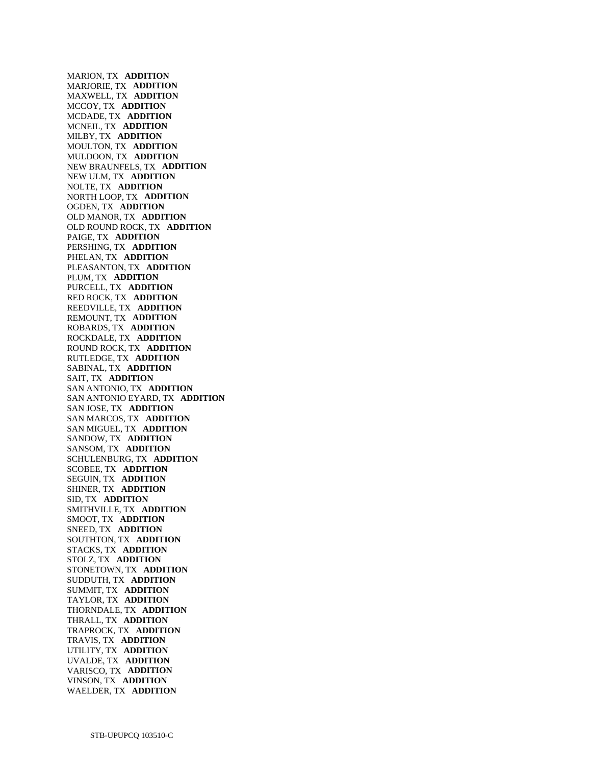MARION, TX **ADDITION**
MARJORIE, TX **ADDITION**
MAXWELL, TX **ADDITION**
MCCOY, TX **ADDITION**
MCDADE, TX **ADDITION**
MCNEIL, TX **ADDITION**
MILBY, TX **ADDITION**
MOULTON, TX **ADDITION**
MULDOON, TX **ADDITION**
NEW BRAUNFELS, TX **ADDITION**
NEW ULM, TX **ADDITION**
NOLTE, TX **ADDITION**
NORTH LOOP, TX **ADDITION**
OGDEN, TX **ADDITION**
OLD MANOR, TX **ADDITION**
OLD ROUND ROCK, TX **ADDITION**
PAIGE, TX **ADDITION**
PERSHING, TX **ADDITION**
PHELAN, TX **ADDITION**
PLEASANTON, TX **ADDITION**
PLUM, TX **ADDITION**
PURCELL, TX **ADDITION**
RED ROCK, TX **ADDITION**
REEDVILLE, TX **ADDITION**
REMOUNT, TX **ADDITION**
ROBARDS, TX **ADDITION**
ROCKDALE, TX **ADDITION**
ROUND ROCK, TX **ADDITION**
RUTLEDGE, TX **ADDITION**
SABINAL, TX **ADDITION**
SAIT, TX **ADDITION**
SAN ANTONIO, TX **ADDITION**
SAN ANTONIO EYARD, TX **ADDITION**
SAN JOSE, TX **ADDITION**
SAN MARCOS, TX **ADDITION**
SAN MIGUEL, TX **ADDITION**
SANDOW, TX **ADDITION**
SANSOM, TX **ADDITION**
SCHULENBURG, TX **ADDITION**
SCOBEE, TX **ADDITION**
SEGUIN, TX **ADDITION**
SHINER, TX **ADDITION**
SID, TX **ADDITION**
SMITHVILLE, TX **ADDITION**
SMOOT, TX **ADDITION**
SNEED, TX **ADDITION**
SOUTHTON, TX **ADDITION**
STACKS, TX **ADDITION**
STOLZ, TX **ADDITION**
STONETOWN, TX **ADDITION**
SUDDUTH, TX **ADDITION**
SUMMIT, TX **ADDITION**
TAYLOR, TX **ADDITION**
THORNDALE, TX **ADDITION**
THRALL, TX **ADDITION**
TRAPROCK, TX **ADDITION**
TRAVIS, TX **ADDITION**
UTILITY, TX **ADDITION**
UVALDE, TX **ADDITION**
VARISCO, TX **ADDITION**
VINSON, TX **ADDITION**
WAELDER, TX **ADDITION**

STB-UPUPCQ 103510-C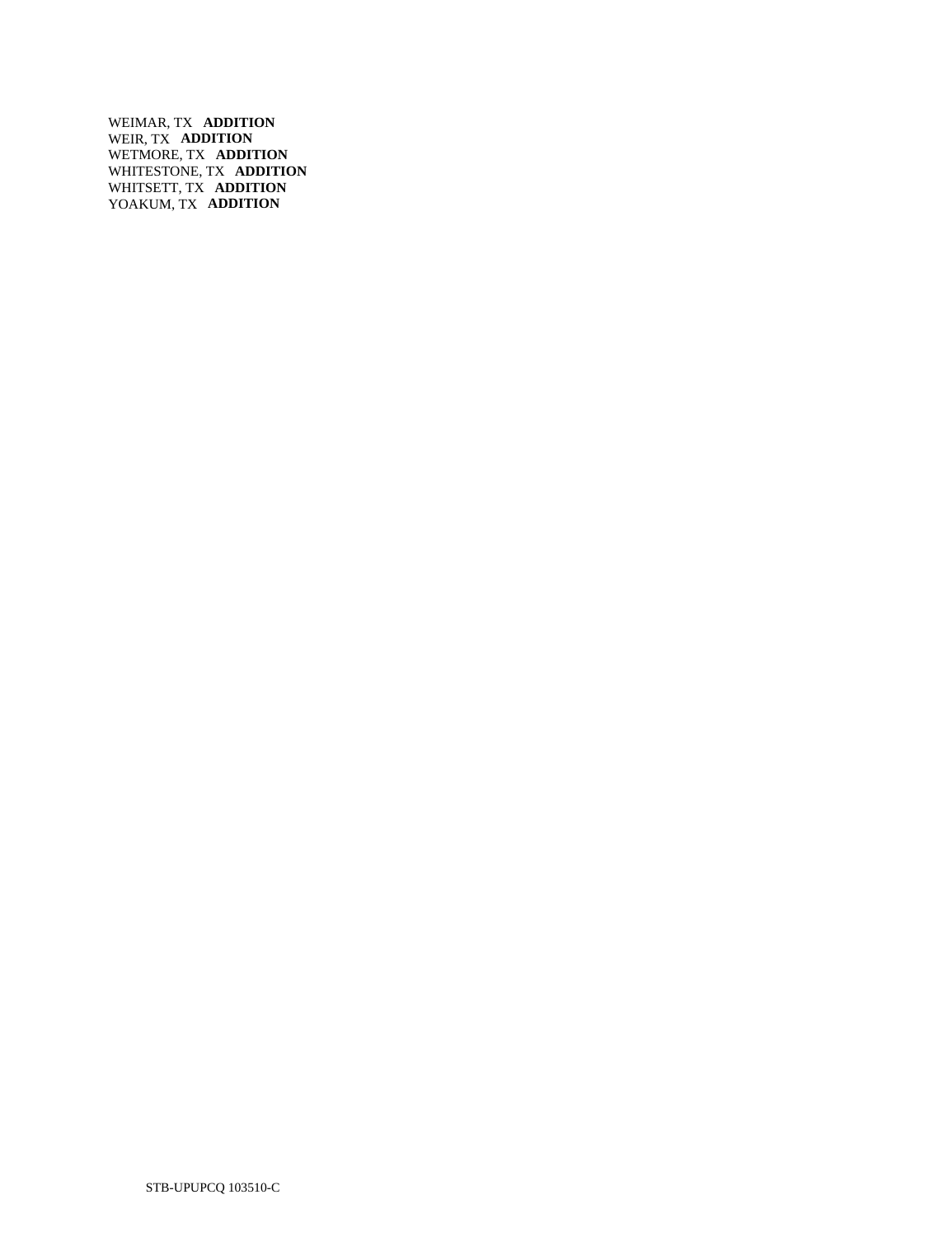WEIMAR, TX **ADDITION**
WEIR, TX **ADDITION**
WETMORE, TX **ADDITION**
WHITESTONE, TX **ADDITION**
WHITSETT, TX **ADDITION**
YOAKUM, TX **ADDITION**

STB-UPUPCQ 103510-C